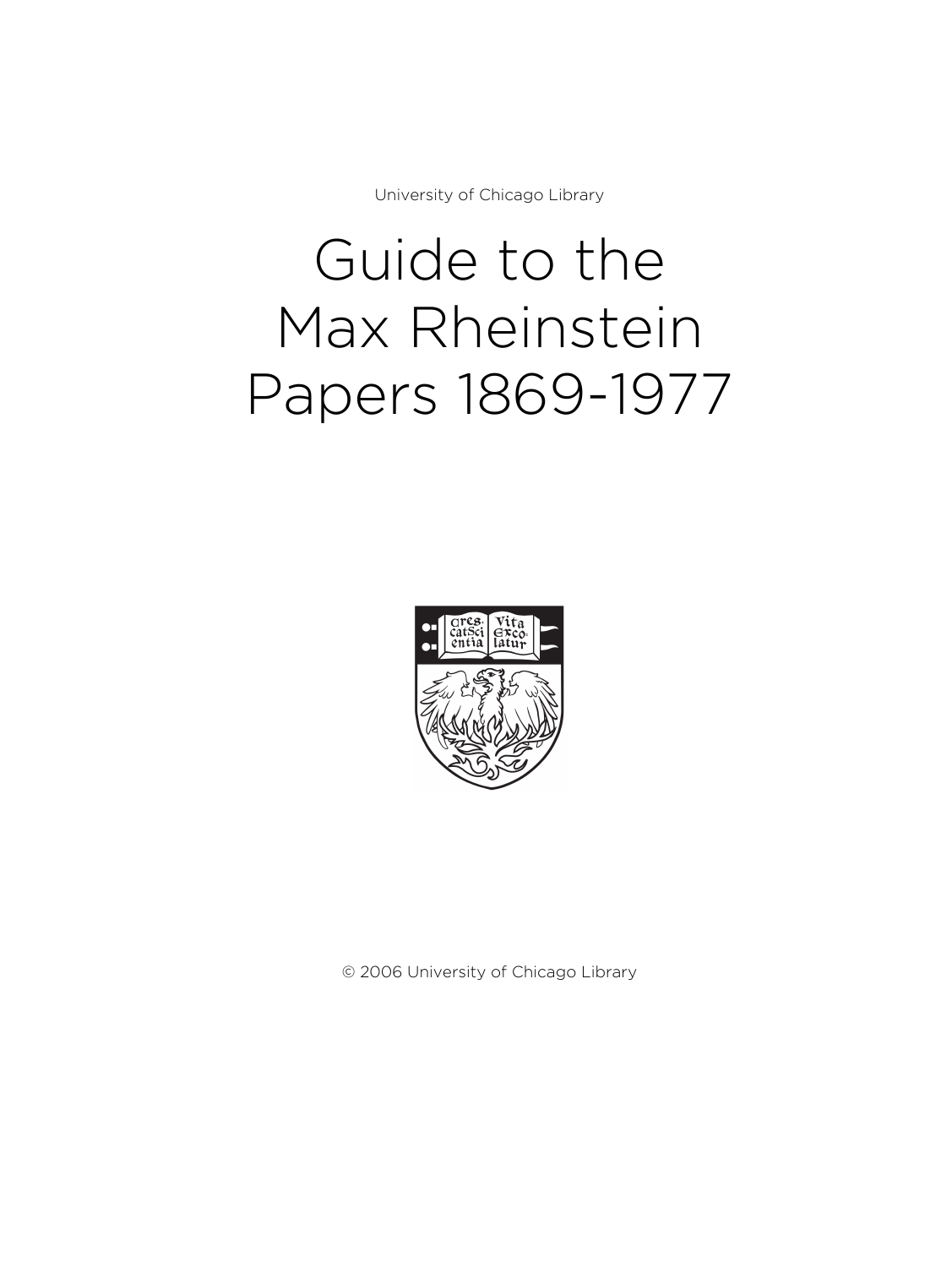University of Chicago Library

# Guide to the Max Rheinstein Papers 1869-1977

© 2006 University of Chicago Library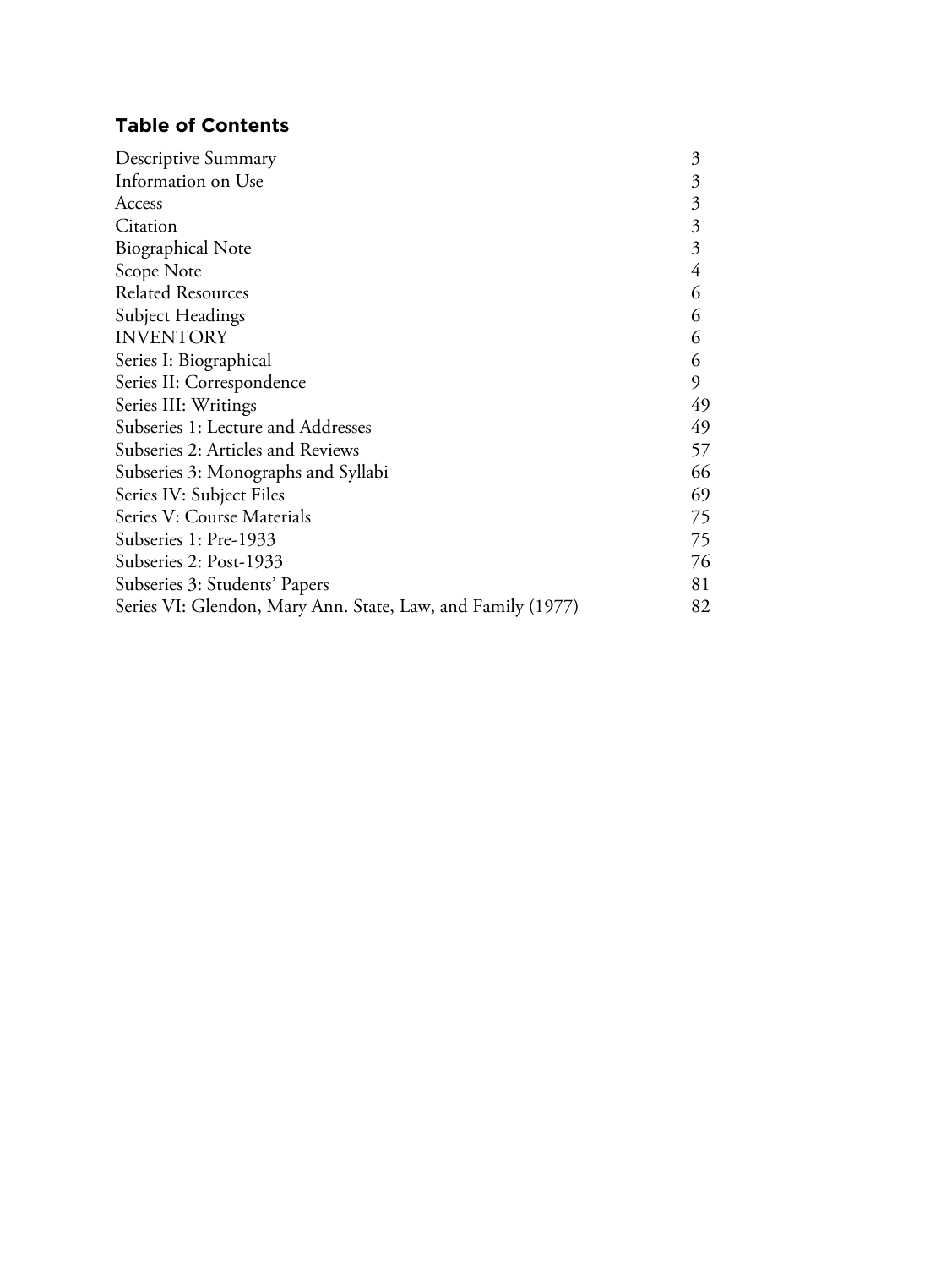## Table of Contents

| | |
|---|---|
| Descriptive Summary | 3 |
| Information on Use | 3 |
| Access | 3 |
| Citation | 3 |
| Biographical Note | 3 |
| Scope Note | 4 |
| Related Resources | 6 |
| Subject Headings | 6 |
| INVENTORY | 6 |
| Series I: Biographical | 6 |
| Series II: Correspondence | 9 |
| Series III: Writings | 49 |
| Subseries 1: Lecture and Addresses | 49 |
| Subseries 2: Articles and Reviews | 57 |
| Subseries 3: Monographs and Syllabi | 66 |
| Series IV: Subject Files | 69 |
| Series V: Course Materials | 75 |
| Subseries 1: Pre-1933 | 75 |
| Subseries 2: Post-1933 | 76 |
| Subseries 3: Students' Papers | 81 |
| Series VI: Glendon, Mary Ann. State, Law, and Family (1977) | 82 |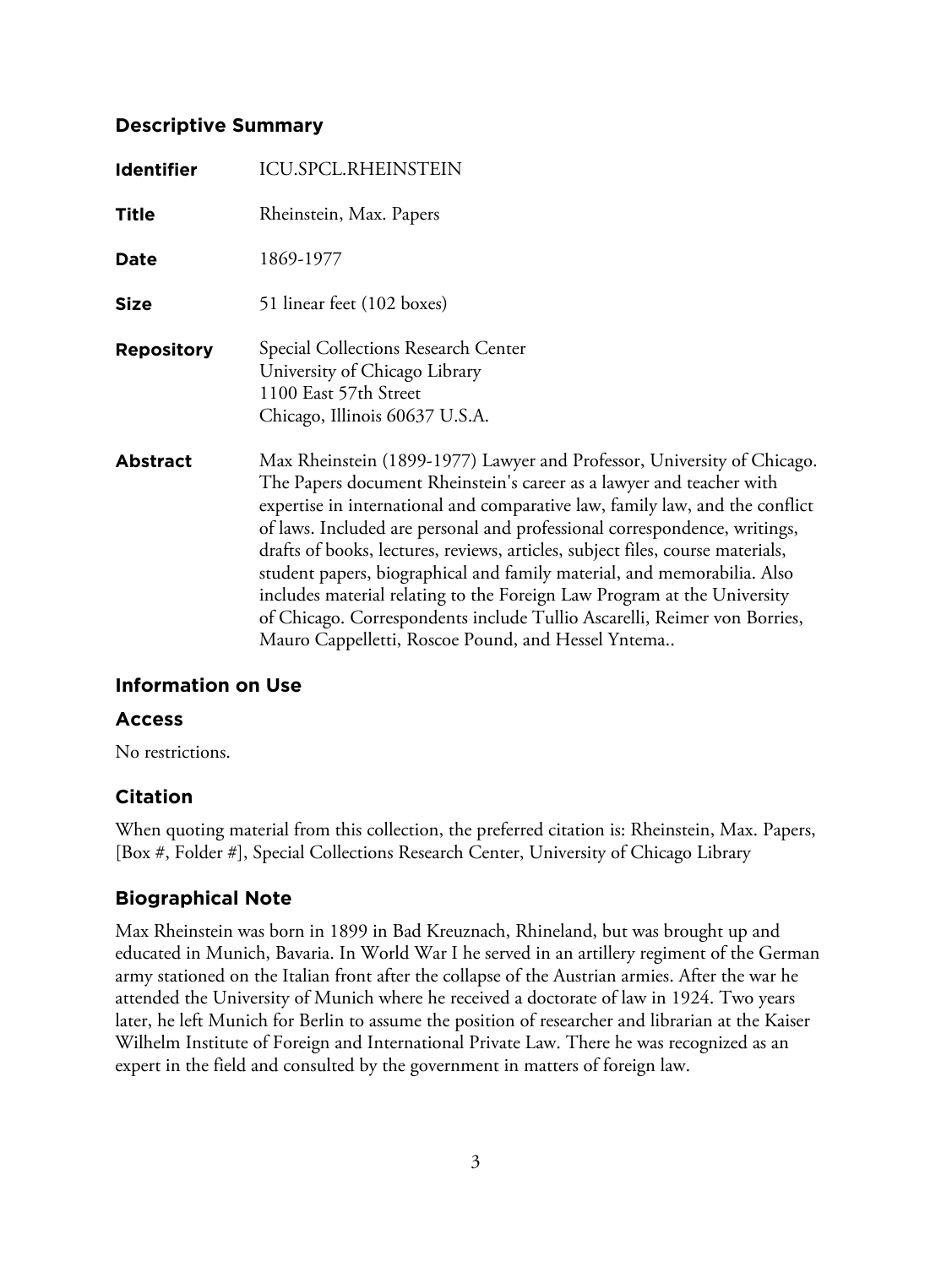## Descriptive Summary

**Identifier** ICU.SPCL.RHEINSTEIN

**Title** Rheinstein, Max. Papers

**Date** 1869-1977

**Size** 51 linear feet (102 boxes)

**Repository** Special Collections Research Center
University of Chicago Library
1100 East 57th Street
Chicago, Illinois 60637 U.S.A.

**Abstract** Max Rheinstein (1899-1977) Lawyer and Professor, University of Chicago. The Papers document Rheinstein's career as a lawyer and teacher with expertise in international and comparative law, family law, and the conflict of laws. Included are personal and professional correspondence, writings, drafts of books, lectures, reviews, articles, subject files, course materials, student papers, biographical and family material, and memorabilia. Also includes material relating to the Foreign Law Program at the University of Chicago. Correspondents include Tullio Ascarelli, Reimer von Borries, Mauro Cappelletti, Roscoe Pound, and Hessel Yntema..

## Information on Use

### Access

No restrictions.

### Citation

When quoting material from this collection, the preferred citation is: Rheinstein, Max. Papers, [Box #, Folder #], Special Collections Research Center, University of Chicago Library

## Biographical Note

Max Rheinstein was born in 1899 in Bad Kreuznach, Rhineland, but was brought up and educated in Munich, Bavaria. In World War I he served in an artillery regiment of the German army stationed on the Italian front after the collapse of the Austrian armies. After the war he attended the University of Munich where he received a doctorate of law in 1924. Two years later, he left Munich for Berlin to assume the position of researcher and librarian at the Kaiser Wilhelm Institute of Foreign and International Private Law. There he was recognized as an expert in the field and consulted by the government in matters of foreign law.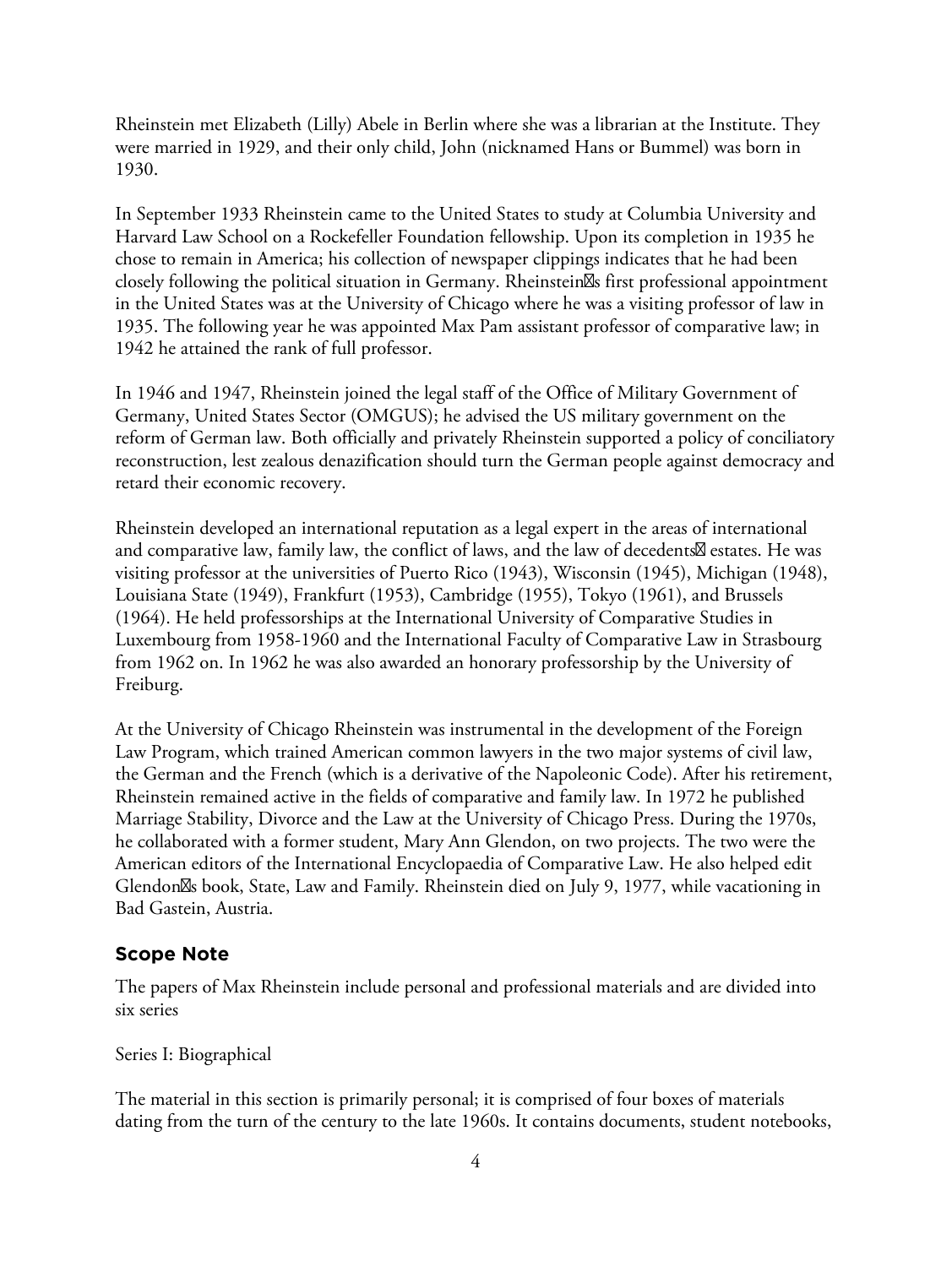Rheinstein met Elizabeth (Lilly) Abele in Berlin where she was a librarian at the Institute. They were married in 1929, and their only child, John (nicknamed Hans or Bummel) was born in 1930.

In September 1933 Rheinstein came to the United States to study at Columbia University and Harvard Law School on a Rockefeller Foundation fellowship. Upon its completion in 1935 he chose to remain in America; his collection of newspaper clippings indicates that he had been closely following the political situation in Germany. Rheinstein�s first professional appointment in the United States was at the University of Chicago where he was a visiting professor of law in 1935. The following year he was appointed Max Pam assistant professor of comparative law; in 1942 he attained the rank of full professor.

In 1946 and 1947, Rheinstein joined the legal staff of the Office of Military Government of Germany, United States Sector (OMGUS); he advised the US military government on the reform of German law. Both officially and privately Rheinstein supported a policy of conciliatory reconstruction, lest zealous denazification should turn the German people against democracy and retard their economic recovery.

Rheinstein developed an international reputation as a legal expert in the areas of international and comparative law, family law, the conflict of laws, and the law of decedents� estates. He was visiting professor at the universities of Puerto Rico (1943), Wisconsin (1945), Michigan (1948), Louisiana State (1949), Frankfurt (1953), Cambridge (1955), Tokyo (1961), and Brussels (1964). He held professorships at the International University of Comparative Studies in Luxembourg from 1958-1960 and the International Faculty of Comparative Law in Strasbourg from 1962 on. In 1962 he was also awarded an honorary professorship by the University of Freiburg.

At the University of Chicago Rheinstein was instrumental in the development of the Foreign Law Program, which trained American common lawyers in the two major systems of civil law, the German and the French (which is a derivative of the Napoleonic Code). After his retirement, Rheinstein remained active in the fields of comparative and family law. In 1972 he published Marriage Stability, Divorce and the Law at the University of Chicago Press. During the 1970s, he collaborated with a former student, Mary Ann Glendon, on two projects. The two were the American editors of the International Encyclopaedia of Comparative Law. He also helped edit Glendon�s book, State, Law and Family. Rheinstein died on July 9, 1977, while vacationing in Bad Gastein, Austria.

## Scope Note

The papers of Max Rheinstein include personal and professional materials and are divided into six series

Series I: Biographical

The material in this section is primarily personal; it is comprised of four boxes of materials dating from the turn of the century to the late 1960s. It contains documents, student notebooks,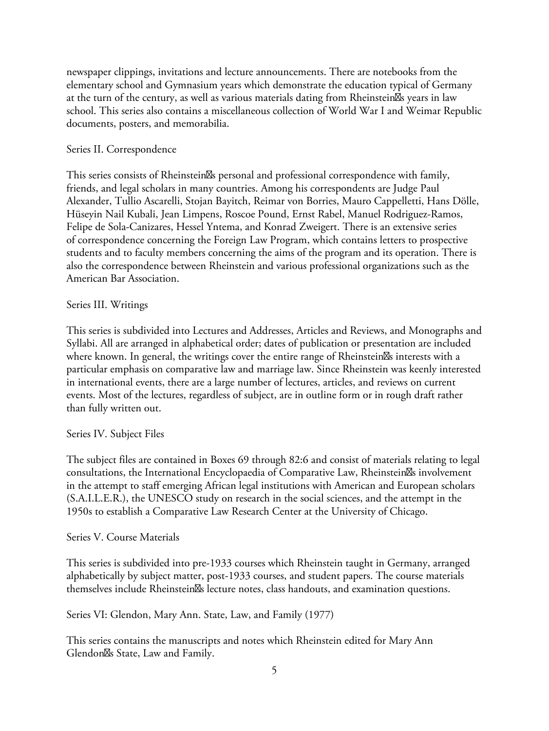newspaper clippings, invitations and lecture announcements. There are notebooks from the elementary school and Gymnasium years which demonstrate the education typical of Germany at the turn of the century, as well as various materials dating from Rheinstein's years in law school. This series also contains a miscellaneous collection of World War I and Weimar Republic documents, posters, and memorabilia.

Series II. Correspondence

This series consists of Rheinstein's personal and professional correspondence with family, friends, and legal scholars in many countries. Among his correspondents are Judge Paul Alexander, Tullio Ascarelli, Stojan Bayitch, Reimar von Borries, Mauro Cappelletti, Hans Dölle, Hüseyin Nail Kubali, Jean Limpens, Roscoe Pound, Ernst Rabel, Manuel Rodriguez-Ramos, Felipe de Sola-Canizares, Hessel Yntema, and Konrad Zweigert. There is an extensive series of correspondence concerning the Foreign Law Program, which contains letters to prospective students and to faculty members concerning the aims of the program and its operation. There is also the correspondence between Rheinstein and various professional organizations such as the American Bar Association.

Series III. Writings

This series is subdivided into Lectures and Addresses, Articles and Reviews, and Monographs and Syllabi. All are arranged in alphabetical order; dates of publication or presentation are included where known. In general, the writings cover the entire range of Rheinstein's interests with a particular emphasis on comparative law and marriage law. Since Rheinstein was keenly interested in international events, there are a large number of lectures, articles, and reviews on current events. Most of the lectures, regardless of subject, are in outline form or in rough draft rather than fully written out.

Series IV. Subject Files

The subject files are contained in Boxes 69 through 82:6 and consist of materials relating to legal consultations, the International Encyclopaedia of Comparative Law, Rheinstein's involvement in the attempt to staff emerging African legal institutions with American and European scholars (S.A.I.L.E.R.), the UNESCO study on research in the social sciences, and the attempt in the 1950s to establish a Comparative Law Research Center at the University of Chicago.

Series V. Course Materials

This series is subdivided into pre-1933 courses which Rheinstein taught in Germany, arranged alphabetically by subject matter, post-1933 courses, and student papers. The course materials themselves include Rheinstein's lecture notes, class handouts, and examination questions.

Series VI: Glendon, Mary Ann. State, Law, and Family (1977)

This series contains the manuscripts and notes which Rheinstein edited for Mary Ann Glendon's State, Law and Family.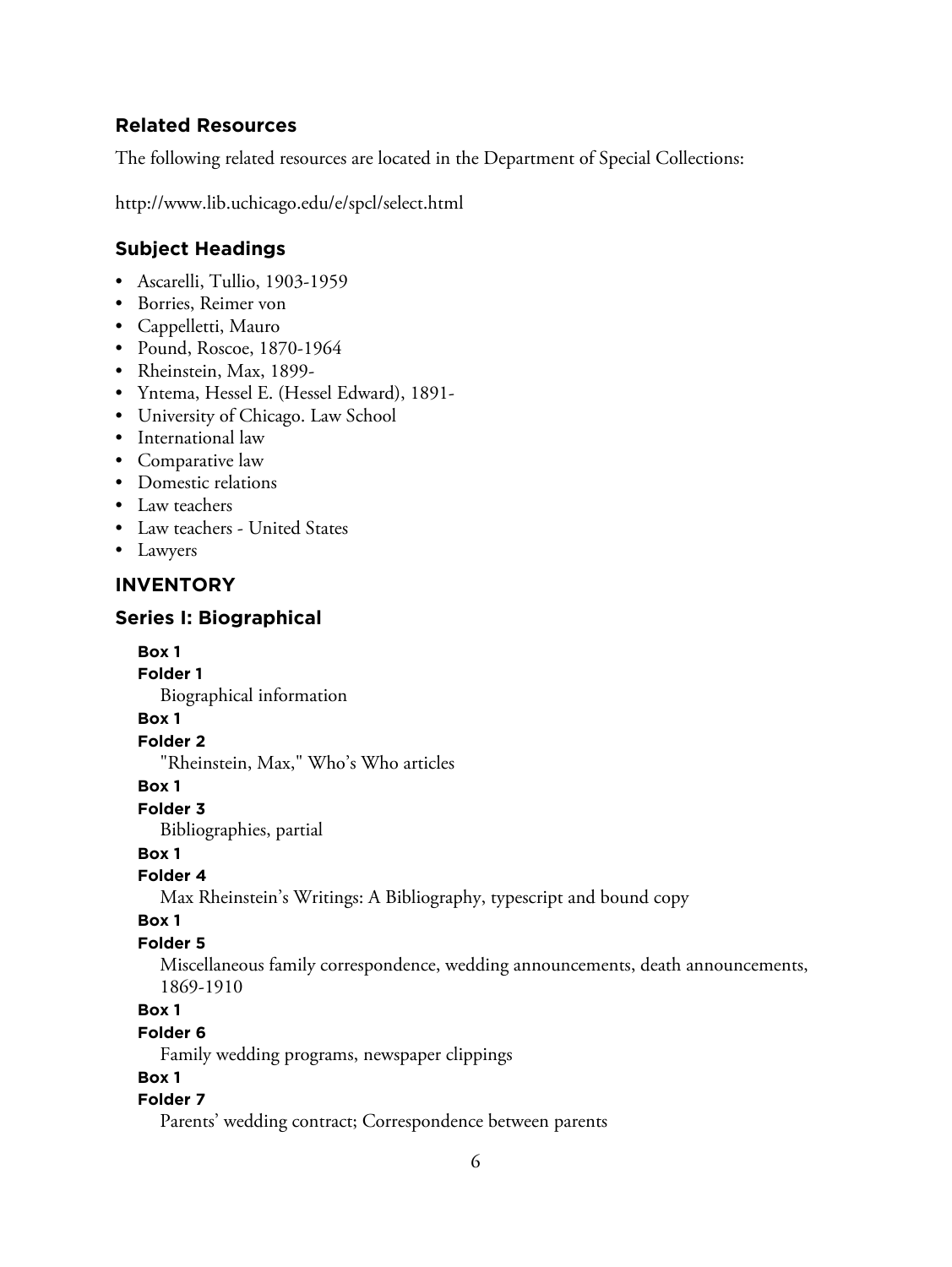## Related Resources

The following related resources are located in the Department of Special Collections:

http://www.lib.uchicago.edu/e/spcl/select.html

## Subject Headings

- Ascarelli, Tullio, 1903-1959
- Borries, Reimer von
- Cappelletti, Mauro
- Pound, Roscoe, 1870-1964
- Rheinstein, Max, 1899-
- Yntema, Hessel E. (Hessel Edward), 1891-
- University of Chicago. Law School
- International law
- Comparative law
- Domestic relations
- Law teachers
- Law teachers - United States
- Lawyers

## INVENTORY

## Series I: Biographical

**Box 1**
**Folder 1**
Biographical information

**Box 1**
**Folder 2**
"Rheinstein, Max," Who's Who articles

**Box 1**
**Folder 3**
Bibliographies, partial

**Box 1**
**Folder 4**
Max Rheinstein's Writings: A Bibliography, typescript and bound copy

**Box 1**
**Folder 5**
Miscellaneous family correspondence, wedding announcements, death announcements, 1869-1910

**Box 1**
**Folder 6**
Family wedding programs, newspaper clippings

**Box 1**
**Folder 7**
Parents' wedding contract; Correspondence between parents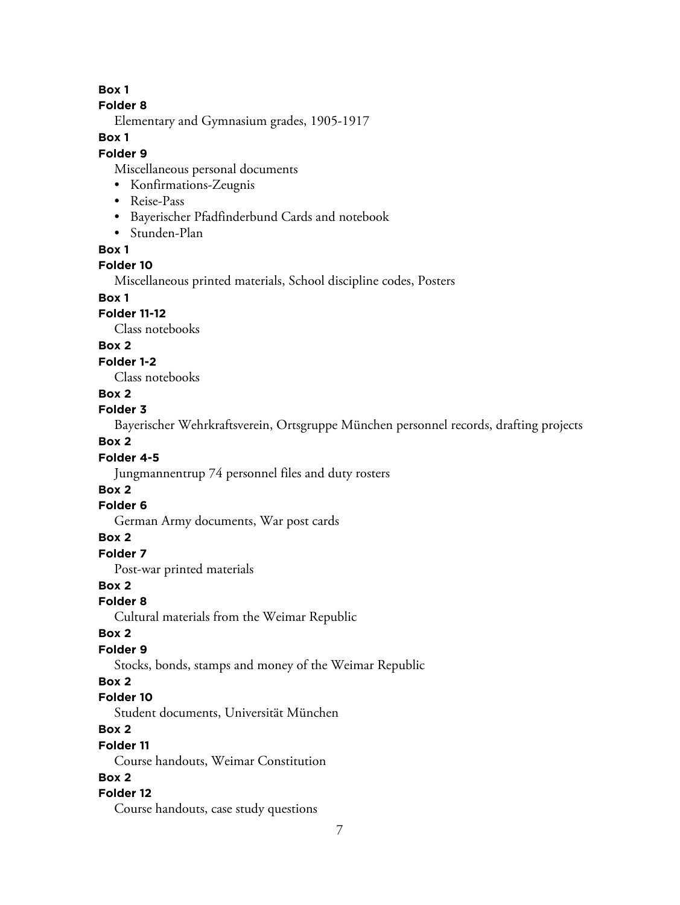**Box 1**
**Folder 8**

Elementary and Gymnasium grades, 1905-1917

**Box 1**
**Folder 9**

Miscellaneous personal documents

- Konfirmations-Zeugnis
- Reise-Pass
- Bayerischer Pfadfinderbund Cards and notebook
- Stunden-Plan

**Box 1**
**Folder 10**

Miscellaneous printed materials, School discipline codes, Posters

**Box 1**
**Folder 11-12**

Class notebooks

**Box 2**
**Folder 1-2**

Class notebooks

**Box 2**
**Folder 3**

Bayerischer Wehrkraftsverein, Ortsgruppe München personnel records, drafting projects

**Box 2**
**Folder 4-5**

Jungmannentrup 74 personnel files and duty rosters

**Box 2**
**Folder 6**

German Army documents, War post cards

**Box 2**
**Folder 7**

Post-war printed materials

**Box 2**
**Folder 8**

Cultural materials from the Weimar Republic

**Box 2**
**Folder 9**

Stocks, bonds, stamps and money of the Weimar Republic

**Box 2**
**Folder 10**

Student documents, Universität München

**Box 2**
**Folder 11**

Course handouts, Weimar Constitution

**Box 2**
**Folder 12**

Course handouts, case study questions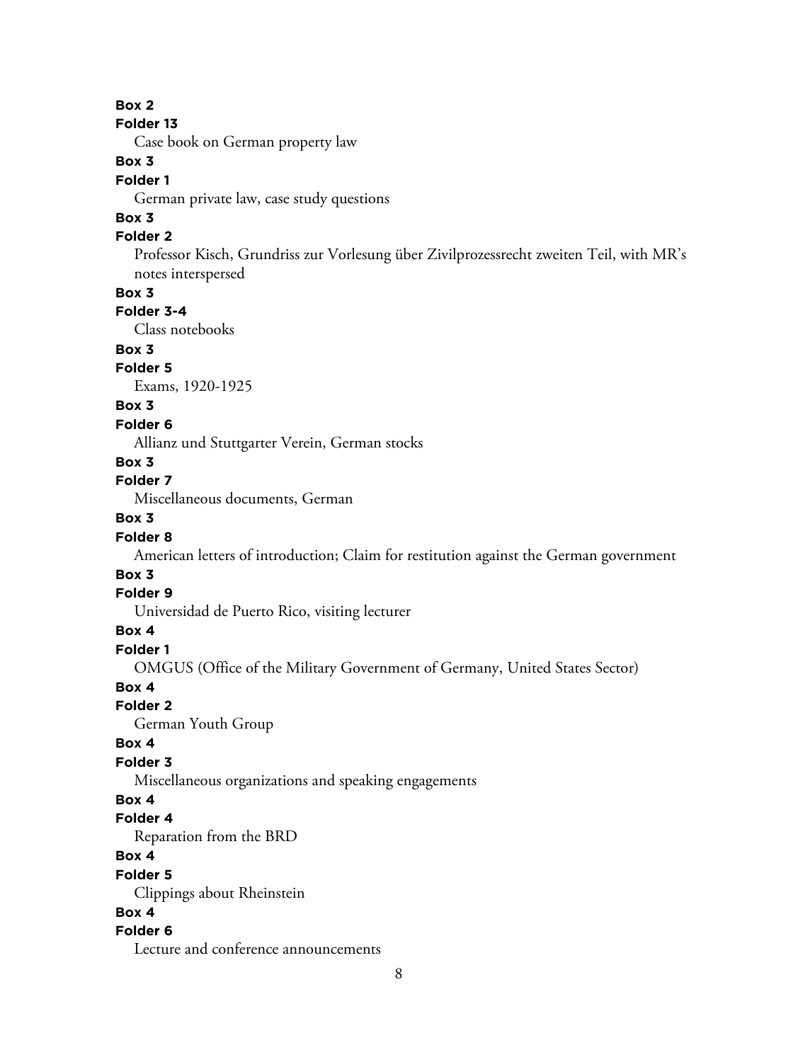**Box 2**

**Folder 13**

Case book on German property law

**Box 3**

**Folder 1**

German private law, case study questions

**Box 3**

**Folder 2**

Professor Kisch, Grundriss zur Vorlesung über Zivilprozessrecht zweiten Teil, with MR's notes interspersed

**Box 3**

**Folder 3-4**

Class notebooks

**Box 3**

**Folder 5**

Exams, 1920-1925

**Box 3**

**Folder 6**

Allianz und Stuttgarter Verein, German stocks

**Box 3**

**Folder 7**

Miscellaneous documents, German

**Box 3**

**Folder 8**

American letters of introduction; Claim for restitution against the German government

**Box 3**

**Folder 9**

Universidad de Puerto Rico, visiting lecturer

**Box 4**

**Folder 1**

OMGUS (Office of the Military Government of Germany, United States Sector)

**Box 4**

**Folder 2**

German Youth Group

**Box 4**

**Folder 3**

Miscellaneous organizations and speaking engagements

**Box 4**

**Folder 4**

Reparation from the BRD

**Box 4**

**Folder 5**

Clippings about Rheinstein

**Box 4**

**Folder 6**

Lecture and conference announcements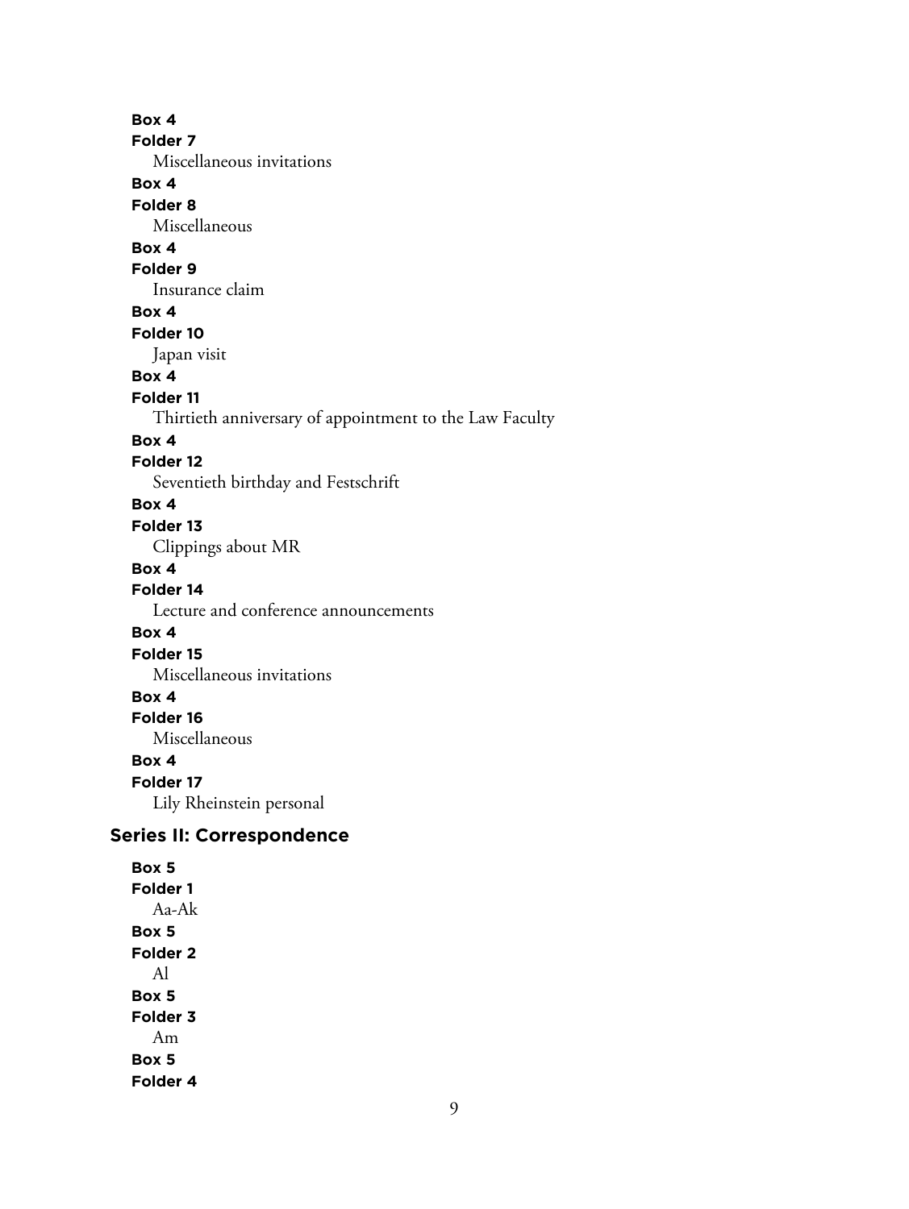**Box 4**
**Folder 7**
Miscellaneous invitations

**Box 4**
**Folder 8**
Miscellaneous

**Box 4**
**Folder 9**
Insurance claim

**Box 4**
**Folder 10**
Japan visit

**Box 4**
**Folder 11**
Thirtieth anniversary of appointment to the Law Faculty

**Box 4**
**Folder 12**
Seventieth birthday and Festschrift

**Box 4**
**Folder 13**
Clippings about MR

**Box 4**
**Folder 14**
Lecture and conference announcements

**Box 4**
**Folder 15**
Miscellaneous invitations

**Box 4**
**Folder 16**
Miscellaneous

**Box 4**
**Folder 17**
Lily Rheinstein personal

## Series II: Correspondence

**Box 5**
**Folder 1**
Aa-Ak

**Box 5**
**Folder 2**
Al

**Box 5**
**Folder 3**
Am

**Box 5**
**Folder 4**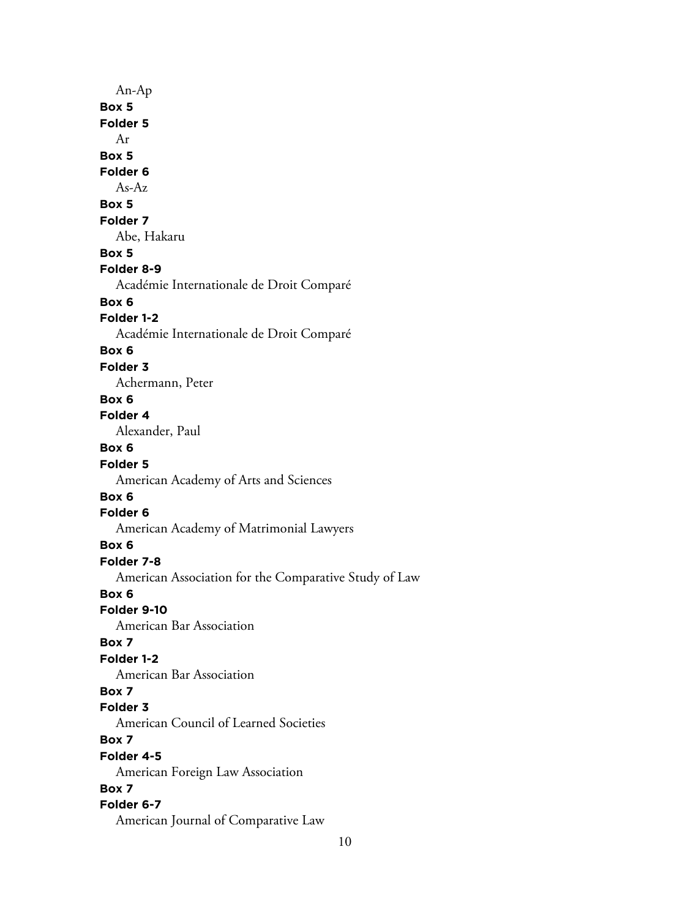An-Ap

**Box 5**

**Folder 5**

Ar

**Box 5**

**Folder 6**

As-Az

**Box 5**

**Folder 7**

Abe, Hakaru

**Box 5**

**Folder 8-9**

Académie Internationale de Droit Comparé

**Box 6**

**Folder 1-2**

Académie Internationale de Droit Comparé

**Box 6**

**Folder 3**

Achermann, Peter

**Box 6**

**Folder 4**

Alexander, Paul

**Box 6**

**Folder 5**

American Academy of Arts and Sciences

**Box 6**

**Folder 6**

American Academy of Matrimonial Lawyers

**Box 6**

**Folder 7-8**

American Association for the Comparative Study of Law

**Box 6**

**Folder 9-10**

American Bar Association

**Box 7**

**Folder 1-2**

American Bar Association

**Box 7**

**Folder 3**

American Council of Learned Societies

**Box 7**

**Folder 4-5**

American Foreign Law Association

**Box 7**

**Folder 6-7**

American Journal of Comparative Law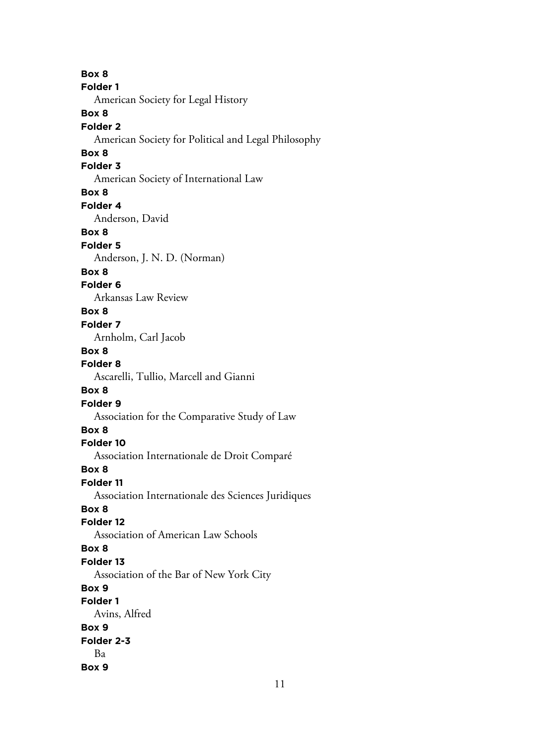**Box 8**
**Folder 1**
American Society for Legal History
**Box 8**
**Folder 2**
American Society for Political and Legal Philosophy
**Box 8**
**Folder 3**
American Society of International Law
**Box 8**
**Folder 4**
Anderson, David
**Box 8**
**Folder 5**
Anderson, J. N. D. (Norman)
**Box 8**
**Folder 6**
Arkansas Law Review
**Box 8**
**Folder 7**
Arnholm, Carl Jacob
**Box 8**
**Folder 8**
Ascarelli, Tullio, Marcell and Gianni
**Box 8**
**Folder 9**
Association for the Comparative Study of Law
**Box 8**
**Folder 10**
Association Internationale de Droit Comparé
**Box 8**
**Folder 11**
Association Internationale des Sciences Juridiques
**Box 8**
**Folder 12**
Association of American Law Schools
**Box 8**
**Folder 13**
Association of the Bar of New York City
**Box 9**
**Folder 1**
Avins, Alfred
**Box 9**
**Folder 2-3**
Ba
**Box 9**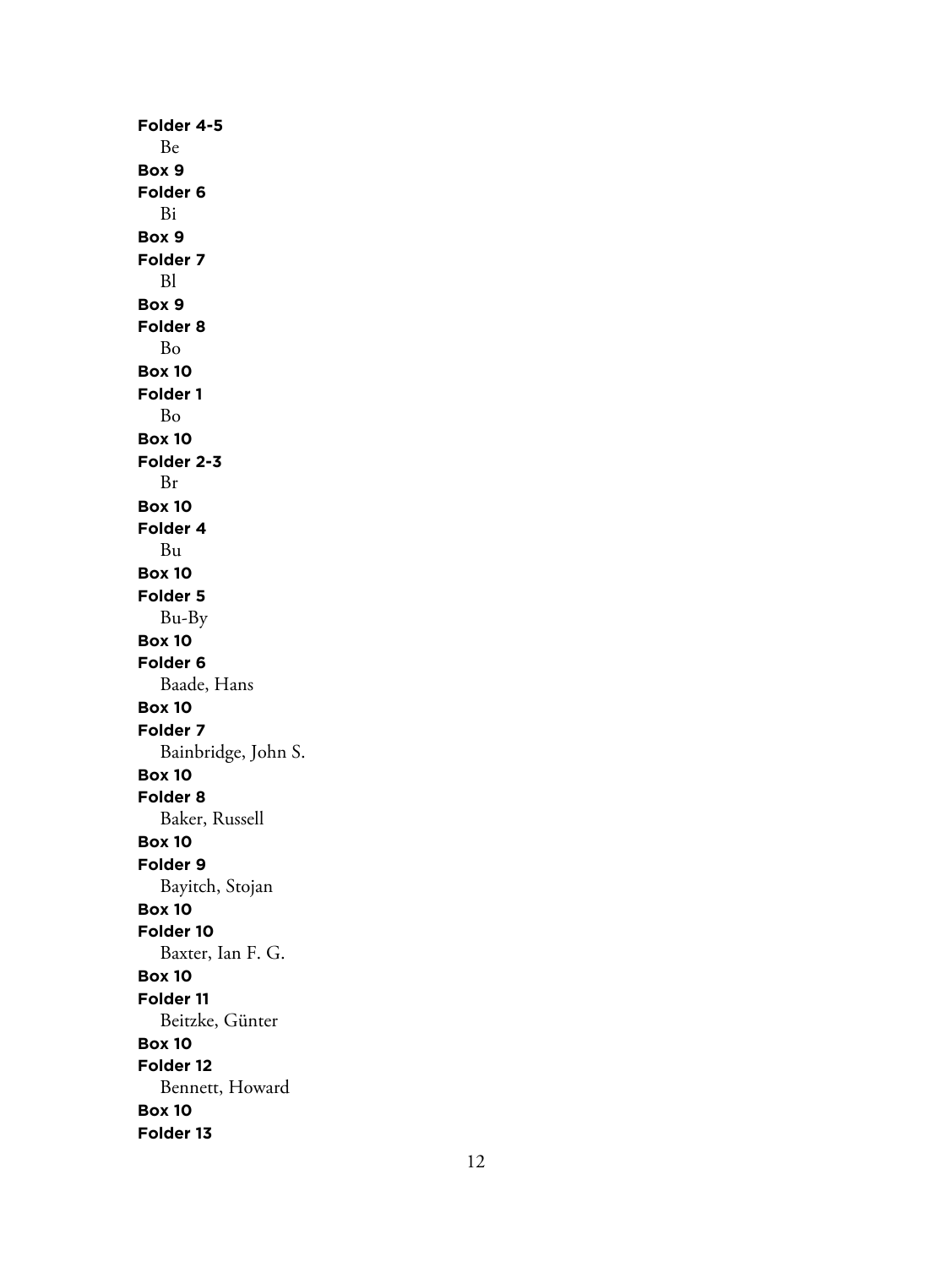**Folder 4-5**
Be
**Box 9**
**Folder 6**
Bi
**Box 9**
**Folder 7**
Bl
**Box 9**
**Folder 8**
Bo
**Box 10**
**Folder 1**
Bo
**Box 10**
**Folder 2-3**
Br
**Box 10**
**Folder 4**
Bu
**Box 10**
**Folder 5**
Bu-By
**Box 10**
**Folder 6**
Baade, Hans
**Box 10**
**Folder 7**
Bainbridge, John S.
**Box 10**
**Folder 8**
Baker, Russell
**Box 10**
**Folder 9**
Bayitch, Stojan
**Box 10**
**Folder 10**
Baxter, Ian F. G.
**Box 10**
**Folder 11**
Beitzke, Günter
**Box 10**
**Folder 12**
Bennett, Howard
**Box 10**
**Folder 13**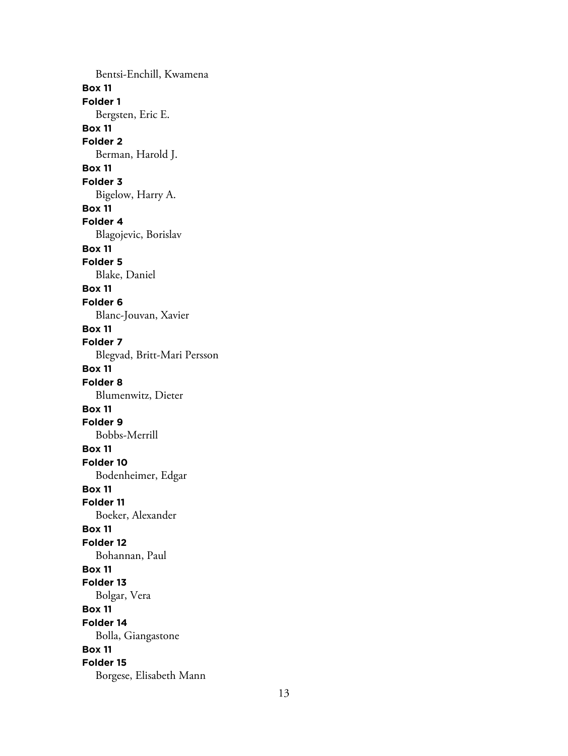Bentsi-Enchill, Kwamena

**Box 11**
**Folder 1**
Bergsten, Eric E.

**Box 11**
**Folder 2**
Berman, Harold J.

**Box 11**
**Folder 3**
Bigelow, Harry A.

**Box 11**
**Folder 4**
Blagojevic, Borislav

**Box 11**
**Folder 5**
Blake, Daniel

**Box 11**
**Folder 6**
Blanc-Jouvan, Xavier

**Box 11**
**Folder 7**
Blegvad, Britt-Mari Persson

**Box 11**
**Folder 8**
Blumenwitz, Dieter

**Box 11**
**Folder 9**
Bobbs-Merrill

**Box 11**
**Folder 10**
Bodenheimer, Edgar

**Box 11**
**Folder 11**
Boeker, Alexander

**Box 11**
**Folder 12**
Bohannan, Paul

**Box 11**
**Folder 13**
Bolgar, Vera

**Box 11**
**Folder 14**
Bolla, Giangastone

**Box 11**
**Folder 15**
Borgese, Elisabeth Mann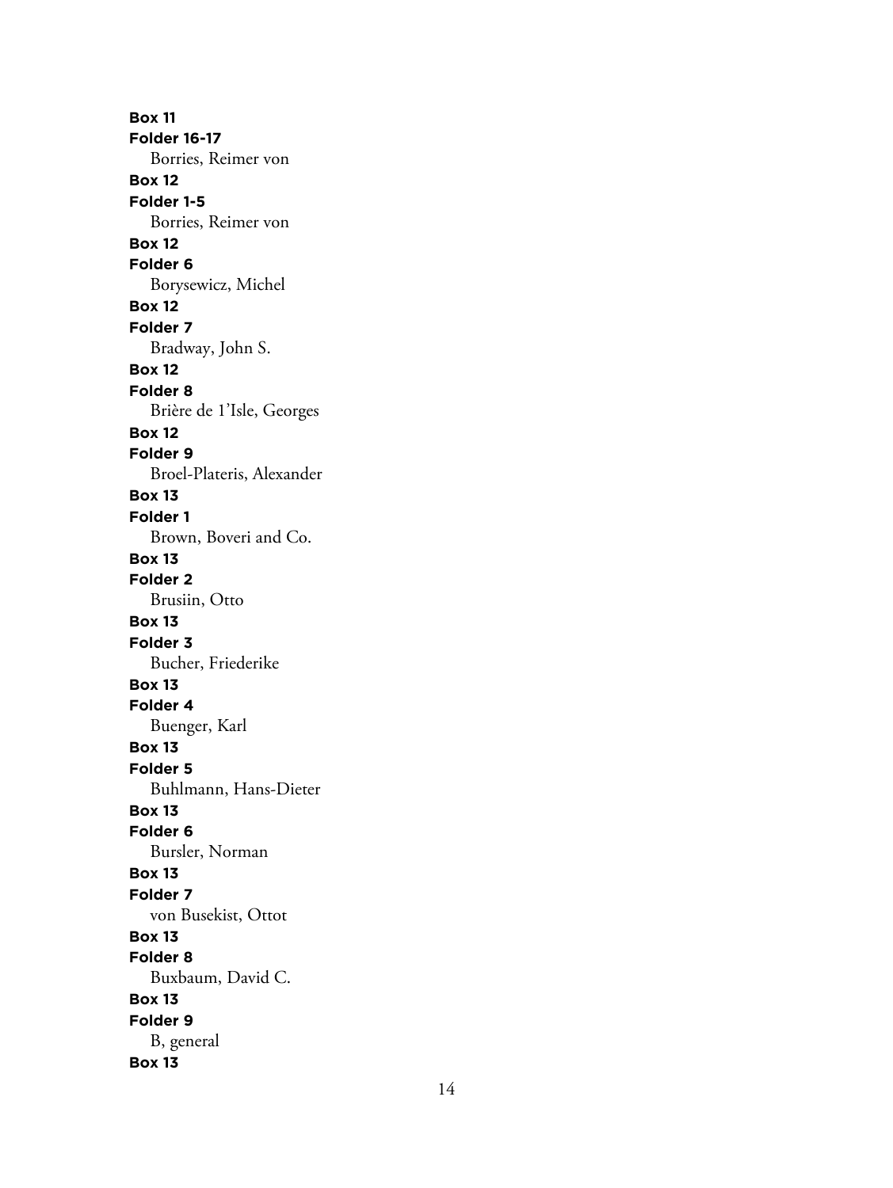**Box 11**
**Folder 16-17**
Borries, Reimer von
**Box 12**
**Folder 1-5**
Borries, Reimer von
**Box 12**
**Folder 6**
Borysewicz, Michel
**Box 12**
**Folder 7**
Bradway, John S.
**Box 12**
**Folder 8**
Brière de 1'Isle, Georges
**Box 12**
**Folder 9**
Broel-Plateris, Alexander
**Box 13**
**Folder 1**
Brown, Boveri and Co.
**Box 13**
**Folder 2**
Brusiin, Otto
**Box 13**
**Folder 3**
Bucher, Friederike
**Box 13**
**Folder 4**
Buenger, Karl
**Box 13**
**Folder 5**
Buhlmann, Hans-Dieter
**Box 13**
**Folder 6**
Bursler, Norman
**Box 13**
**Folder 7**
von Busekist, Ottot
**Box 13**
**Folder 8**
Buxbaum, David C.
**Box 13**
**Folder 9**
B, general
**Box 13**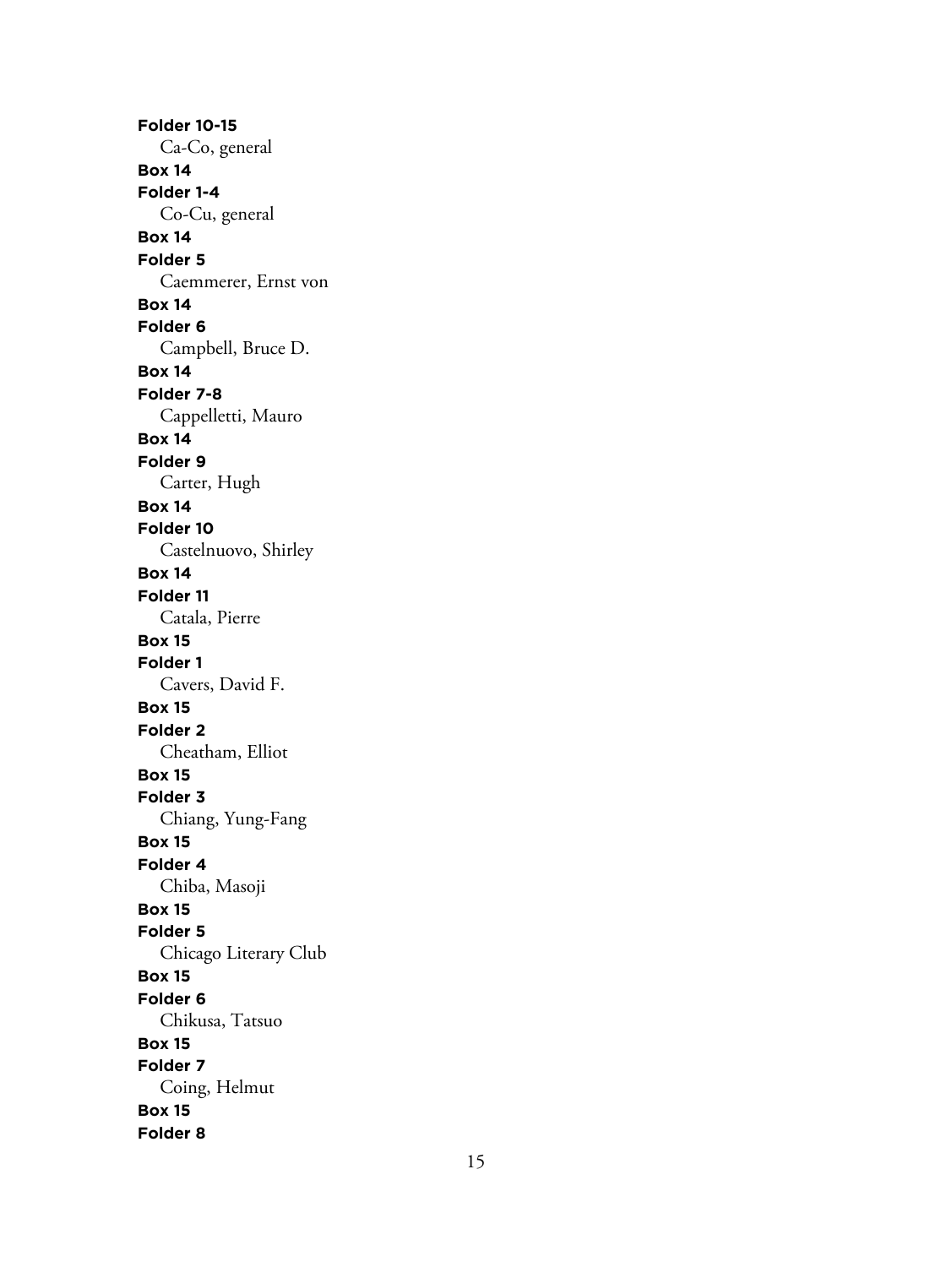**Folder 10-15**
Ca-Co, general
**Box 14**
**Folder 1-4**
Co-Cu, general
**Box 14**
**Folder 5**
Caemmerer, Ernst von
**Box 14**
**Folder 6**
Campbell, Bruce D.
**Box 14**
**Folder 7-8**
Cappelletti, Mauro
**Box 14**
**Folder 9**
Carter, Hugh
**Box 14**
**Folder 10**
Castelnuovo, Shirley
**Box 14**
**Folder 11**
Catala, Pierre
**Box 15**
**Folder 1**
Cavers, David F.
**Box 15**
**Folder 2**
Cheatham, Elliot
**Box 15**
**Folder 3**
Chiang, Yung-Fang
**Box 15**
**Folder 4**
Chiba, Masoji
**Box 15**
**Folder 5**
Chicago Literary Club
**Box 15**
**Folder 6**
Chikusa, Tatsuo
**Box 15**
**Folder 7**
Coing, Helmut
**Box 15**
**Folder 8**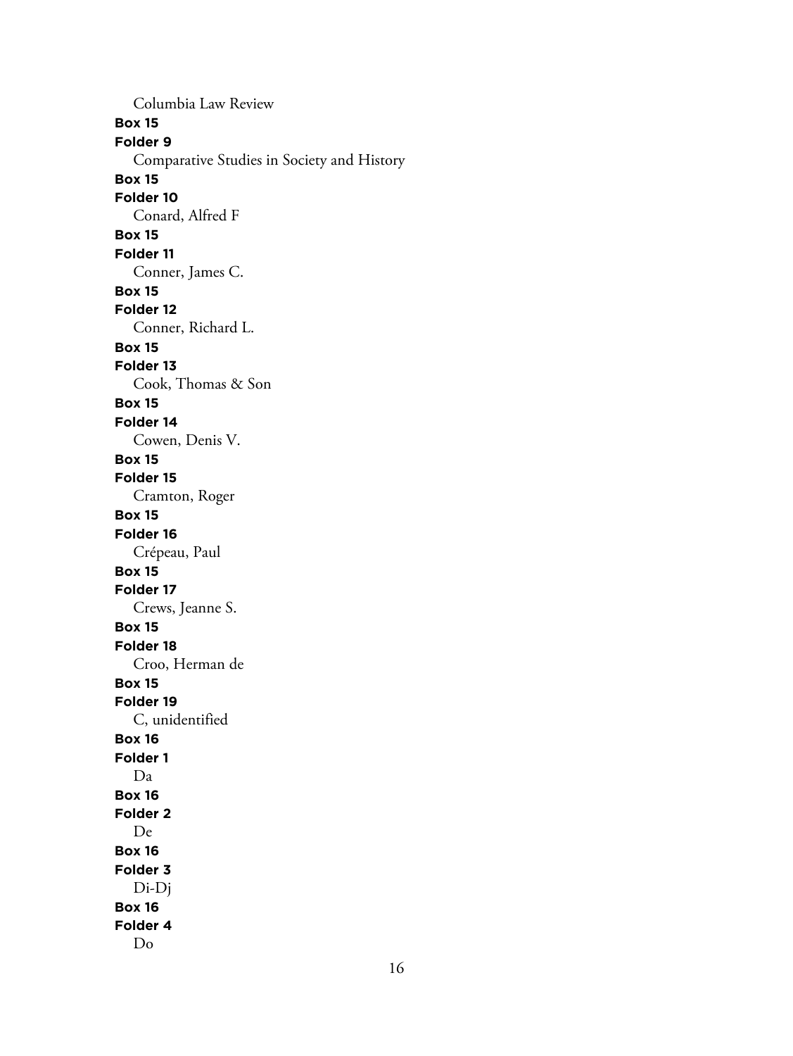Columbia Law Review

**Box 15**

**Folder 9**

Comparative Studies in Society and History

**Box 15**

**Folder 10**

Conard, Alfred F

**Box 15**

**Folder 11**

Conner, James C.

**Box 15**

**Folder 12**

Conner, Richard L.

**Box 15**

**Folder 13**

Cook, Thomas & Son

**Box 15**

**Folder 14**

Cowen, Denis V.

**Box 15**

**Folder 15**

Cramton, Roger

**Box 15**

**Folder 16**

Crépeau, Paul

**Box 15**

**Folder 17**

Crews, Jeanne S.

**Box 15**

**Folder 18**

Croo, Herman de

**Box 15**

**Folder 19**

C, unidentified

**Box 16**

**Folder 1**

Da

**Box 16**

**Folder 2**

De

**Box 16**

**Folder 3**

Di-Dj

**Box 16**

**Folder 4**

Do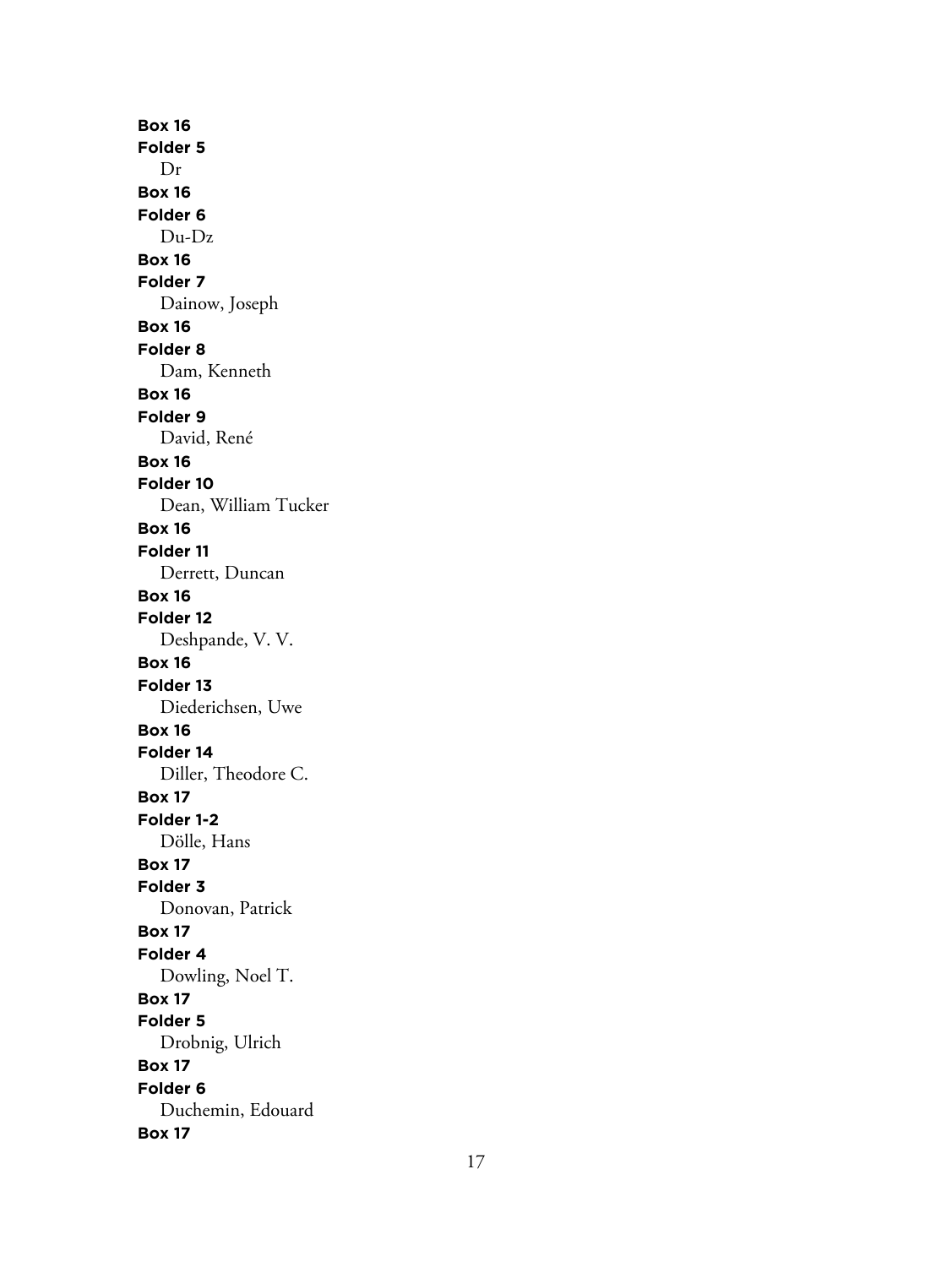**Box 16**
**Folder 5**
Dr

**Box 16**
**Folder 6**
Du-Dz

**Box 16**
**Folder 7**
Dainow, Joseph

**Box 16**
**Folder 8**
Dam, Kenneth

**Box 16**
**Folder 9**
David, René

**Box 16**
**Folder 10**
Dean, William Tucker

**Box 16**
**Folder 11**
Derrett, Duncan

**Box 16**
**Folder 12**
Deshpande, V. V.

**Box 16**
**Folder 13**
Diederichsen, Uwe

**Box 16**
**Folder 14**
Diller, Theodore C.

**Box 17**
**Folder 1-2**
Dölle, Hans

**Box 17**
**Folder 3**
Donovan, Patrick

**Box 17**
**Folder 4**
Dowling, Noel T.

**Box 17**
**Folder 5**
Drobnig, Ulrich

**Box 17**
**Folder 6**
Duchemin, Edouard

**Box 17**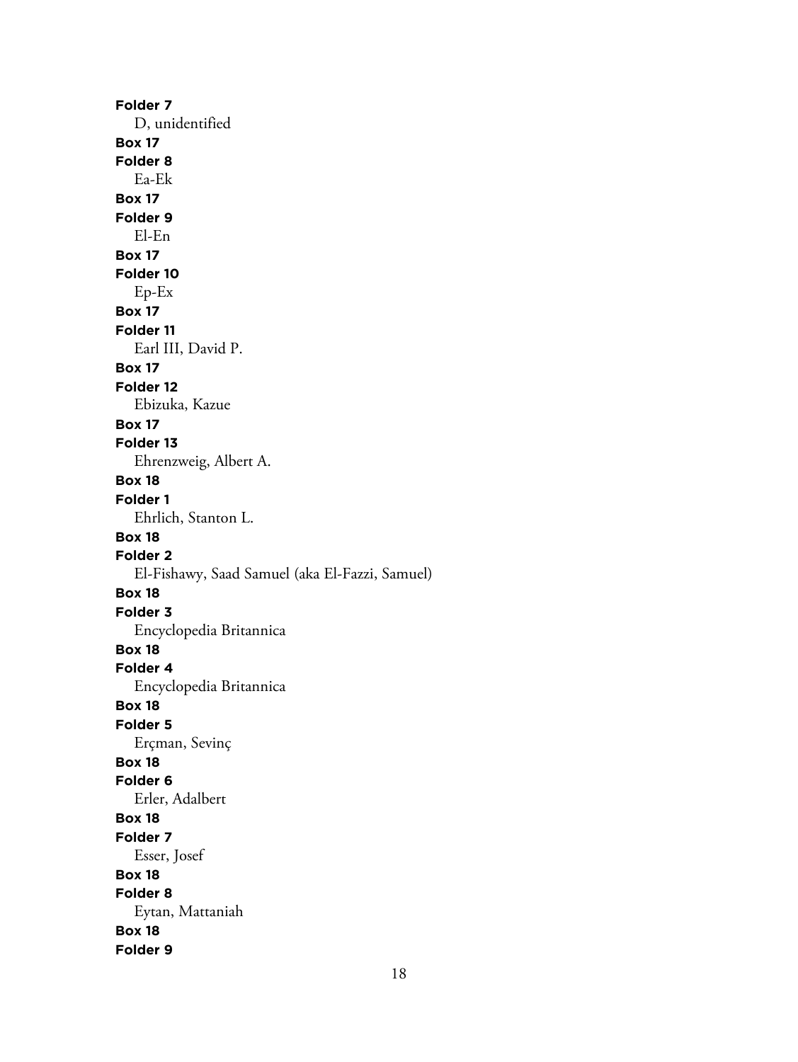**Folder 7**
D, unidentified
**Box 17**
**Folder 8**
Ea-Ek
**Box 17**
**Folder 9**
El-En
**Box 17**
**Folder 10**
Ep-Ex
**Box 17**
**Folder 11**
Earl III, David P.
**Box 17**
**Folder 12**
Ebizuka, Kazue
**Box 17**
**Folder 13**
Ehrenzweig, Albert A.
**Box 18**
**Folder 1**
Ehrlich, Stanton L.
**Box 18**
**Folder 2**
El-Fishawy, Saad Samuel (aka El-Fazzi, Samuel)
**Box 18**
**Folder 3**
Encyclopedia Britannica
**Box 18**
**Folder 4**
Encyclopedia Britannica
**Box 18**
**Folder 5**
Erçman, Sevinç
**Box 18**
**Folder 6**
Erler, Adalbert
**Box 18**
**Folder 7**
Esser, Josef
**Box 18**
**Folder 8**
Eytan, Mattaniah
**Box 18**
**Folder 9**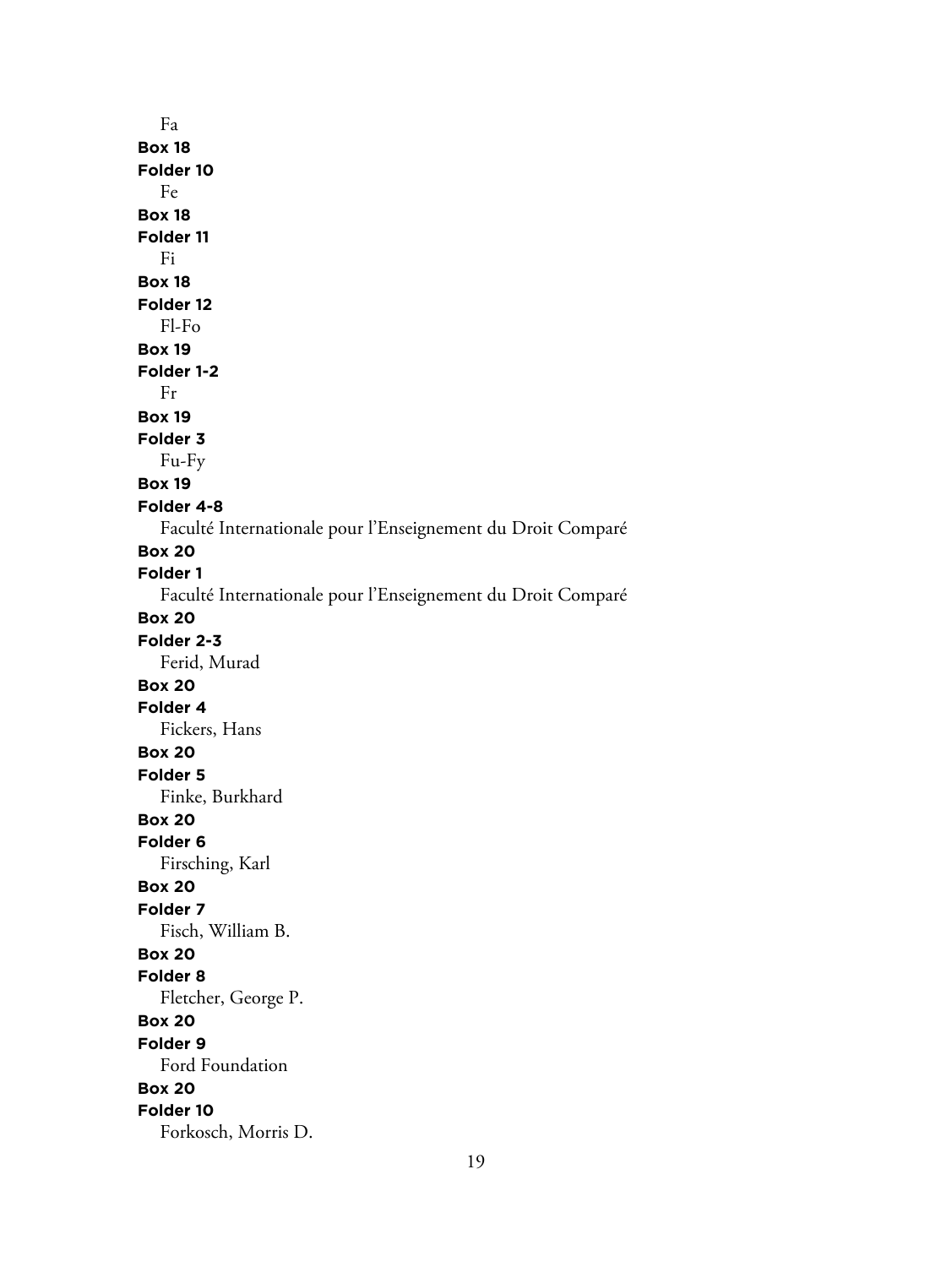Fa

**Box 18**

**Folder 10**

Fe

**Box 18**

**Folder 11**

Fi

**Box 18**

**Folder 12**

Fl-Fo

**Box 19**

**Folder 1-2**

Fr

**Box 19**

**Folder 3**

Fu-Fy

**Box 19**

**Folder 4-8**

Faculté Internationale pour l'Enseignement du Droit Comparé

**Box 20**

**Folder 1**

Faculté Internationale pour l'Enseignement du Droit Comparé

**Box 20**

**Folder 2-3**

Ferid, Murad

**Box 20**

**Folder 4**

Fickers, Hans

**Box 20**

**Folder 5**

Finke, Burkhard

**Box 20**

**Folder 6**

Firsching, Karl

**Box 20**

**Folder 7**

Fisch, William B.

**Box 20**

**Folder 8**

Fletcher, George P.

**Box 20**

**Folder 9**

Ford Foundation

**Box 20**

**Folder 10**

Forkosch, Morris D.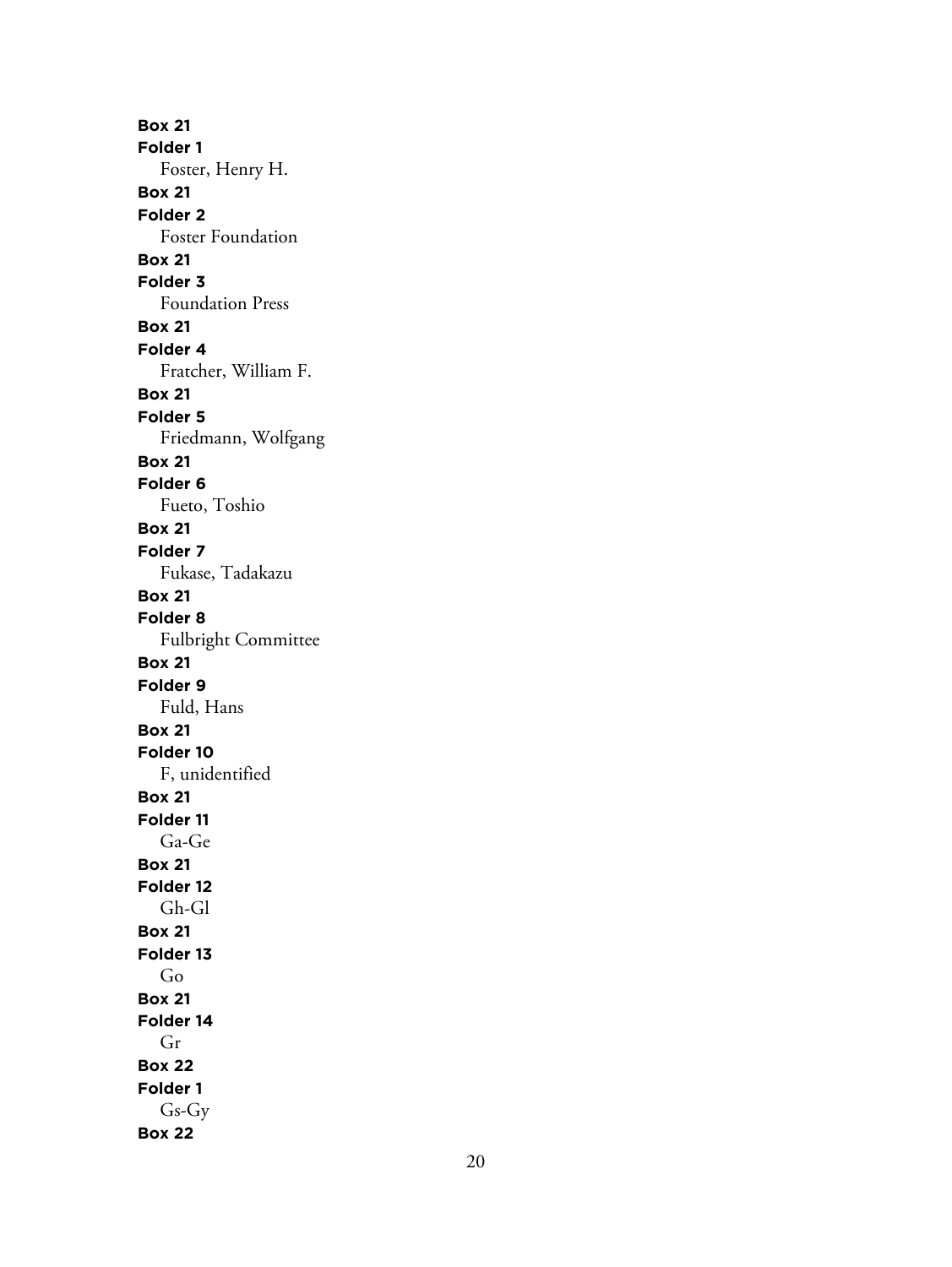**Box 21**
**Folder 1**
Foster, Henry H.
**Box 21**
**Folder 2**
Foster Foundation
**Box 21**
**Folder 3**
Foundation Press
**Box 21**
**Folder 4**
Fratcher, William F.
**Box 21**
**Folder 5**
Friedmann, Wolfgang
**Box 21**
**Folder 6**
Fueto, Toshio
**Box 21**
**Folder 7**
Fukase, Tadakazu
**Box 21**
**Folder 8**
Fulbright Committee
**Box 21**
**Folder 9**
Fuld, Hans
**Box 21**
**Folder 10**
F, unidentified
**Box 21**
**Folder 11**
Ga-Ge
**Box 21**
**Folder 12**
Gh-Gl
**Box 21**
**Folder 13**
Go
**Box 21**
**Folder 14**
Gr
**Box 22**
**Folder 1**
Gs-Gy
**Box 22**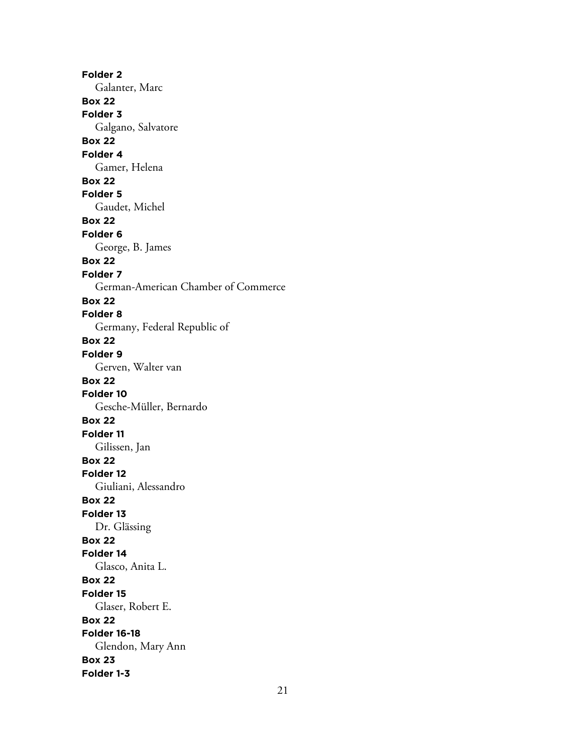**Folder 2**
Galanter, Marc

**Box 22**
**Folder 3**
Galgano, Salvatore

**Box 22**
**Folder 4**
Gamer, Helena

**Box 22**
**Folder 5**
Gaudet, Michel

**Box 22**
**Folder 6**
George, B. James

**Box 22**
**Folder 7**
German-American Chamber of Commerce

**Box 22**
**Folder 8**
Germany, Federal Republic of

**Box 22**
**Folder 9**
Gerven, Walter van

**Box 22**
**Folder 10**
Gesche-Müller, Bernardo

**Box 22**
**Folder 11**
Gilissen, Jan

**Box 22**
**Folder 12**
Giuliani, Alessandro

**Box 22**
**Folder 13**
Dr. Glässing

**Box 22**
**Folder 14**
Glasco, Anita L.

**Box 22**
**Folder 15**
Glaser, Robert E.

**Box 22**
**Folder 16-18**
Glendon, Mary Ann

**Box 23**
**Folder 1-3**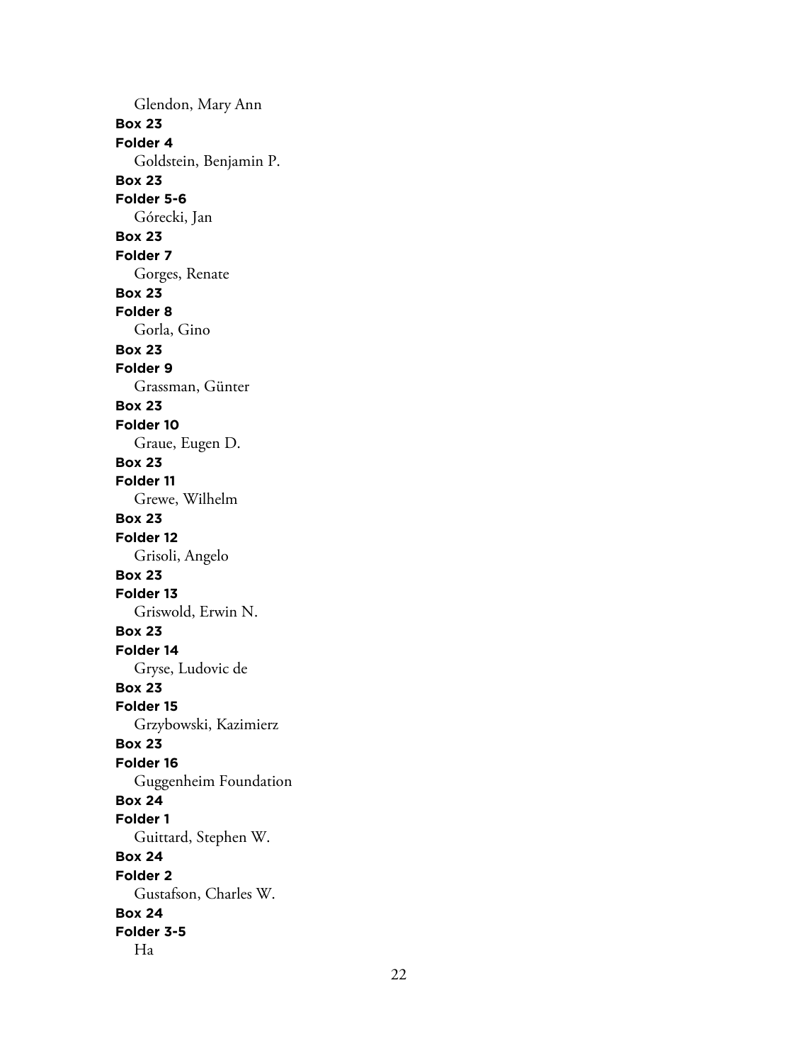Glendon, Mary Ann

**Box 23**

**Folder 4**

Goldstein, Benjamin P.

**Box 23**

**Folder 5-6**

Górecki, Jan

**Box 23**

**Folder 7**

Gorges, Renate

**Box 23**

**Folder 8**

Gorla, Gino

**Box 23**

**Folder 9**

Grassman, Günter

**Box 23**

**Folder 10**

Graue, Eugen D.

**Box 23**

**Folder 11**

Grewe, Wilhelm

**Box 23**

**Folder 12**

Grisoli, Angelo

**Box 23**

**Folder 13**

Griswold, Erwin N.

**Box 23**

**Folder 14**

Gryse, Ludovic de

**Box 23**

**Folder 15**

Grzybowski, Kazimierz

**Box 23**

**Folder 16**

Guggenheim Foundation

**Box 24**

**Folder 1**

Guittard, Stephen W.

**Box 24**

**Folder 2**

Gustafson, Charles W.

**Box 24**

**Folder 3-5**

Ha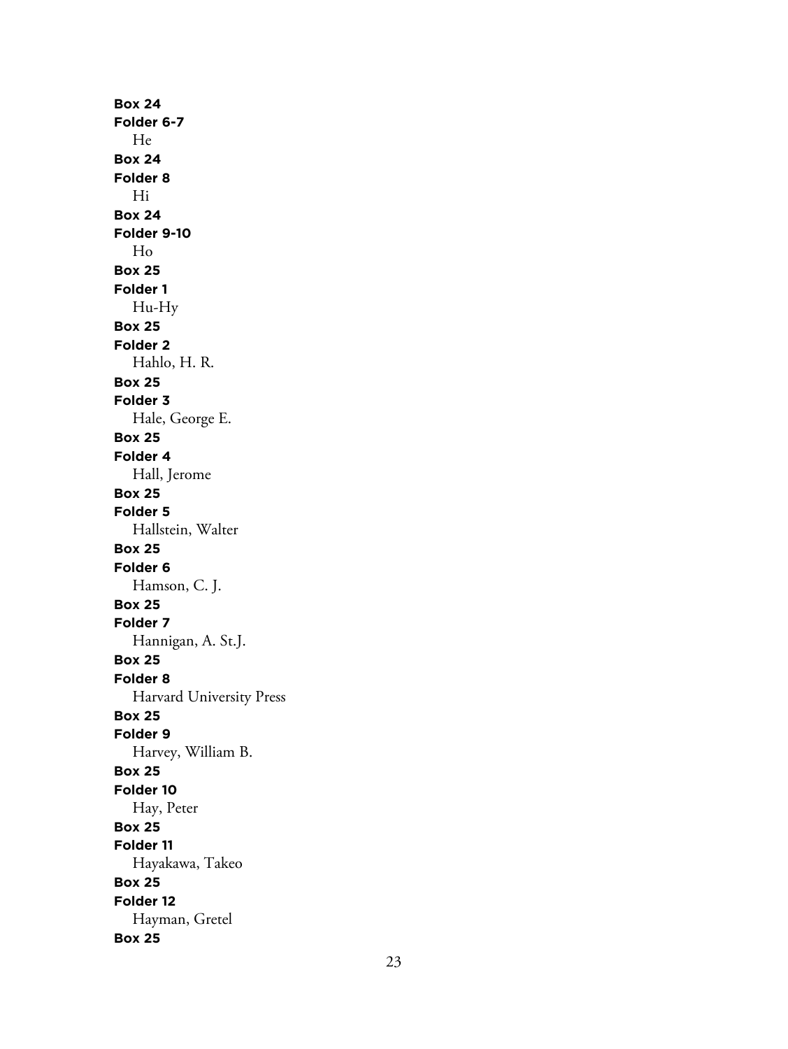**Box 24**
**Folder 6-7**
He
**Box 24**
**Folder 8**
Hi
**Box 24**
**Folder 9-10**
Ho
**Box 25**
**Folder 1**
Hu-Hy
**Box 25**
**Folder 2**
Hahlo, H. R.
**Box 25**
**Folder 3**
Hale, George E.
**Box 25**
**Folder 4**
Hall, Jerome
**Box 25**
**Folder 5**
Hallstein, Walter
**Box 25**
**Folder 6**
Hamson, C. J.
**Box 25**
**Folder 7**
Hannigan, A. St.J.
**Box 25**
**Folder 8**
Harvard University Press
**Box 25**
**Folder 9**
Harvey, William B.
**Box 25**
**Folder 10**
Hay, Peter
**Box 25**
**Folder 11**
Hayakawa, Takeo
**Box 25**
**Folder 12**
Hayman, Gretel
**Box 25**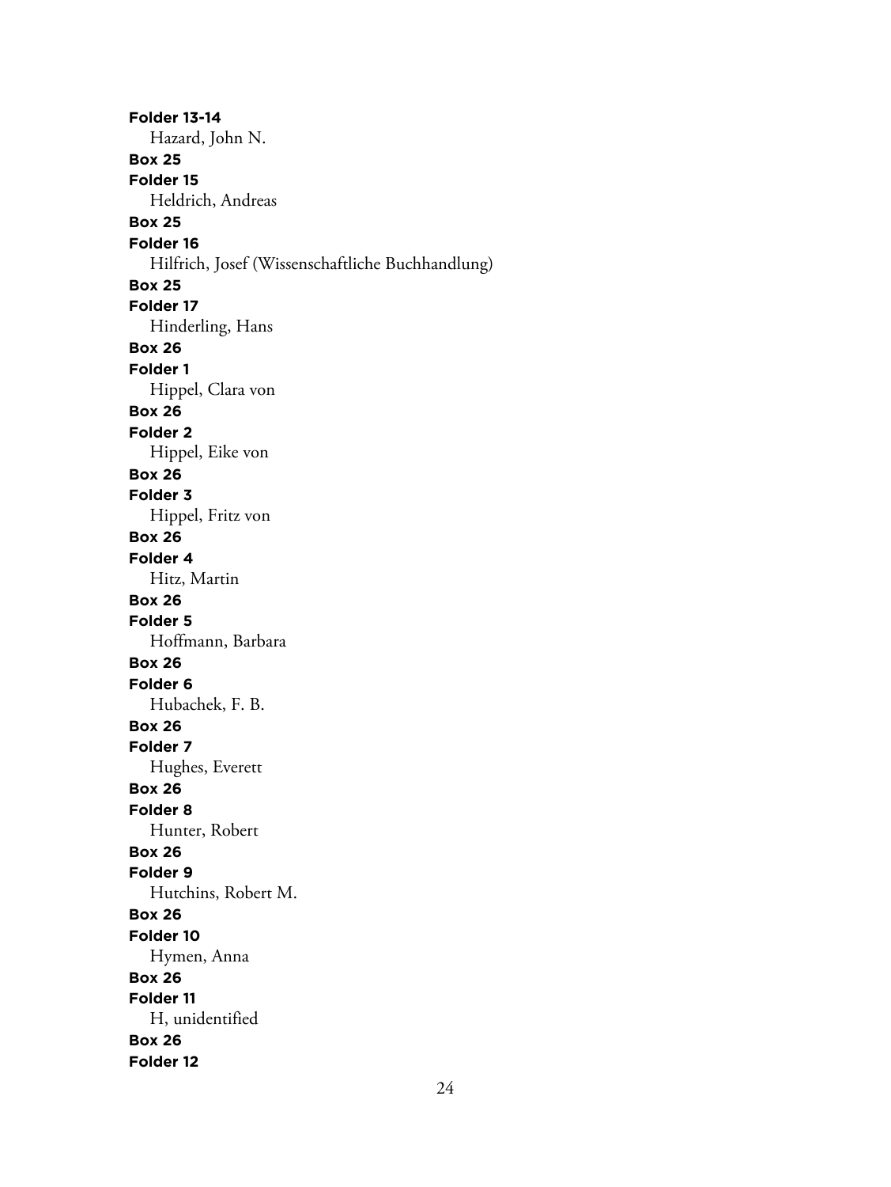**Folder 13-14**
Hazard, John N.

**Box 25**
**Folder 15**
Heldrich, Andreas

**Box 25**
**Folder 16**
Hilfrich, Josef (Wissenschaftliche Buchhandlung)

**Box 25**
**Folder 17**
Hinderling, Hans

**Box 26**
**Folder 1**
Hippel, Clara von

**Box 26**
**Folder 2**
Hippel, Eike von

**Box 26**
**Folder 3**
Hippel, Fritz von

**Box 26**
**Folder 4**
Hitz, Martin

**Box 26**
**Folder 5**
Hoffmann, Barbara

**Box 26**
**Folder 6**
Hubachek, F. B.

**Box 26**
**Folder 7**
Hughes, Everett

**Box 26**
**Folder 8**
Hunter, Robert

**Box 26**
**Folder 9**
Hutchins, Robert M.

**Box 26**
**Folder 10**
Hymen, Anna

**Box 26**
**Folder 11**
H, unidentified

**Box 26**
**Folder 12**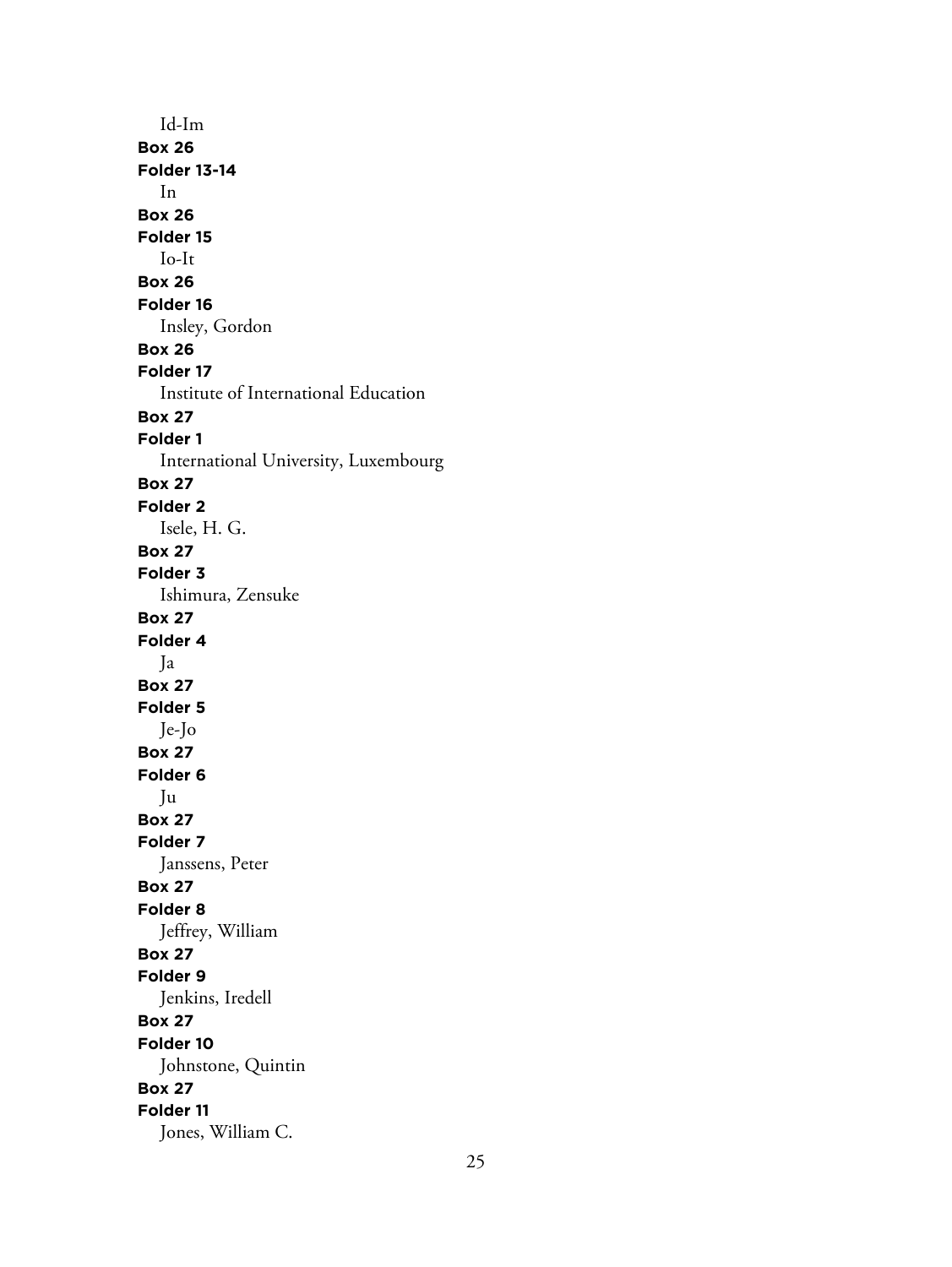Id-Im

**Box 26**

**Folder 13-14**

In

**Box 26**

**Folder 15**

Io-It

**Box 26**

**Folder 16**

Insley, Gordon

**Box 26**

**Folder 17**

Institute of International Education

**Box 27**

**Folder 1**

International University, Luxembourg

**Box 27**

**Folder 2**

Isele, H. G.

**Box 27**

**Folder 3**

Ishimura, Zensuke

**Box 27**

**Folder 4**

Ja

**Box 27**

**Folder 5**

Je-Jo

**Box 27**

**Folder 6**

Ju

**Box 27**

**Folder 7**

Janssens, Peter

**Box 27**

**Folder 8**

Jeffrey, William

**Box 27**

**Folder 9**

Jenkins, Iredell

**Box 27**

**Folder 10**

Johnstone, Quintin

**Box 27**

**Folder 11**

Jones, William C.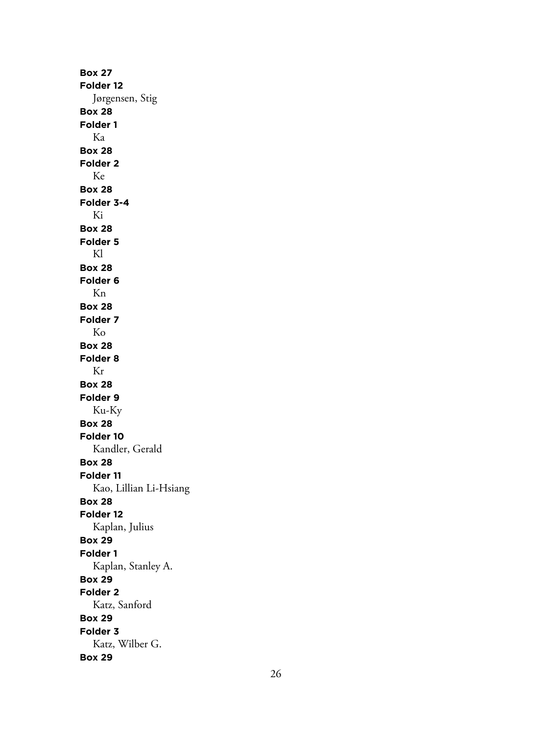**Box 27**
**Folder 12**
Jørgensen, Stig
**Box 28**
**Folder 1**
Ka
**Box 28**
**Folder 2**
Ke
**Box 28**
**Folder 3-4**
Ki
**Box 28**
**Folder 5**
Kl
**Box 28**
**Folder 6**
Kn
**Box 28**
**Folder 7**
Ko
**Box 28**
**Folder 8**
Kr
**Box 28**
**Folder 9**
Ku-Ky
**Box 28**
**Folder 10**
Kandler, Gerald
**Box 28**
**Folder 11**
Kao, Lillian Li-Hsiang
**Box 28**
**Folder 12**
Kaplan, Julius
**Box 29**
**Folder 1**
Kaplan, Stanley A.
**Box 29**
**Folder 2**
Katz, Sanford
**Box 29**
**Folder 3**
Katz, Wilber G.
**Box 29**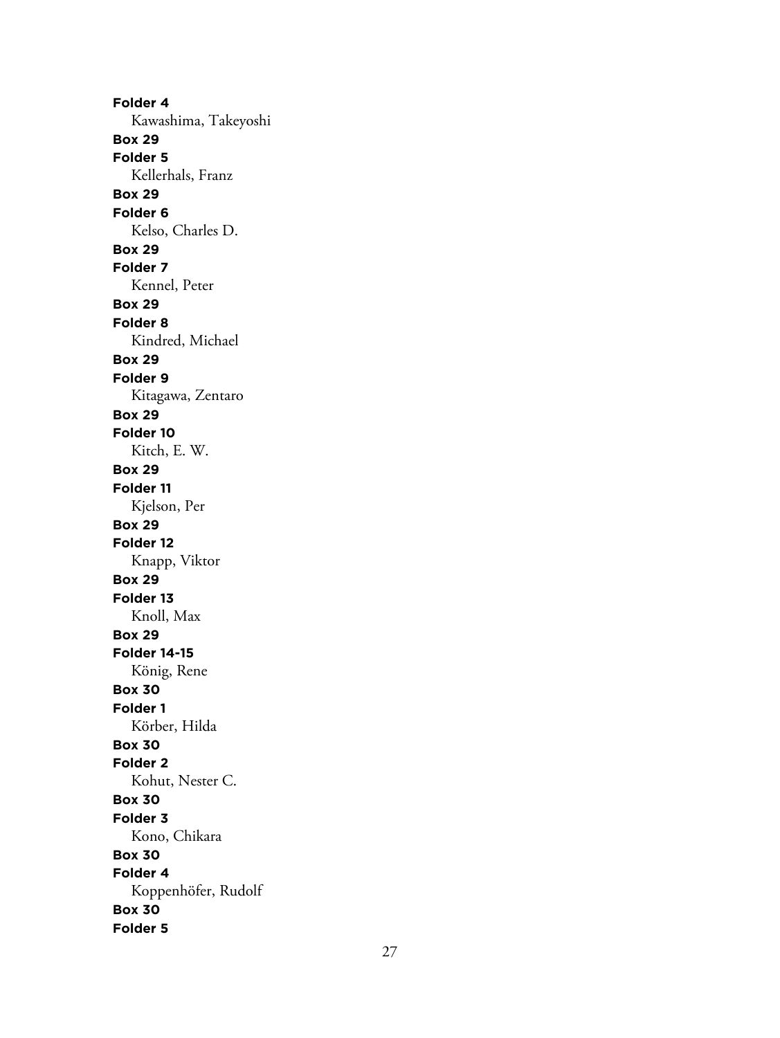**Folder 4**

Kawashima, Takeyoshi

**Box 29**

**Folder 5**

Kellerhals, Franz

**Box 29**

**Folder 6**

Kelso, Charles D.

**Box 29**

**Folder 7**

Kennel, Peter

**Box 29**

**Folder 8**

Kindred, Michael

**Box 29**

**Folder 9**

Kitagawa, Zentaro

**Box 29**

**Folder 10**

Kitch, E. W.

**Box 29**

**Folder 11**

Kjelson, Per

**Box 29**

**Folder 12**

Knapp, Viktor

**Box 29**

**Folder 13**

Knoll, Max

**Box 29**

**Folder 14-15**

König, Rene

**Box 30**

**Folder 1**

Körber, Hilda

**Box 30**

**Folder 2**

Kohut, Nester C.

**Box 30**

**Folder 3**

Kono, Chikara

**Box 30**

**Folder 4**

Koppenhöfer, Rudolf

**Box 30**

**Folder 5**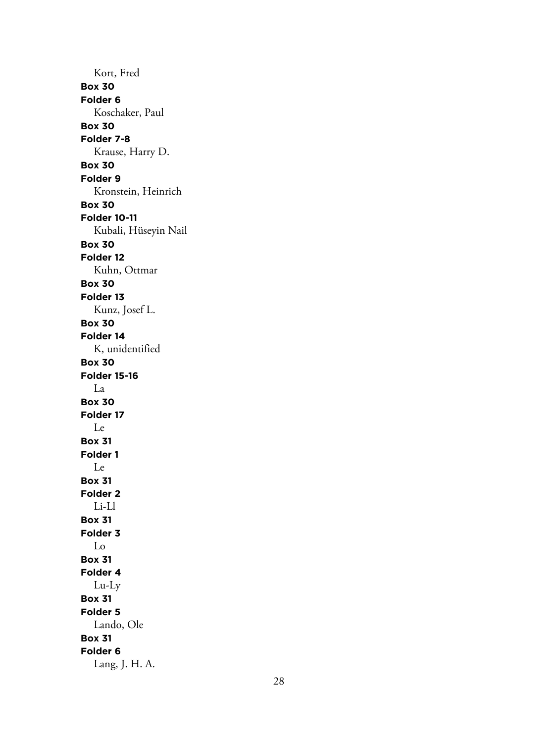Kort, Fred

**Box 30**
**Folder 6**
Koschaker, Paul

**Box 30**
**Folder 7-8**
Krause, Harry D.

**Box 30**
**Folder 9**
Kronstein, Heinrich

**Box 30**
**Folder 10-11**
Kubali, Hüseyin Nail

**Box 30**
**Folder 12**
Kuhn, Ottmar

**Box 30**
**Folder 13**
Kunz, Josef L.

**Box 30**
**Folder 14**
K, unidentified

**Box 30**
**Folder 15-16**
La

**Box 30**
**Folder 17**
Le

**Box 31**
**Folder 1**
Le

**Box 31**
**Folder 2**
Li-Ll

**Box 31**
**Folder 3**
Lo

**Box 31**
**Folder 4**
Lu-Ly

**Box 31**
**Folder 5**
Lando, Ole

**Box 31**
**Folder 6**
Lang, J. H. A.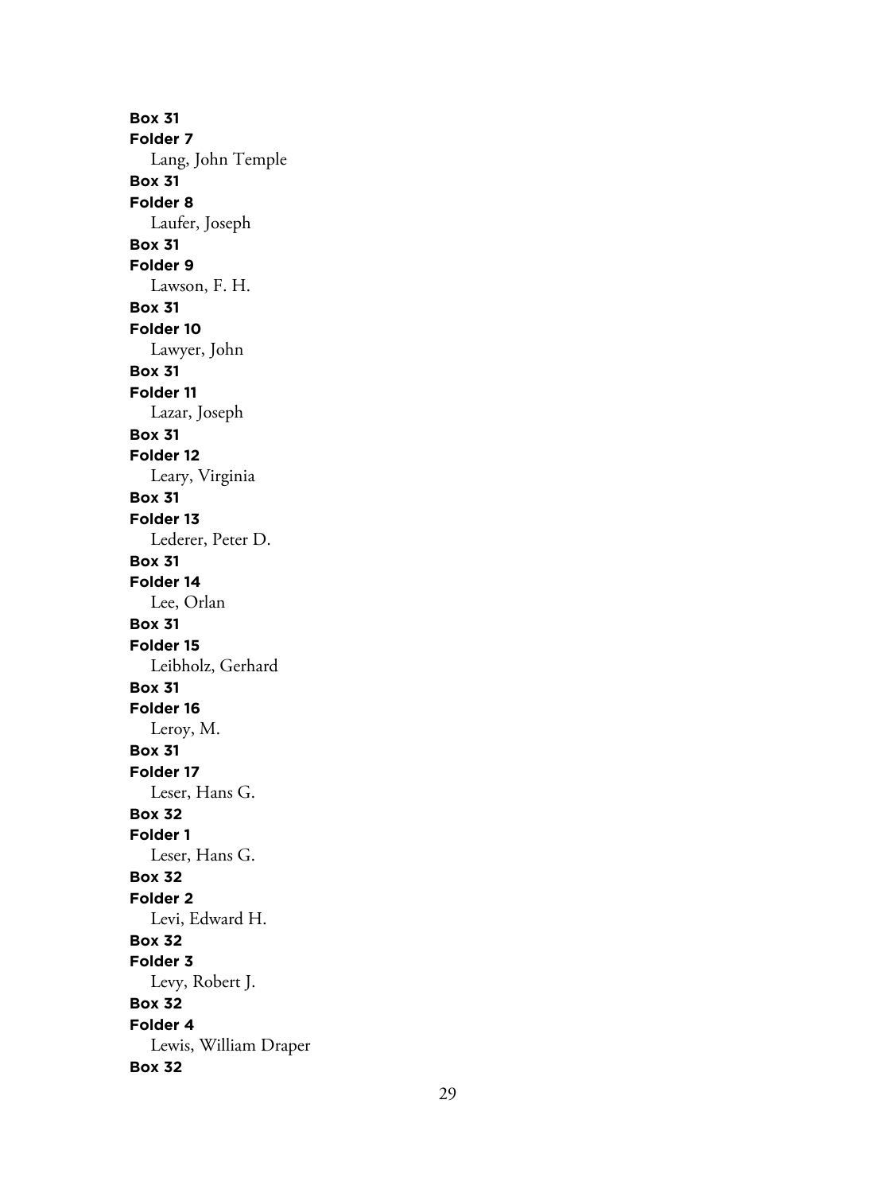**Box 31**
**Folder 7**
Lang, John Temple
**Box 31**
**Folder 8**
Laufer, Joseph
**Box 31**
**Folder 9**
Lawson, F. H.
**Box 31**
**Folder 10**
Lawyer, John
**Box 31**
**Folder 11**
Lazar, Joseph
**Box 31**
**Folder 12**
Leary, Virginia
**Box 31**
**Folder 13**
Lederer, Peter D.
**Box 31**
**Folder 14**
Lee, Orlan
**Box 31**
**Folder 15**
Leibholz, Gerhard
**Box 31**
**Folder 16**
Leroy, M.
**Box 31**
**Folder 17**
Leser, Hans G.
**Box 32**
**Folder 1**
Leser, Hans G.
**Box 32**
**Folder 2**
Levi, Edward H.
**Box 32**
**Folder 3**
Levy, Robert J.
**Box 32**
**Folder 4**
Lewis, William Draper
**Box 32**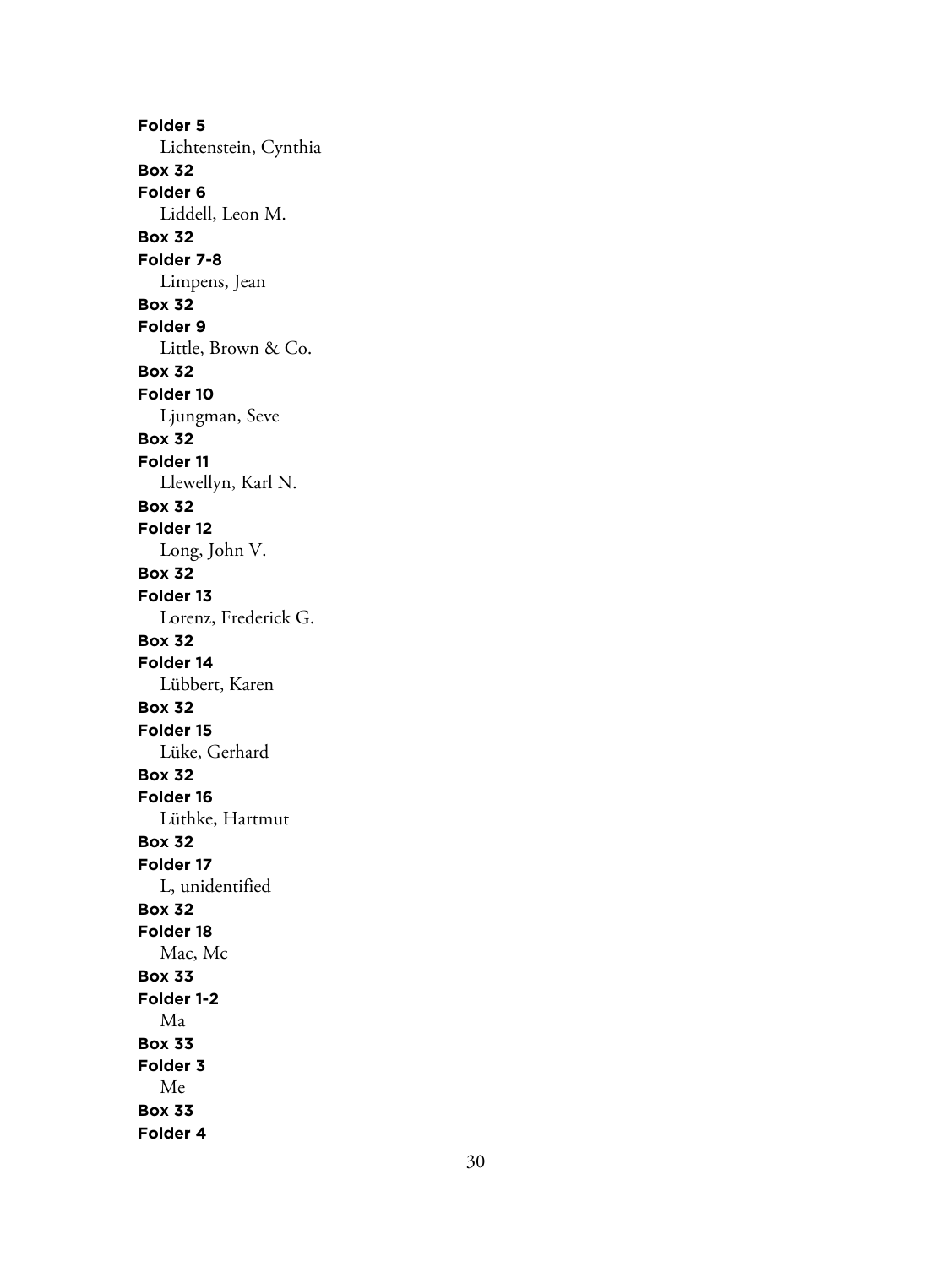**Folder 5**
Lichtenstein, Cynthia
**Box 32**
**Folder 6**
Liddell, Leon M.
**Box 32**
**Folder 7-8**
Limpens, Jean
**Box 32**
**Folder 9**
Little, Brown & Co.
**Box 32**
**Folder 10**
Ljungman, Seve
**Box 32**
**Folder 11**
Llewellyn, Karl N.
**Box 32**
**Folder 12**
Long, John V.
**Box 32**
**Folder 13**
Lorenz, Frederick G.
**Box 32**
**Folder 14**
Lübbert, Karen
**Box 32**
**Folder 15**
Lüke, Gerhard
**Box 32**
**Folder 16**
Lüthke, Hartmut
**Box 32**
**Folder 17**
L, unidentified
**Box 32**
**Folder 18**
Mac, Mc
**Box 33**
**Folder 1-2**
Ma
**Box 33**
**Folder 3**
Me
**Box 33**
**Folder 4**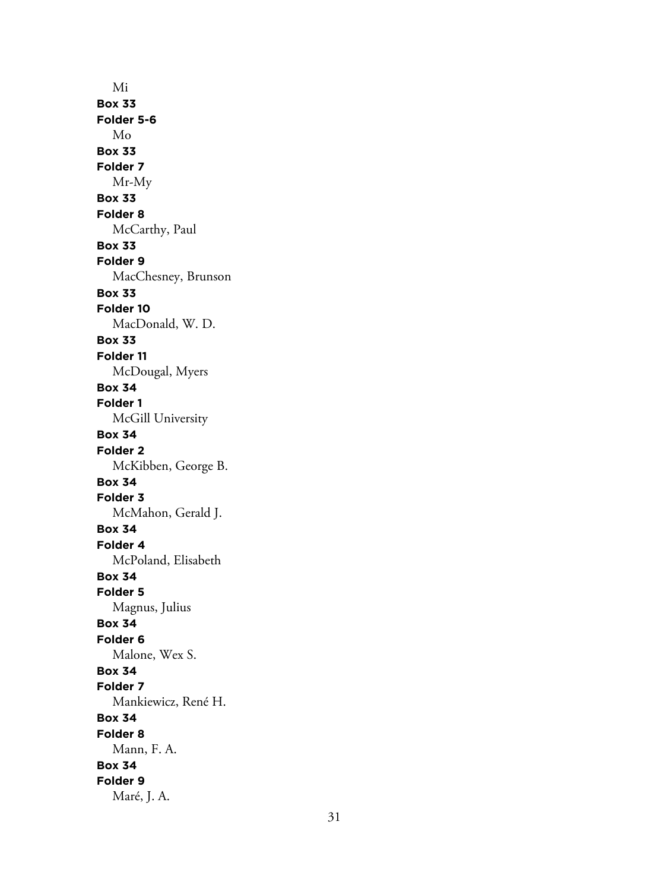Mi

**Box 33**

**Folder 5-6**

Mo

**Box 33**

**Folder 7**

Mr-My

**Box 33**

**Folder 8**

McCarthy, Paul

**Box 33**

**Folder 9**

MacChesney, Brunson

**Box 33**

**Folder 10**

MacDonald, W. D.

**Box 33**

**Folder 11**

McDougal, Myers

**Box 34**

**Folder 1**

McGill University

**Box 34**

**Folder 2**

McKibben, George B.

**Box 34**

**Folder 3**

McMahon, Gerald J.

**Box 34**

**Folder 4**

McPoland, Elisabeth

**Box 34**

**Folder 5**

Magnus, Julius

**Box 34**

**Folder 6**

Malone, Wex S.

**Box 34**

**Folder 7**

Mankiewicz, René H.

**Box 34**

**Folder 8**

Mann, F. A.

**Box 34**

**Folder 9**

Maré, J. A.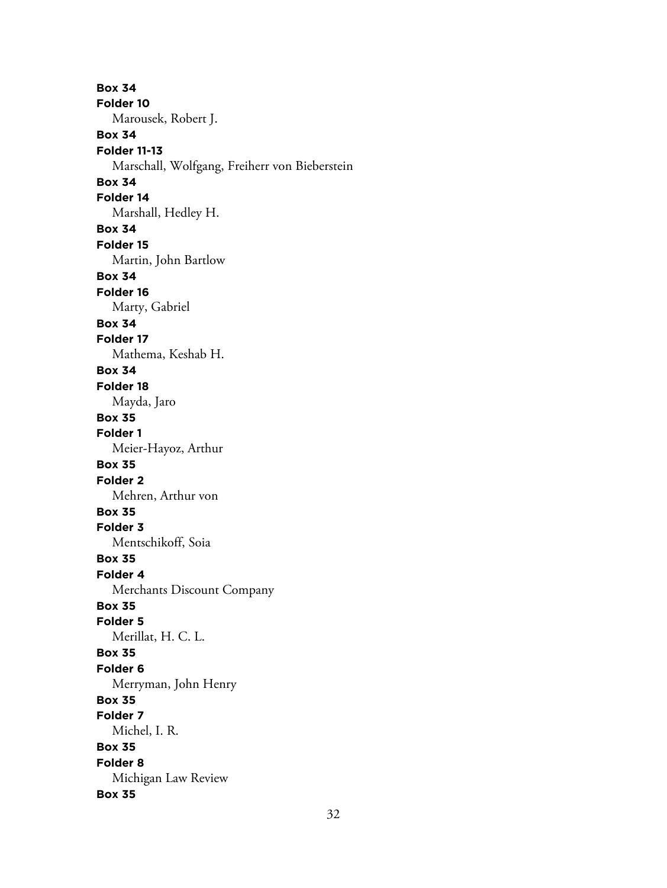**Box 34**
**Folder 10**
Marousek, Robert J.
**Box 34**
**Folder 11-13**
Marschall, Wolfgang, Freiherr von Bieberstein
**Box 34**
**Folder 14**
Marshall, Hedley H.
**Box 34**
**Folder 15**
Martin, John Bartlow
**Box 34**
**Folder 16**
Marty, Gabriel
**Box 34**
**Folder 17**
Mathema, Keshab H.
**Box 34**
**Folder 18**
Mayda, Jaro
**Box 35**
**Folder 1**
Meier-Hayoz, Arthur
**Box 35**
**Folder 2**
Mehren, Arthur von
**Box 35**
**Folder 3**
Mentschikoff, Soia
**Box 35**
**Folder 4**
Merchants Discount Company
**Box 35**
**Folder 5**
Merillat, H. C. L.
**Box 35**
**Folder 6**
Merryman, John Henry
**Box 35**
**Folder 7**
Michel, I. R.
**Box 35**
**Folder 8**
Michigan Law Review
**Box 35**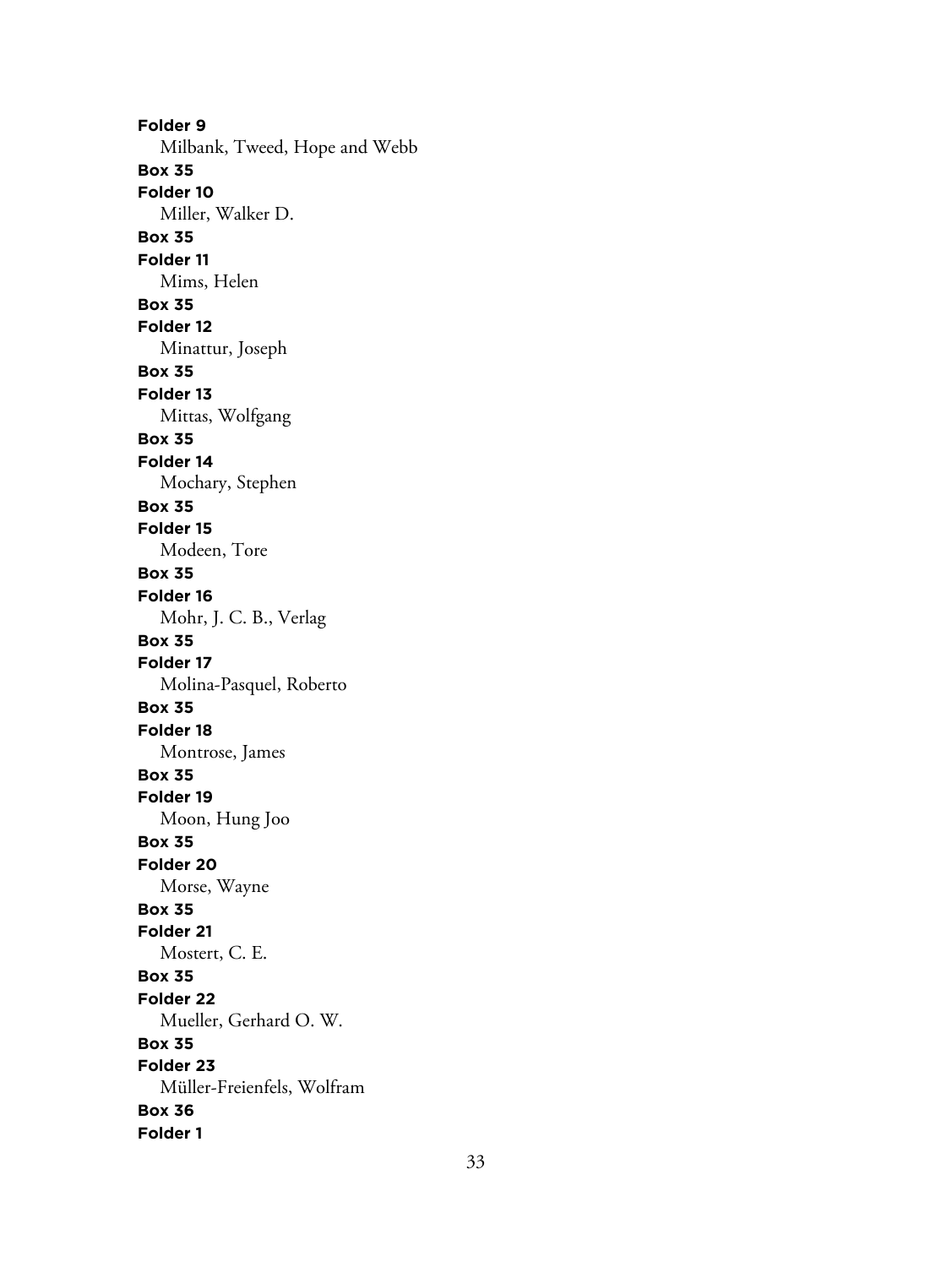**Folder 9**
Milbank, Tweed, Hope and Webb
**Box 35**
**Folder 10**
Miller, Walker D.
**Box 35**
**Folder 11**
Mims, Helen
**Box 35**
**Folder 12**
Minattur, Joseph
**Box 35**
**Folder 13**
Mittas, Wolfgang
**Box 35**
**Folder 14**
Mochary, Stephen
**Box 35**
**Folder 15**
Modeen, Tore
**Box 35**
**Folder 16**
Mohr, J. C. B., Verlag
**Box 35**
**Folder 17**
Molina-Pasquel, Roberto
**Box 35**
**Folder 18**
Montrose, James
**Box 35**
**Folder 19**
Moon, Hung Joo
**Box 35**
**Folder 20**
Morse, Wayne
**Box 35**
**Folder 21**
Mostert, C. E.
**Box 35**
**Folder 22**
Mueller, Gerhard O. W.
**Box 35**
**Folder 23**
Müller-Freienfels, Wolfram
**Box 36**
**Folder 1**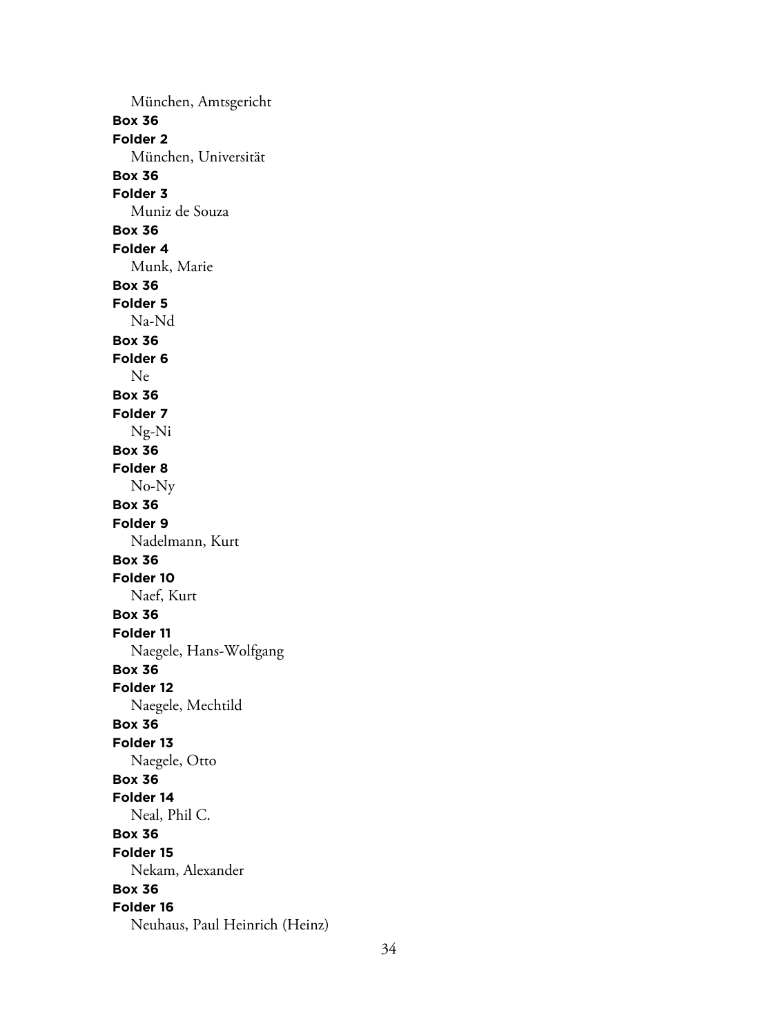München, Amtsgericht

**Box 36**
**Folder 2**
München, Universität

**Box 36**
**Folder 3**
Muniz de Souza

**Box 36**
**Folder 4**
Munk, Marie

**Box 36**
**Folder 5**
Na-Nd

**Box 36**
**Folder 6**
Ne

**Box 36**
**Folder 7**
Ng-Ni

**Box 36**
**Folder 8**
No-Ny

**Box 36**
**Folder 9**
Nadelmann, Kurt

**Box 36**
**Folder 10**
Naef, Kurt

**Box 36**
**Folder 11**
Naegele, Hans-Wolfgang

**Box 36**
**Folder 12**
Naegele, Mechtild

**Box 36**
**Folder 13**
Naegele, Otto

**Box 36**
**Folder 14**
Neal, Phil C.

**Box 36**
**Folder 15**
Nekam, Alexander

**Box 36**
**Folder 16**
Neuhaus, Paul Heinrich (Heinz)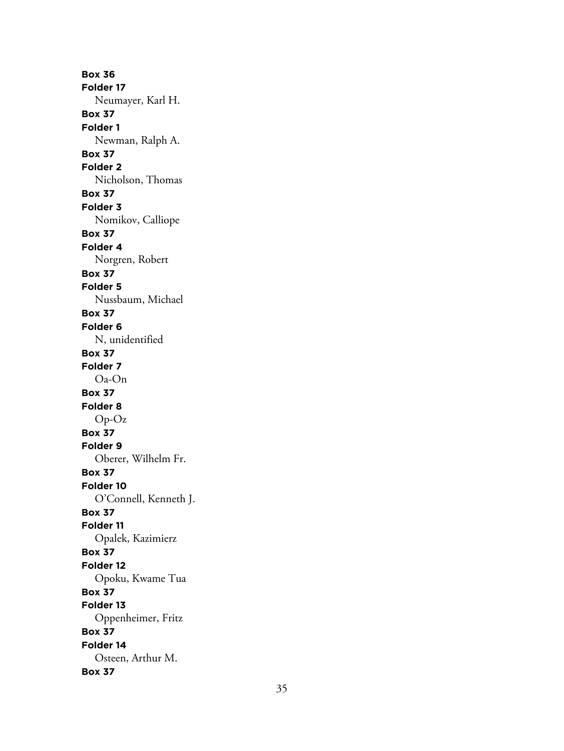**Box 36**
**Folder 17**
Neumayer, Karl H.
**Box 37**
**Folder 1**
Newman, Ralph A.
**Box 37**
**Folder 2**
Nicholson, Thomas
**Box 37**
**Folder 3**
Nomikov, Calliope
**Box 37**
**Folder 4**
Norgren, Robert
**Box 37**
**Folder 5**
Nussbaum, Michael
**Box 37**
**Folder 6**
N, unidentified
**Box 37**
**Folder 7**
Oa-On
**Box 37**
**Folder 8**
Op-Oz
**Box 37**
**Folder 9**
Oberer, Wilhelm Fr.
**Box 37**
**Folder 10**
O'Connell, Kenneth J.
**Box 37**
**Folder 11**
Opalek, Kazimierz
**Box 37**
**Folder 12**
Opoku, Kwame Tua
**Box 37**
**Folder 13**
Oppenheimer, Fritz
**Box 37**
**Folder 14**
Osteen, Arthur M.
**Box 37**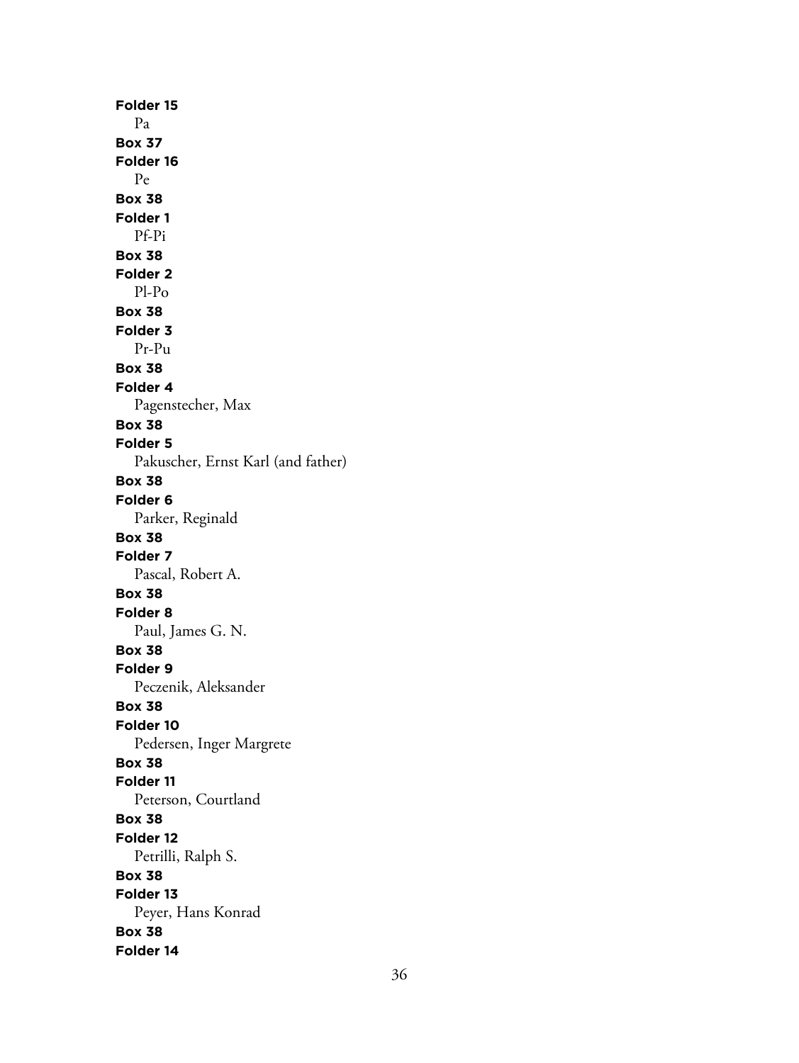**Folder 15**

Pa

**Box 37**

**Folder 16**

Pe

**Box 38**

**Folder 1**

Pf-Pi

**Box 38**

**Folder 2**

Pl-Po

**Box 38**

**Folder 3**

Pr-Pu

**Box 38**

**Folder 4**

Pagenstecher, Max

**Box 38**

**Folder 5**

Pakuscher, Ernst Karl (and father)

**Box 38**

**Folder 6**

Parker, Reginald

**Box 38**

**Folder 7**

Pascal, Robert A.

**Box 38**

**Folder 8**

Paul, James G. N.

**Box 38**

**Folder 9**

Peczenik, Aleksander

**Box 38**

**Folder 10**

Pedersen, Inger Margrete

**Box 38**

**Folder 11**

Peterson, Courtland

**Box 38**

**Folder 12**

Petrilli, Ralph S.

**Box 38**

**Folder 13**

Peyer, Hans Konrad

**Box 38**

**Folder 14**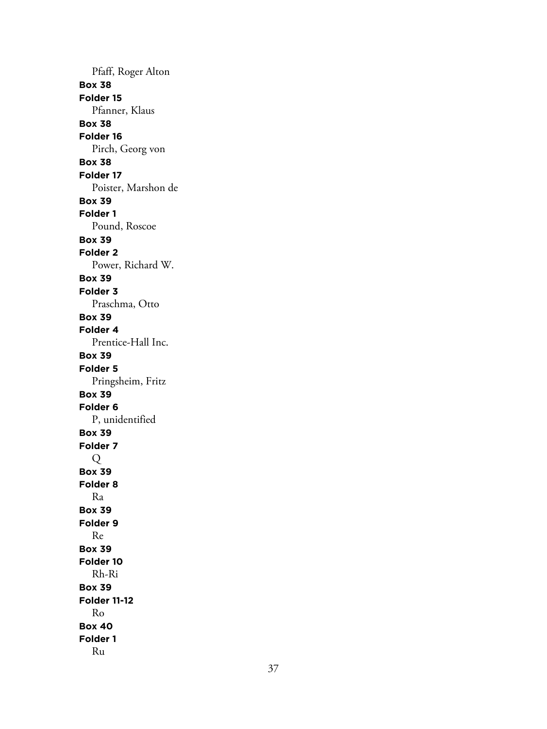Pfaff, Roger Alton

**Box 38**

**Folder 15**

Pfanner, Klaus

**Box 38**

**Folder 16**

Pirch, Georg von

**Box 38**

**Folder 17**

Poister, Marshon de

**Box 39**

**Folder 1**

Pound, Roscoe

**Box 39**

**Folder 2**

Power, Richard W.

**Box 39**

**Folder 3**

Praschma, Otto

**Box 39**

**Folder 4**

Prentice-Hall Inc.

**Box 39**

**Folder 5**

Pringsheim, Fritz

**Box 39**

**Folder 6**

P, unidentified

**Box 39**

**Folder 7**

Q

**Box 39**

**Folder 8**

Ra

**Box 39**

**Folder 9**

Re

**Box 39**

**Folder 10**

Rh-Ri

**Box 39**

**Folder 11-12**

Ro

**Box 40**

**Folder 1**

Ru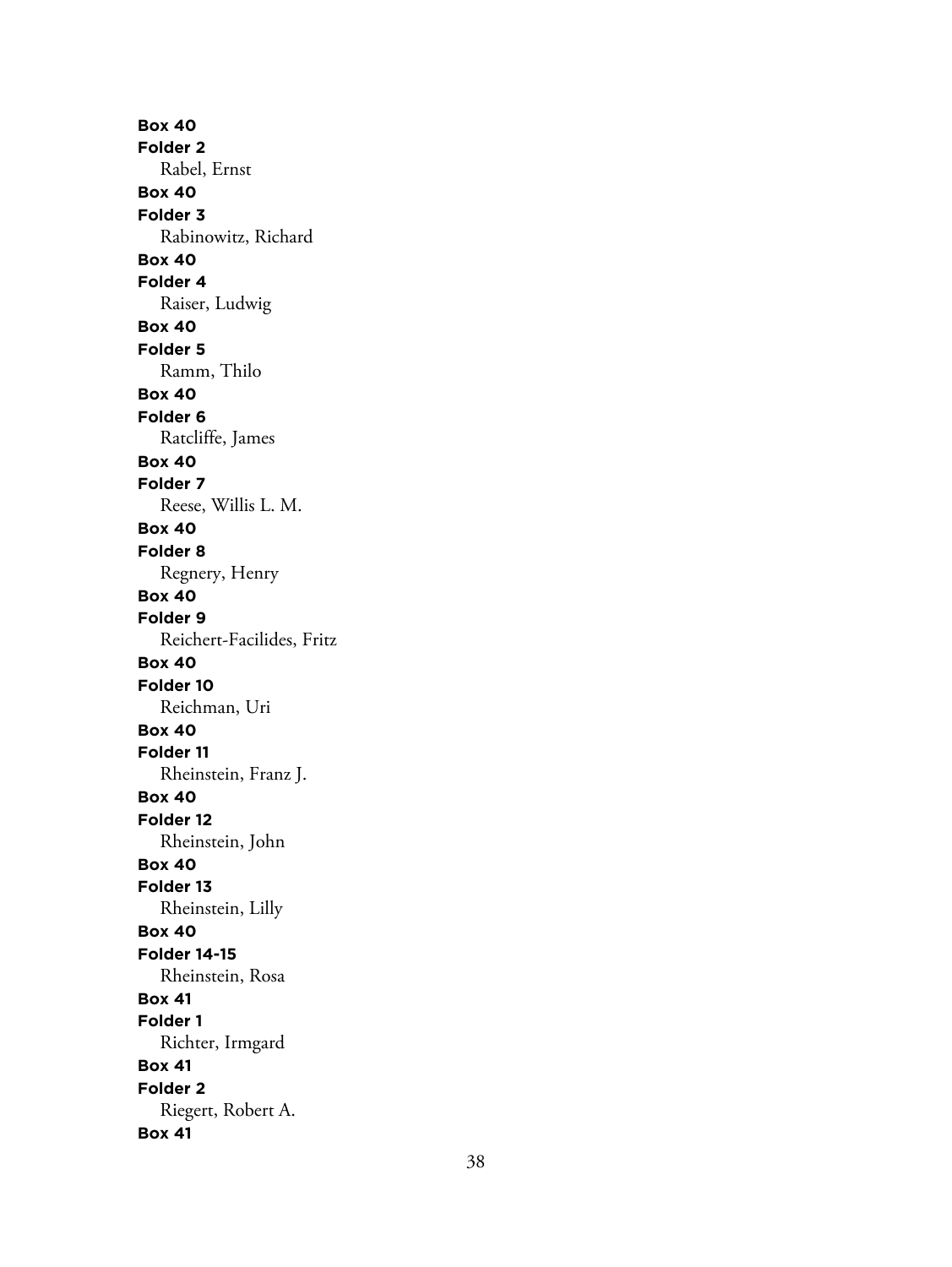**Box 40**
**Folder 2**
Rabel, Ernst
**Box 40**
**Folder 3**
Rabinowitz, Richard
**Box 40**
**Folder 4**
Raiser, Ludwig
**Box 40**
**Folder 5**
Ramm, Thilo
**Box 40**
**Folder 6**
Ratcliffe, James
**Box 40**
**Folder 7**
Reese, Willis L. M.
**Box 40**
**Folder 8**
Regnery, Henry
**Box 40**
**Folder 9**
Reichert-Facilides, Fritz
**Box 40**
**Folder 10**
Reichman, Uri
**Box 40**
**Folder 11**
Rheinstein, Franz J.
**Box 40**
**Folder 12**
Rheinstein, John
**Box 40**
**Folder 13**
Rheinstein, Lilly
**Box 40**
**Folder 14-15**
Rheinstein, Rosa
**Box 41**
**Folder 1**
Richter, Irmgard
**Box 41**
**Folder 2**
Riegert, Robert A.
**Box 41**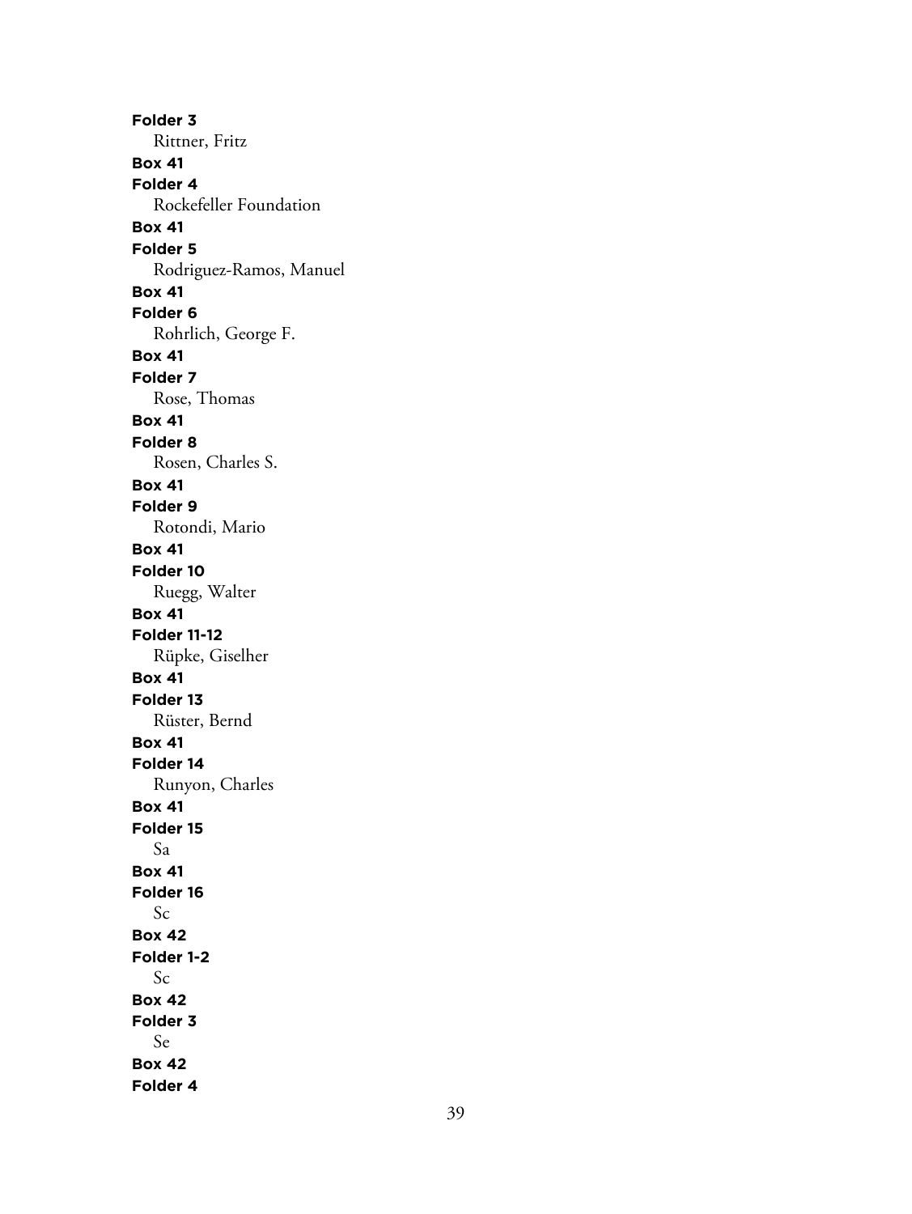**Folder 3**
Rittner, Fritz
**Box 41**
**Folder 4**
Rockefeller Foundation
**Box 41**
**Folder 5**
Rodriguez-Ramos, Manuel
**Box 41**
**Folder 6**
Rohrlich, George F.
**Box 41**
**Folder 7**
Rose, Thomas
**Box 41**
**Folder 8**
Rosen, Charles S.
**Box 41**
**Folder 9**
Rotondi, Mario
**Box 41**
**Folder 10**
Ruegg, Walter
**Box 41**
**Folder 11-12**
Rüpke, Giselher
**Box 41**
**Folder 13**
Rüster, Bernd
**Box 41**
**Folder 14**
Runyon, Charles
**Box 41**
**Folder 15**
Sa
**Box 41**
**Folder 16**
Sc
**Box 42**
**Folder 1-2**
Sc
**Box 42**
**Folder 3**
Se
**Box 42**
**Folder 4**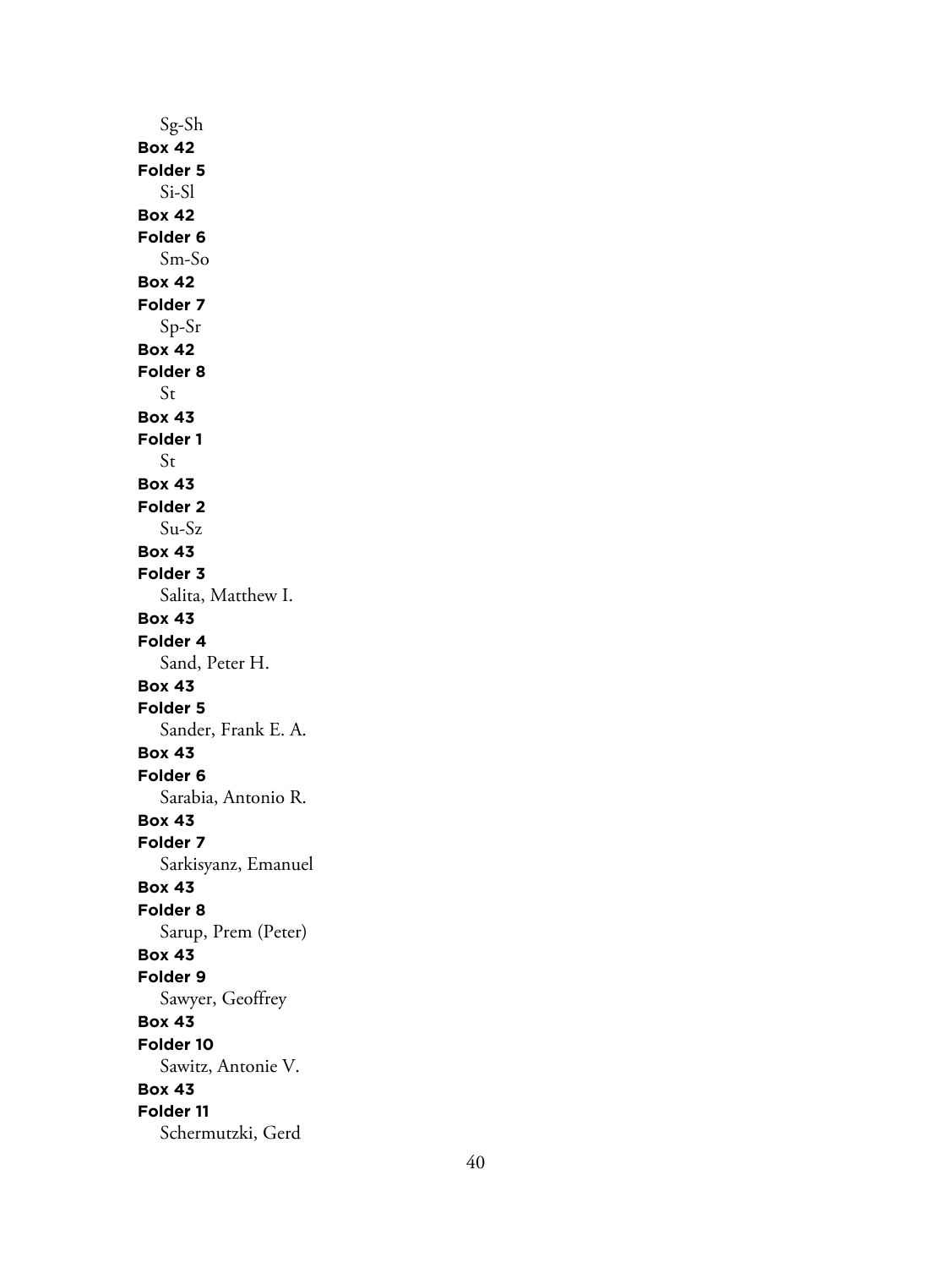Sg-Sh

**Box 42**
**Folder 5**
Si-Sl

**Box 42**
**Folder 6**
Sm-So

**Box 42**
**Folder 7**
Sp-Sr

**Box 42**
**Folder 8**
St

**Box 43**
**Folder 1**
St

**Box 43**
**Folder 2**
Su-Sz

**Box 43**
**Folder 3**
Salita, Matthew I.

**Box 43**
**Folder 4**
Sand, Peter H.

**Box 43**
**Folder 5**
Sander, Frank E. A.

**Box 43**
**Folder 6**
Sarabia, Antonio R.

**Box 43**
**Folder 7**
Sarkisyanz, Emanuel

**Box 43**
**Folder 8**
Sarup, Prem (Peter)

**Box 43**
**Folder 9**
Sawyer, Geoffrey

**Box 43**
**Folder 10**
Sawitz, Antonie V.

**Box 43**
**Folder 11**
Schermutzki, Gerd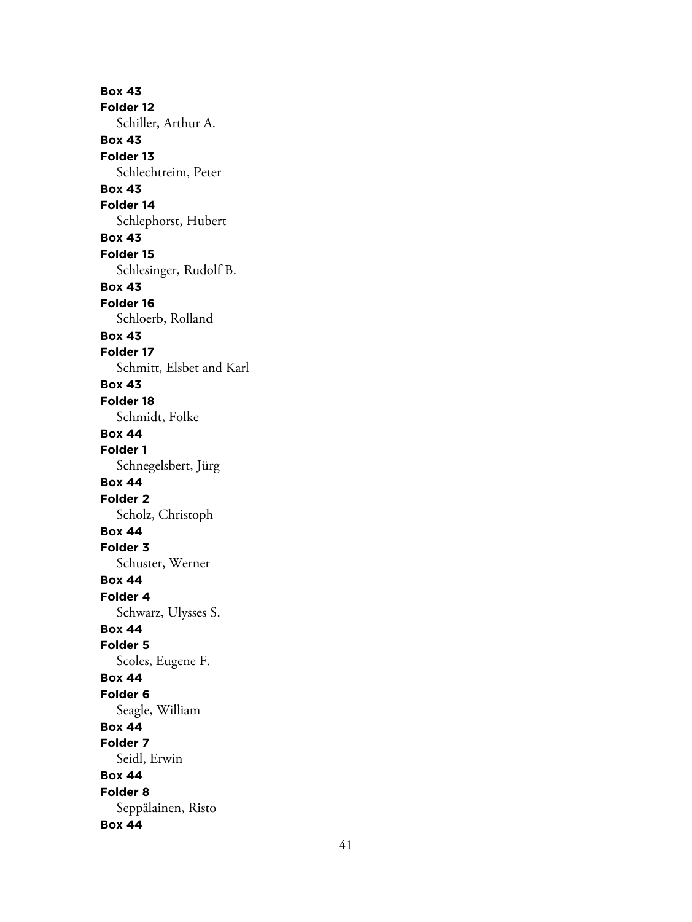**Box 43**
**Folder 12**
Schiller, Arthur A.
**Box 43**
**Folder 13**
Schlechtreim, Peter
**Box 43**
**Folder 14**
Schlephorst, Hubert
**Box 43**
**Folder 15**
Schlesinger, Rudolf B.
**Box 43**
**Folder 16**
Schloerb, Rolland
**Box 43**
**Folder 17**
Schmitt, Elsbet and Karl
**Box 43**
**Folder 18**
Schmidt, Folke
**Box 44**
**Folder 1**
Schnegelsbert, Jürg
**Box 44**
**Folder 2**
Scholz, Christoph
**Box 44**
**Folder 3**
Schuster, Werner
**Box 44**
**Folder 4**
Schwarz, Ulysses S.
**Box 44**
**Folder 5**
Scoles, Eugene F.
**Box 44**
**Folder 6**
Seagle, William
**Box 44**
**Folder 7**
Seidl, Erwin
**Box 44**
**Folder 8**
Seppälainen, Risto
**Box 44**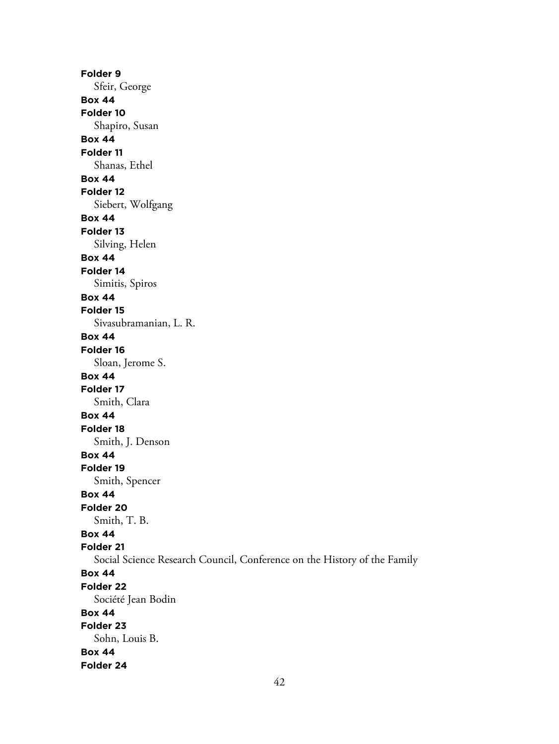**Folder 9**

Sfeir, George

**Box 44**

**Folder 10**

Shapiro, Susan

**Box 44**

**Folder 11**

Shanas, Ethel

**Box 44**

**Folder 12**

Siebert, Wolfgang

**Box 44**

**Folder 13**

Silving, Helen

**Box 44**

**Folder 14**

Simitis, Spiros

**Box 44**

**Folder 15**

Sivasubramanian, L. R.

**Box 44**

**Folder 16**

Sloan, Jerome S.

**Box 44**

**Folder 17**

Smith, Clara

**Box 44**

**Folder 18**

Smith, J. Denson

**Box 44**

**Folder 19**

Smith, Spencer

**Box 44**

**Folder 20**

Smith, T. B.

**Box 44**

**Folder 21**

Social Science Research Council, Conference on the History of the Family

**Box 44**

**Folder 22**

Société Jean Bodin

**Box 44**

**Folder 23**

Sohn, Louis B.

**Box 44**

**Folder 24**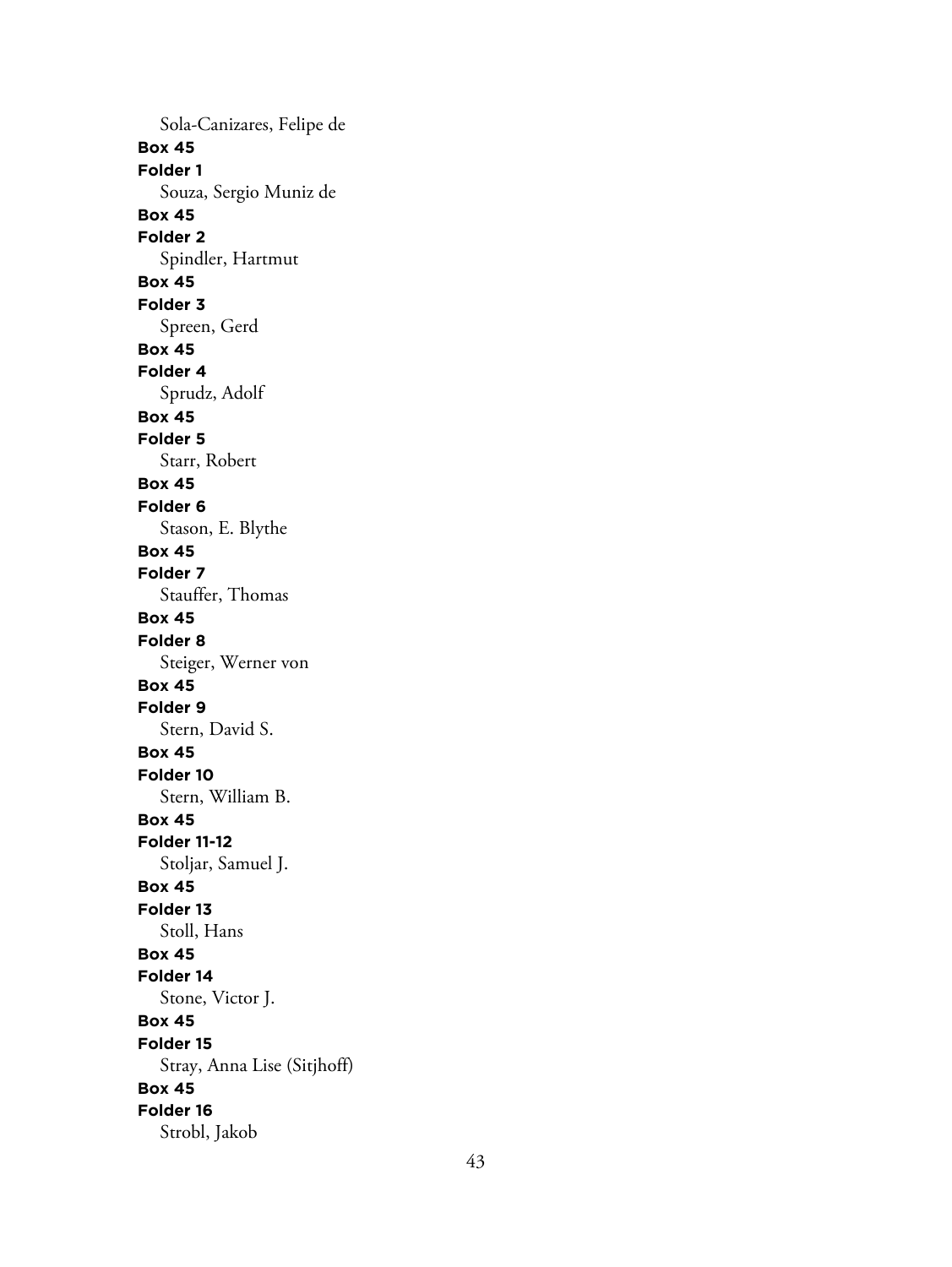Sola-Canizares, Felipe de

**Box 45**

**Folder 1**

Souza, Sergio Muniz de

**Box 45**

**Folder 2**

Spindler, Hartmut

**Box 45**

**Folder 3**

Spreen, Gerd

**Box 45**

**Folder 4**

Sprudz, Adolf

**Box 45**

**Folder 5**

Starr, Robert

**Box 45**

**Folder 6**

Stason, E. Blythe

**Box 45**

**Folder 7**

Stauffer, Thomas

**Box 45**

**Folder 8**

Steiger, Werner von

**Box 45**

**Folder 9**

Stern, David S.

**Box 45**

**Folder 10**

Stern, William B.

**Box 45**

**Folder 11-12**

Stoljar, Samuel J.

**Box 45**

**Folder 13**

Stoll, Hans

**Box 45**

**Folder 14**

Stone, Victor J.

**Box 45**

**Folder 15**

Stray, Anna Lise (Sitjhoff)

**Box 45**

**Folder 16**

Strobl, Jakob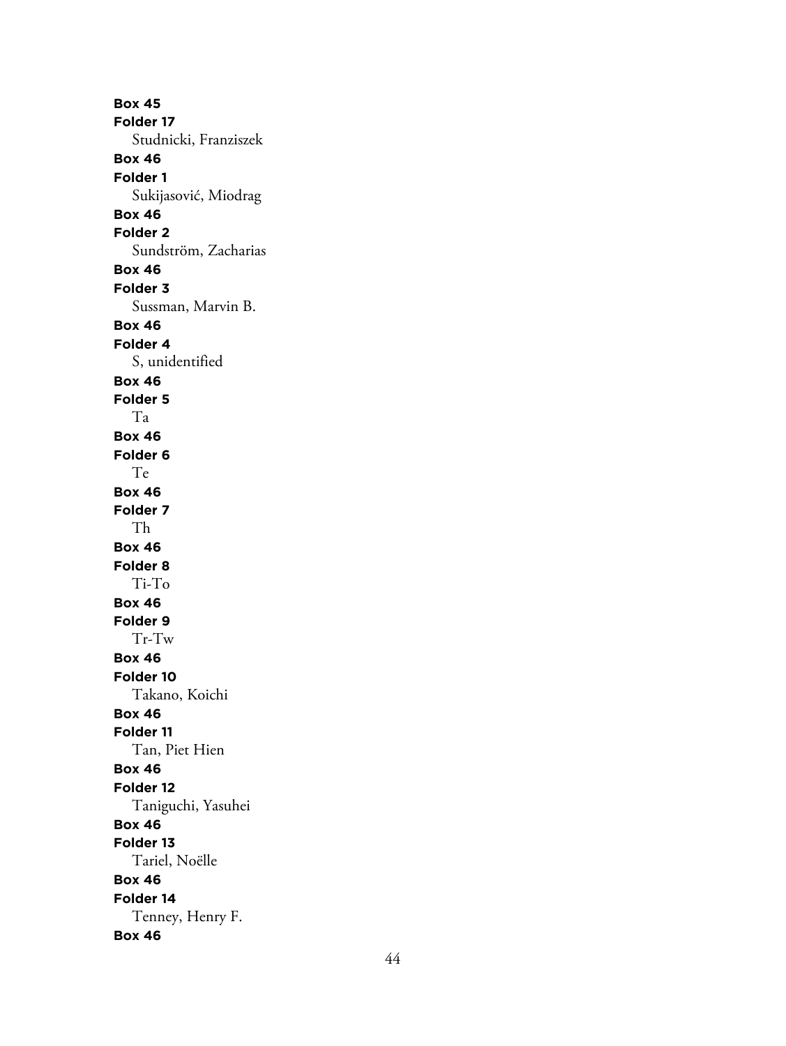**Box 45**
**Folder 17**
Studnicki, Franziszek
**Box 46**
**Folder 1**
Sukijasović, Miodrag
**Box 46**
**Folder 2**
Sundström, Zacharias
**Box 46**
**Folder 3**
Sussman, Marvin B.
**Box 46**
**Folder 4**
S, unidentified
**Box 46**
**Folder 5**
Ta
**Box 46**
**Folder 6**
Te
**Box 46**
**Folder 7**
Th
**Box 46**
**Folder 8**
Ti-To
**Box 46**
**Folder 9**
Tr-Tw
**Box 46**
**Folder 10**
Takano, Koichi
**Box 46**
**Folder 11**
Tan, Piet Hien
**Box 46**
**Folder 12**
Taniguchi, Yasuhei
**Box 46**
**Folder 13**
Tariel, Noëlle
**Box 46**
**Folder 14**
Tenney, Henry F.
**Box 46**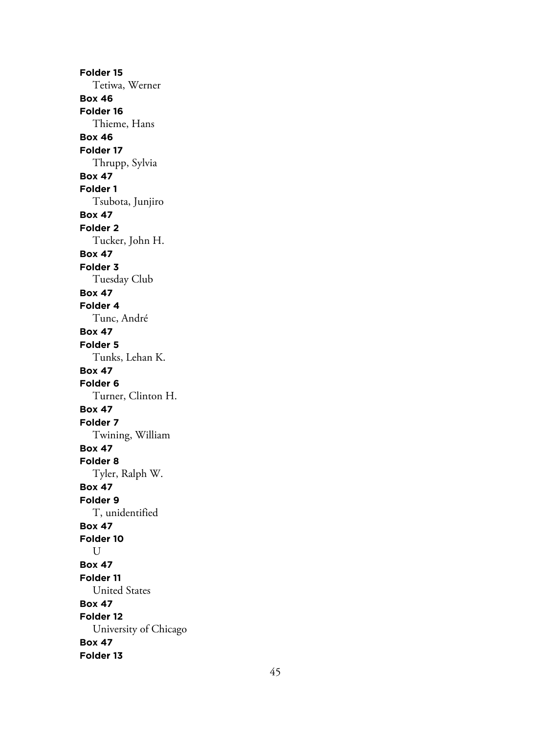**Folder 15**
Tetiwa, Werner
**Box 46**
**Folder 16**
Thieme, Hans
**Box 46**
**Folder 17**
Thrupp, Sylvia
**Box 47**
**Folder 1**
Tsubota, Junjiro
**Box 47**
**Folder 2**
Tucker, John H.
**Box 47**
**Folder 3**
Tuesday Club
**Box 47**
**Folder 4**
Tunc, André
**Box 47**
**Folder 5**
Tunks, Lehan K.
**Box 47**
**Folder 6**
Turner, Clinton H.
**Box 47**
**Folder 7**
Twining, William
**Box 47**
**Folder 8**
Tyler, Ralph W.
**Box 47**
**Folder 9**
T, unidentified
**Box 47**
**Folder 10**
U
**Box 47**
**Folder 11**
United States
**Box 47**
**Folder 12**
University of Chicago
**Box 47**
**Folder 13**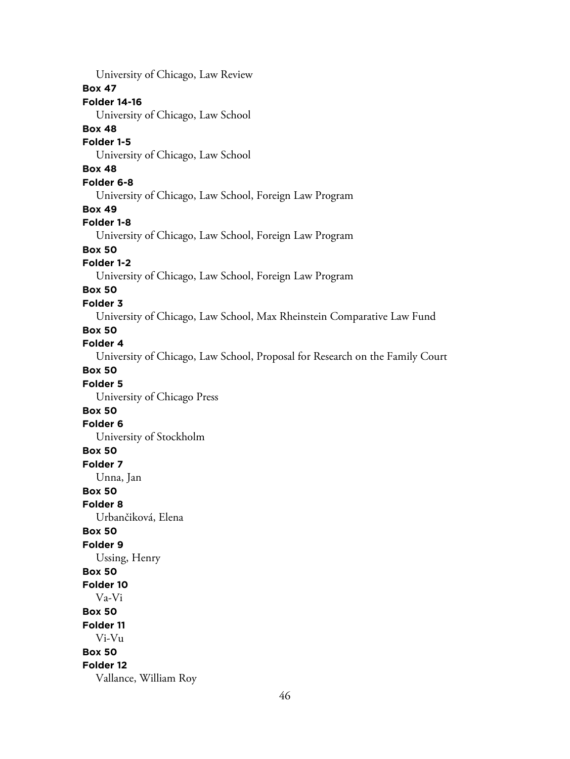University of Chicago, Law Review

**Box 47**

**Folder 14-16**

University of Chicago, Law School

**Box 48**

**Folder 1-5**

University of Chicago, Law School

**Box 48**

**Folder 6-8**

University of Chicago, Law School, Foreign Law Program

**Box 49**

**Folder 1-8**

University of Chicago, Law School, Foreign Law Program

**Box 50**

**Folder 1-2**

University of Chicago, Law School, Foreign Law Program

**Box 50**

**Folder 3**

University of Chicago, Law School, Max Rheinstein Comparative Law Fund

**Box 50**

**Folder 4**

University of Chicago, Law School, Proposal for Research on the Family Court

**Box 50**

**Folder 5**

University of Chicago Press

**Box 50**

**Folder 6**

University of Stockholm

**Box 50**

**Folder 7**

Unna, Jan

**Box 50**

**Folder 8**

Urbančiková, Elena

**Box 50**

**Folder 9**

Ussing, Henry

**Box 50**

**Folder 10**

Va-Vi

**Box 50**

**Folder 11**

Vi-Vu

**Box 50**

**Folder 12**

Vallance, William Roy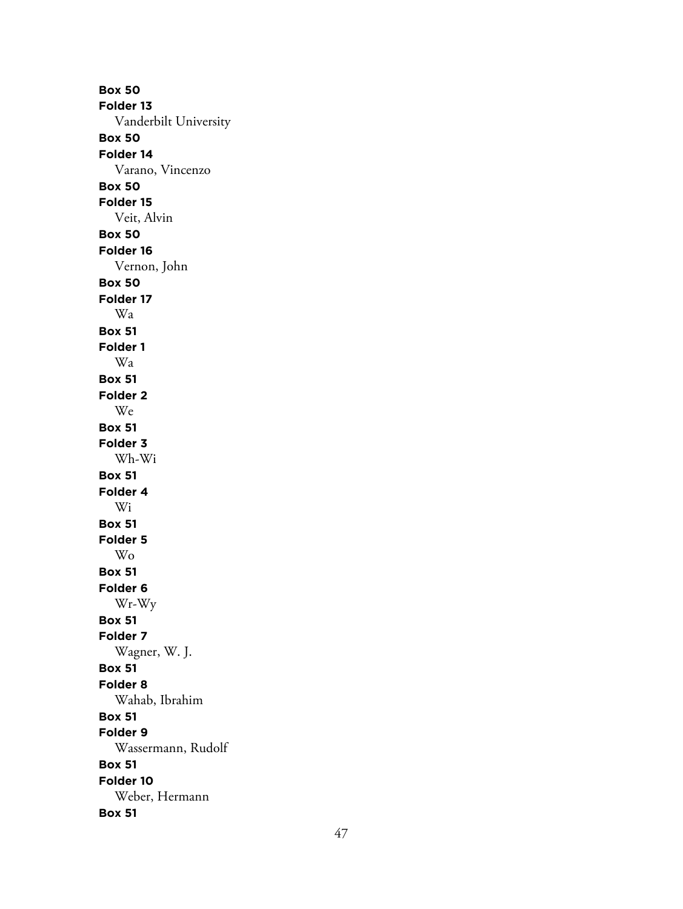**Box 50**
**Folder 13**
Vanderbilt University
**Box 50**
**Folder 14**
Varano, Vincenzo
**Box 50**
**Folder 15**
Veit, Alvin
**Box 50**
**Folder 16**
Vernon, John
**Box 50**
**Folder 17**
Wa
**Box 51**
**Folder 1**
Wa
**Box 51**
**Folder 2**
We
**Box 51**
**Folder 3**
Wh-Wi
**Box 51**
**Folder 4**
Wi
**Box 51**
**Folder 5**
Wo
**Box 51**
**Folder 6**
Wr-Wy
**Box 51**
**Folder 7**
Wagner, W. J.
**Box 51**
**Folder 8**
Wahab, Ibrahim
**Box 51**
**Folder 9**
Wassermann, Rudolf
**Box 51**
**Folder 10**
Weber, Hermann
**Box 51**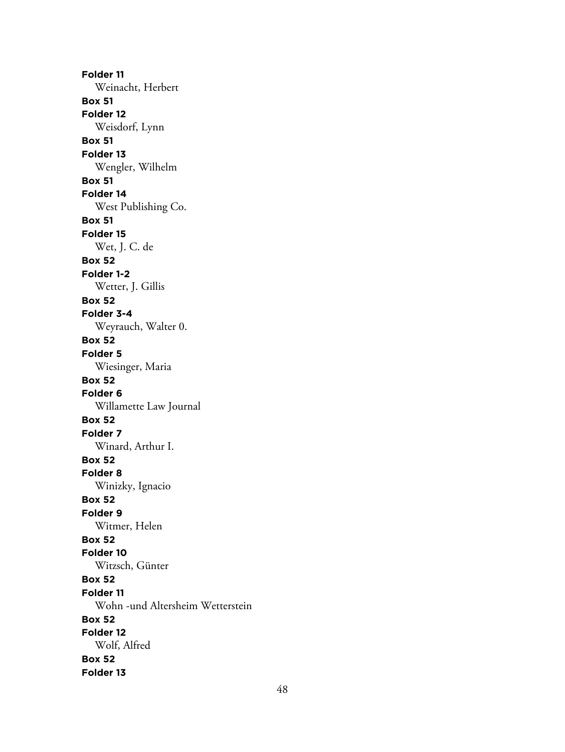**Folder 11**
Weinacht, Herbert
**Box 51**
**Folder 12**
Weisdorf, Lynn
**Box 51**
**Folder 13**
Wengler, Wilhelm
**Box 51**
**Folder 14**
West Publishing Co.
**Box 51**
**Folder 15**
Wet, J. C. de
**Box 52**
**Folder 1-2**
Wetter, J. Gillis
**Box 52**
**Folder 3-4**
Weyrauch, Walter 0.
**Box 52**
**Folder 5**
Wiesinger, Maria
**Box 52**
**Folder 6**
Willamette Law Journal
**Box 52**
**Folder 7**
Winard, Arthur I.
**Box 52**
**Folder 8**
Winizky, Ignacio
**Box 52**
**Folder 9**
Witmer, Helen
**Box 52**
**Folder 10**
Witzsch, Günter
**Box 52**
**Folder 11**
Wohn -und Altersheim Wetterstein
**Box 52**
**Folder 12**
Wolf, Alfred
**Box 52**
**Folder 13**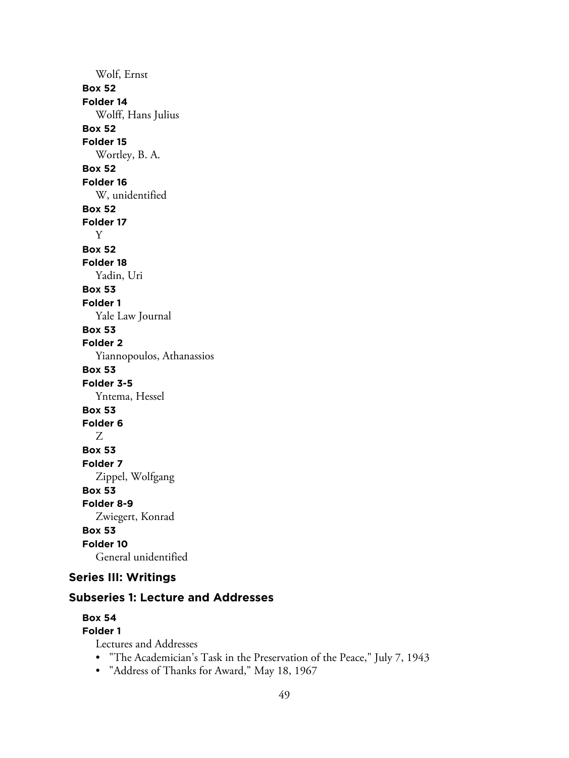Wolf, Ernst

**Box 52**

**Folder 14**

Wolff, Hans Julius

**Box 52**

**Folder 15**

Wortley, B. A.

**Box 52**

**Folder 16**

W, unidentified

**Box 52**

**Folder 17**

Y

**Box 52**

**Folder 18**

Yadin, Uri

**Box 53**

**Folder 1**

Yale Law Journal

**Box 53**

**Folder 2**

Yiannopoulos, Athanassios

**Box 53**

**Folder 3-5**

Yntema, Hessel

**Box 53**

**Folder 6**

Z

**Box 53**

**Folder 7**

Zippel, Wolfgang

**Box 53**

**Folder 8-9**

Zwiegert, Konrad

**Box 53**

**Folder 10**

General unidentified

## Series III: Writings

### Subseries 1: Lecture and Addresses

**Box 54**

**Folder 1**

Lectures and Addresses

- "The Academician's Task in the Preservation of the Peace," July 7, 1943
- "Address of Thanks for Award," May 18, 1967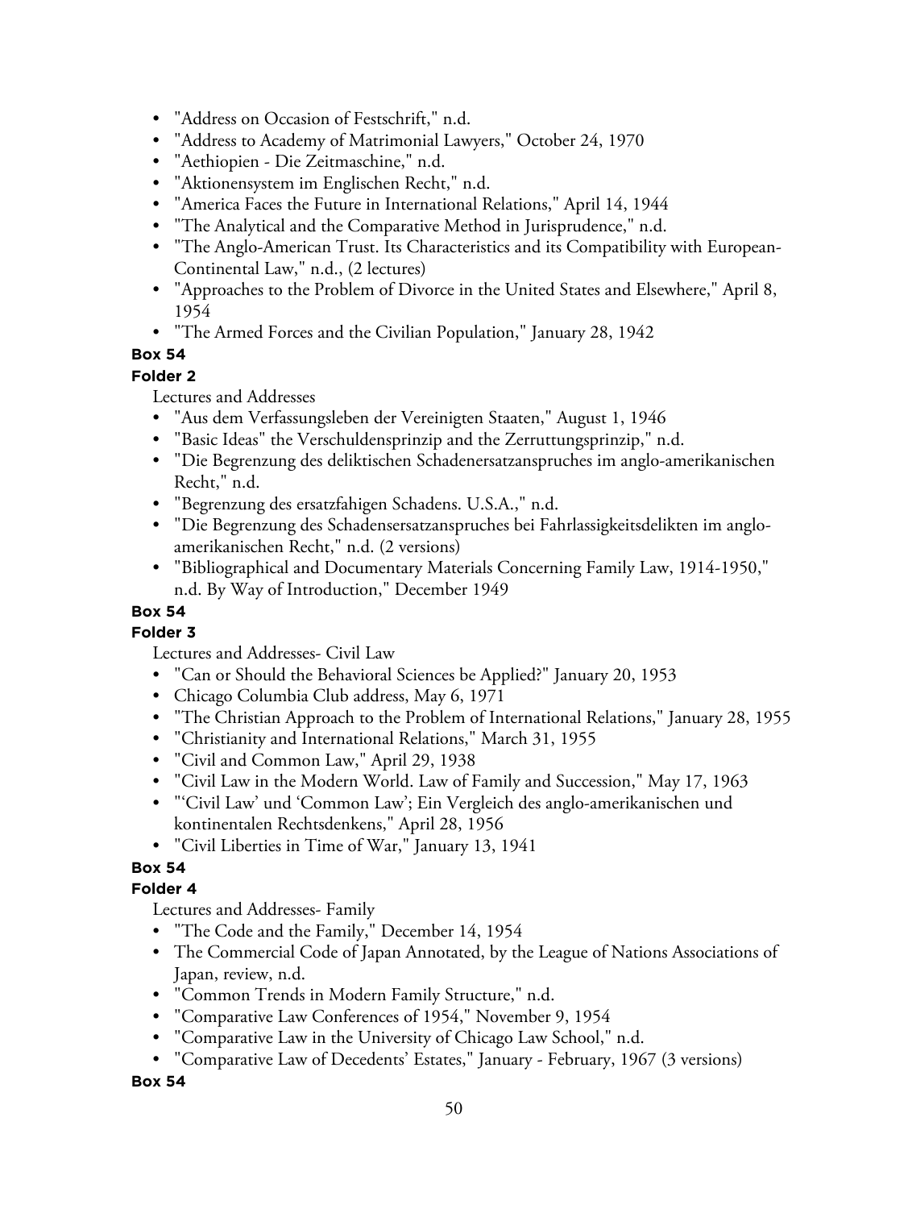- "Address on Occasion of Festschrift," n.d.
- "Address to Academy of Matrimonial Lawyers," October 24, 1970
- "Aethiopien - Die Zeitmaschine," n.d.
- "Aktionensystem im Englischen Recht," n.d.
- "America Faces the Future in International Relations," April 14, 1944
- "The Analytical and the Comparative Method in Jurisprudence," n.d.
- "The Anglo-American Trust. Its Characteristics and its Compatibility with European-Continental Law," n.d., (2 lectures)
- "Approaches to the Problem of Divorce in the United States and Elsewhere," April 8, 1954
- "The Armed Forces and the Civilian Population," January 28, 1942

**Box 54**

**Folder 2**

Lectures and Addresses

- "Aus dem Verfassungsleben der Vereinigten Staaten," August 1, 1946
- "Basic Ideas" the Verschuldensprinzip and the Zerruttungsprinzip," n.d.
- "Die Begrenzung des deliktischen Schadenersatzanspruches im anglo-amerikanischen Recht," n.d.
- "Begrenzung des ersatzfahigen Schadens. U.S.A.," n.d.
- "Die Begrenzung des Schadensersatzanspruches bei Fahrlassigkeitsdelikten im anglo-amerikanischen Recht," n.d. (2 versions)
- "Bibliographical and Documentary Materials Concerning Family Law, 1914-1950," n.d. By Way of Introduction," December 1949

**Box 54**

**Folder 3**

Lectures and Addresses- Civil Law

- "Can or Should the Behavioral Sciences be Applied?" January 20, 1953
- Chicago Columbia Club address, May 6, 1971
- "The Christian Approach to the Problem of International Relations," January 28, 1955
- "Christianity and International Relations," March 31, 1955
- "Civil and Common Law," April 29, 1938
- "Civil Law in the Modern World. Law of Family and Succession," May 17, 1963
- "'Civil Law' und 'Common Law'; Ein Vergleich des anglo-amerikanischen und kontinentalen Rechtsdenkens," April 28, 1956
- "Civil Liberties in Time of War," January 13, 1941

**Box 54**

**Folder 4**

Lectures and Addresses- Family

- "The Code and the Family," December 14, 1954
- The Commercial Code of Japan Annotated, by the League of Nations Associations of Japan, review, n.d.
- "Common Trends in Modern Family Structure," n.d.
- "Comparative Law Conferences of 1954," November 9, 1954
- "Comparative Law in the University of Chicago Law School," n.d.
- "Comparative Law of Decedents' Estates," January - February, 1967 (3 versions)

**Box 54**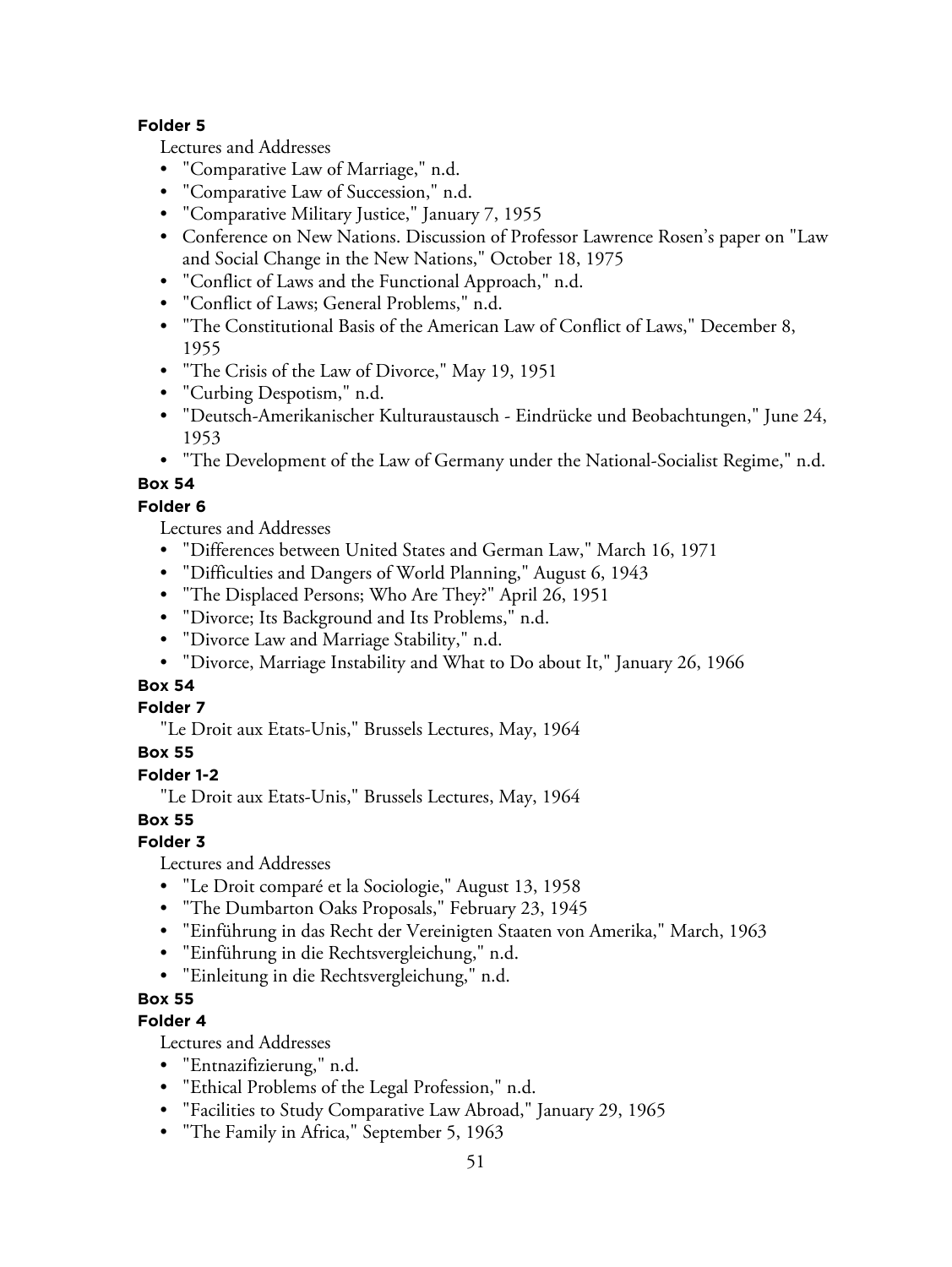**Folder 5**

Lectures and Addresses

- "Comparative Law of Marriage," n.d.
- "Comparative Law of Succession," n.d.
- "Comparative Military Justice," January 7, 1955
- Conference on New Nations. Discussion of Professor Lawrence Rosen's paper on "Law and Social Change in the New Nations," October 18, 1975
- "Conflict of Laws and the Functional Approach," n.d.
- "Conflict of Laws; General Problems," n.d.
- "The Constitutional Basis of the American Law of Conflict of Laws," December 8, 1955
- "The Crisis of the Law of Divorce," May 19, 1951
- "Curbing Despotism," n.d.
- "Deutsch-Amerikanischer Kulturaustausch - Eindrücke und Beobachtungen," June 24, 1953
- "The Development of the Law of Germany under the National-Socialist Regime," n.d.

**Box 54**

**Folder 6**

Lectures and Addresses

- "Differences between United States and German Law," March 16, 1971
- "Difficulties and Dangers of World Planning," August 6, 1943
- "The Displaced Persons; Who Are They?" April 26, 1951
- "Divorce; Its Background and Its Problems," n.d.
- "Divorce Law and Marriage Stability," n.d.
- "Divorce, Marriage Instability and What to Do about It," January 26, 1966

**Box 54**

**Folder 7**

"Le Droit aux Etats-Unis," Brussels Lectures, May, 1964

**Box 55**

**Folder 1-2**

"Le Droit aux Etats-Unis," Brussels Lectures, May, 1964

**Box 55**

**Folder 3**

Lectures and Addresses

- "Le Droit comparé et la Sociologie," August 13, 1958
- "The Dumbarton Oaks Proposals," February 23, 1945
- "Einführung in das Recht der Vereinigten Staaten von Amerika," March, 1963
- "Einführung in die Rechtsvergleichung," n.d.
- "Einleitung in die Rechtsvergleichung," n.d.

**Box 55**

**Folder 4**

Lectures and Addresses

- "Entnazifizierung," n.d.
- "Ethical Problems of the Legal Profession," n.d.
- "Facilities to Study Comparative Law Abroad," January 29, 1965
- "The Family in Africa," September 5, 1963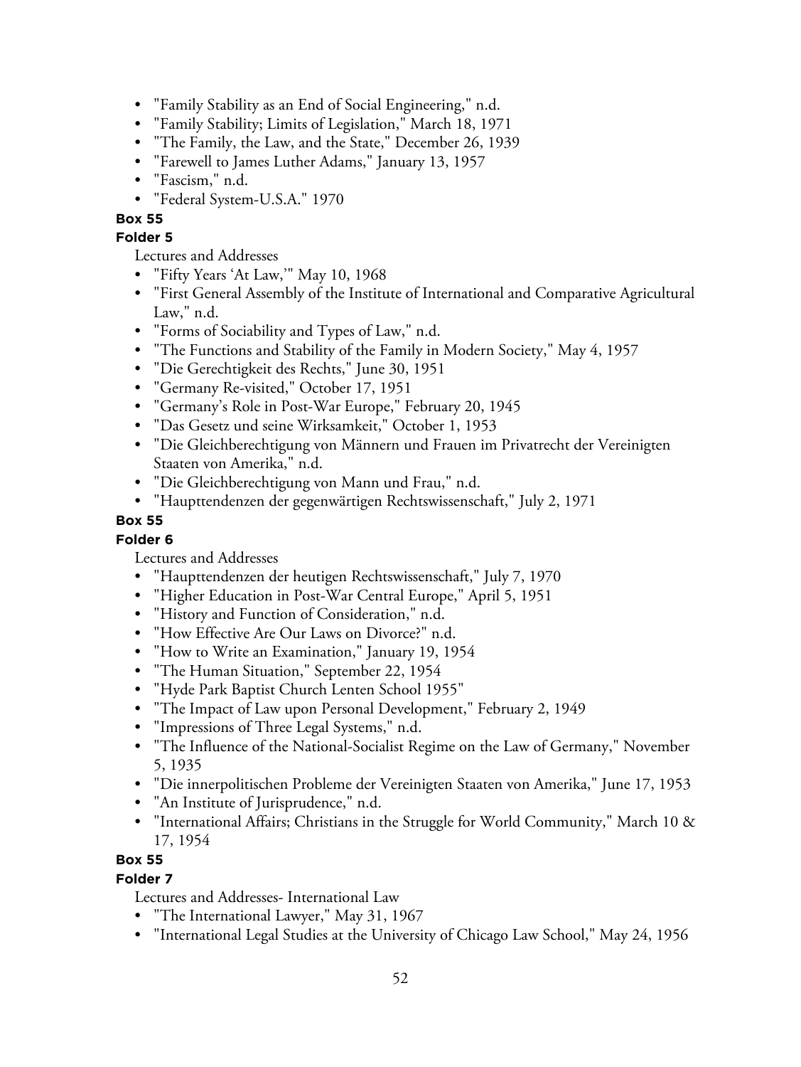- "Family Stability as an End of Social Engineering," n.d.
- "Family Stability; Limits of Legislation," March 18, 1971
- "The Family, the Law, and the State," December 26, 1939
- "Farewell to James Luther Adams," January 13, 1957
- "Fascism," n.d.
- "Federal System-U.S.A." 1970

**Box 55**

**Folder 5**

Lectures and Addresses

- "Fifty Years 'At Law,'" May 10, 1968
- "First General Assembly of the Institute of International and Comparative Agricultural Law," n.d.
- "Forms of Sociability and Types of Law," n.d.
- "The Functions and Stability of the Family in Modern Society," May 4, 1957
- "Die Gerechtigkeit des Rechts," June 30, 1951
- "Germany Re-visited," October 17, 1951
- "Germany's Role in Post-War Europe," February 20, 1945
- "Das Gesetz und seine Wirksamkeit," October 1, 1953
- "Die Gleichberechtigung von Männern und Frauen im Privatrecht der Vereinigten Staaten von Amerika," n.d.
- "Die Gleichberechtigung von Mann und Frau," n.d.
- "Haupttendenzen der gegenwärtigen Rechtswissenschaft," July 2, 1971

**Box 55**

**Folder 6**

Lectures and Addresses

- "Haupttendenzen der heutigen Rechtswissenschaft," July 7, 1970
- "Higher Education in Post-War Central Europe," April 5, 1951
- "History and Function of Consideration," n.d.
- "How Effective Are Our Laws on Divorce?" n.d.
- "How to Write an Examination," January 19, 1954
- "The Human Situation," September 22, 1954
- "Hyde Park Baptist Church Lenten School 1955"
- "The Impact of Law upon Personal Development," February 2, 1949
- "Impressions of Three Legal Systems," n.d.
- "The Influence of the National-Socialist Regime on the Law of Germany," November 5, 1935
- "Die innerpolitischen Probleme der Vereinigten Staaten von Amerika," June 17, 1953
- "An Institute of Jurisprudence," n.d.
- "International Affairs; Christians in the Struggle for World Community," March 10 & 17, 1954

**Box 55**

**Folder 7**

Lectures and Addresses- International Law

- "The International Lawyer," May 31, 1967
- "International Legal Studies at the University of Chicago Law School," May 24, 1956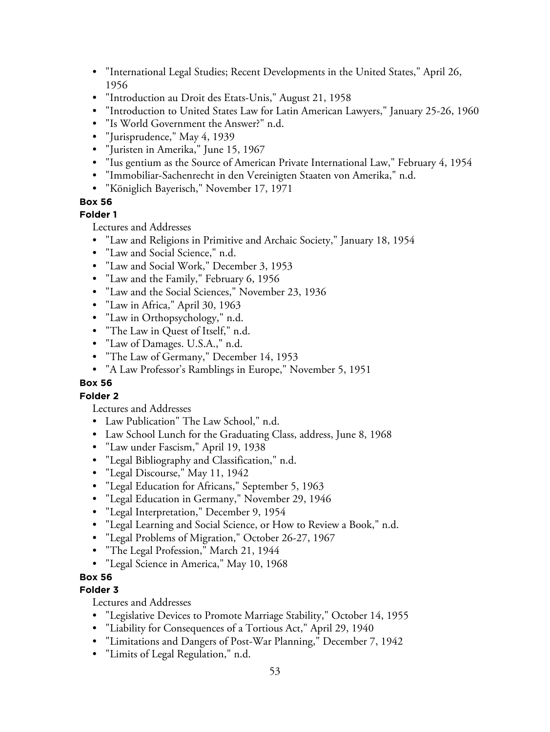- "International Legal Studies; Recent Developments in the United States," April 26, 1956
- "Introduction au Droit des Etats-Unis," August 21, 1958
- "Introduction to United States Law for Latin American Lawyers," January 25-26, 1960
- "Is World Government the Answer?" n.d.
- "Jurisprudence," May 4, 1939
- "Juristen in Amerika," June 15, 1967
- "Ius gentium as the Source of American Private International Law," February 4, 1954
- "Immobiliar-Sachenrecht in den Vereinigten Staaten von Amerika," n.d.
- "Königlich Bayerisch," November 17, 1971

**Box 56**

**Folder 1**

Lectures and Addresses

- "Law and Religions in Primitive and Archaic Society," January 18, 1954
- "Law and Social Science," n.d.
- "Law and Social Work," December 3, 1953
- "Law and the Family," February 6, 1956
- "Law and the Social Sciences," November 23, 1936
- "Law in Africa," April 30, 1963
- "Law in Orthopsychology," n.d.
- "The Law in Quest of Itself," n.d.
- "Law of Damages. U.S.A.," n.d.
- "The Law of Germany," December 14, 1953
- "A Law Professor's Ramblings in Europe," November 5, 1951

**Box 56**

**Folder 2**

Lectures and Addresses

- Law Publication" The Law School," n.d.
- Law School Lunch for the Graduating Class, address, June 8, 1968
- "Law under Fascism," April 19, 1938
- "Legal Bibliography and Classification," n.d.
- "Legal Discourse," May 11, 1942
- "Legal Education for Africans," September 5, 1963
- "Legal Education in Germany," November 29, 1946
- "Legal Interpretation," December 9, 1954
- "Legal Learning and Social Science, or How to Review a Book," n.d.
- "Legal Problems of Migration," October 26-27, 1967
- "The Legal Profession," March 21, 1944
- "Legal Science in America," May 10, 1968

**Box 56**

**Folder 3**

Lectures and Addresses

- "Legislative Devices to Promote Marriage Stability," October 14, 1955
- "Liability for Consequences of a Tortious Act," April 29, 1940
- "Limitations and Dangers of Post-War Planning," December 7, 1942
- "Limits of Legal Regulation," n.d.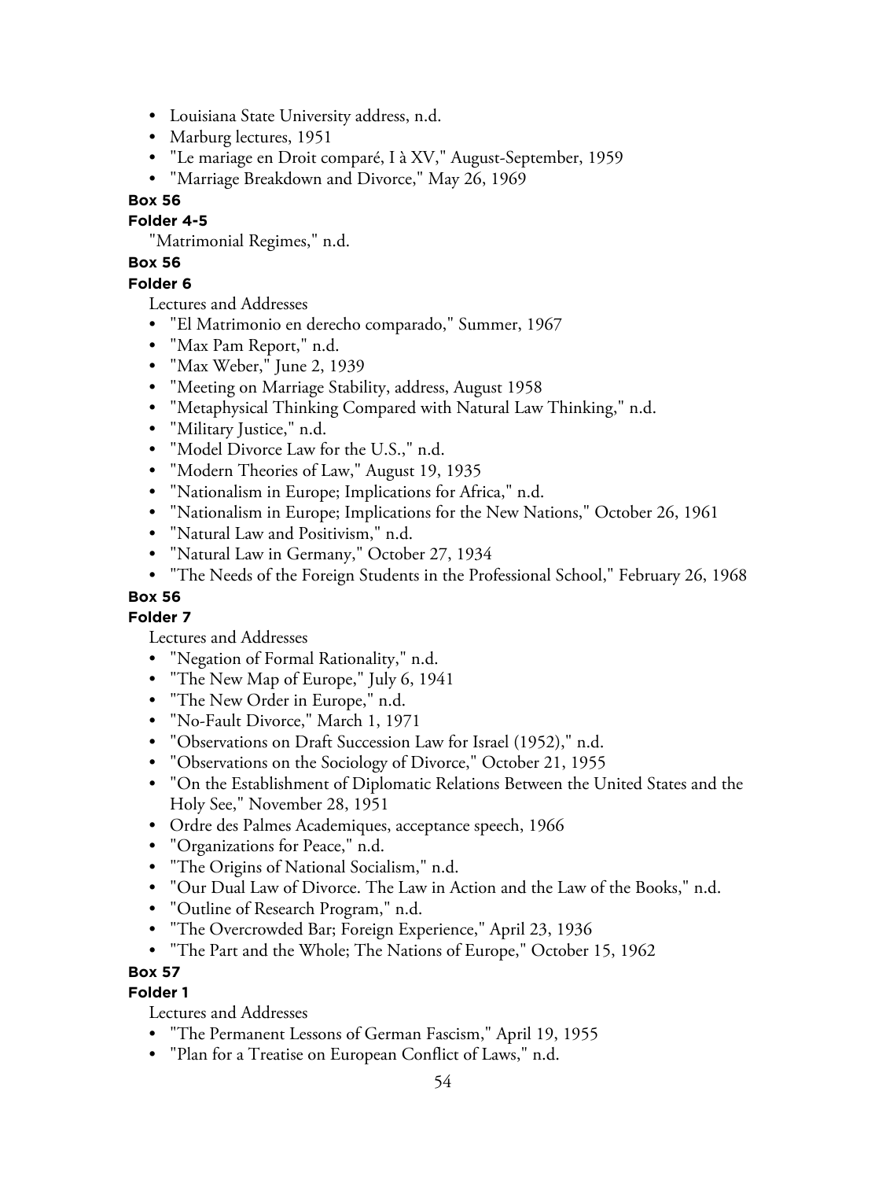- Louisiana State University address, n.d.
- Marburg lectures, 1951
- "Le mariage en Droit comparé, I à XV," August-September, 1959
- "Marriage Breakdown and Divorce," May 26, 1969

**Box 56**

**Folder 4-5**

"Matrimonial Regimes," n.d.

**Box 56**

**Folder 6**

Lectures and Addresses

- "El Matrimonio en derecho comparado," Summer, 1967
- "Max Pam Report," n.d.
- "Max Weber," June 2, 1939
- "Meeting on Marriage Stability, address, August 1958
- "Metaphysical Thinking Compared with Natural Law Thinking," n.d.
- "Military Justice," n.d.
- "Model Divorce Law for the U.S.," n.d.
- "Modern Theories of Law," August 19, 1935
- "Nationalism in Europe; Implications for Africa," n.d.
- "Nationalism in Europe; Implications for the New Nations," October 26, 1961
- "Natural Law and Positivism," n.d.
- "Natural Law in Germany," October 27, 1934
- "The Needs of the Foreign Students in the Professional School," February 26, 1968

**Box 56**

**Folder 7**

Lectures and Addresses

- "Negation of Formal Rationality," n.d.
- "The New Map of Europe," July 6, 1941
- "The New Order in Europe," n.d.
- "No-Fault Divorce," March 1, 1971
- "Observations on Draft Succession Law for Israel (1952)," n.d.
- "Observations on the Sociology of Divorce," October 21, 1955
- "On the Establishment of Diplomatic Relations Between the United States and the Holy See," November 28, 1951
- Ordre des Palmes Academiques, acceptance speech, 1966
- "Organizations for Peace," n.d.
- "The Origins of National Socialism," n.d.
- "Our Dual Law of Divorce. The Law in Action and the Law of the Books," n.d.
- "Outline of Research Program," n.d.
- "The Overcrowded Bar; Foreign Experience," April 23, 1936
- "The Part and the Whole; The Nations of Europe," October 15, 1962

**Box 57**

**Folder 1**

Lectures and Addresses

- "The Permanent Lessons of German Fascism," April 19, 1955
- "Plan for a Treatise on European Conflict of Laws," n.d.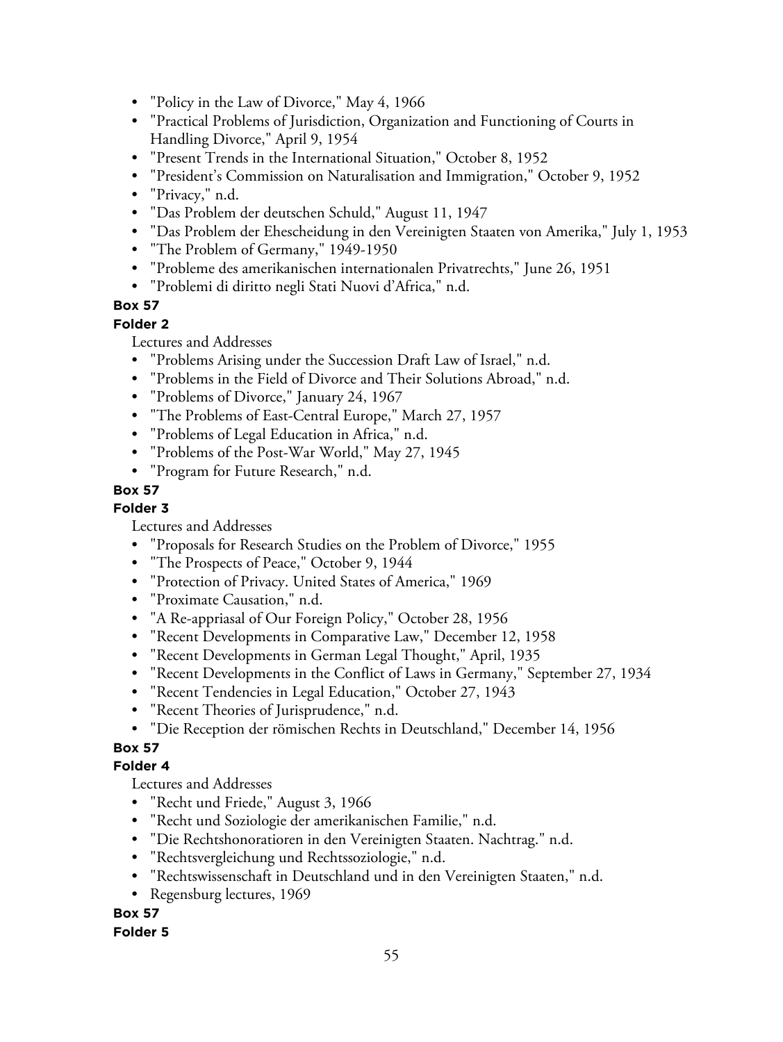- "Policy in the Law of Divorce," May 4, 1966
- "Practical Problems of Jurisdiction, Organization and Functioning of Courts in Handling Divorce," April 9, 1954
- "Present Trends in the International Situation," October 8, 1952
- "President's Commission on Naturalisation and Immigration," October 9, 1952
- "Privacy," n.d.
- "Das Problem der deutschen Schuld," August 11, 1947
- "Das Problem der Ehescheidung in den Vereinigten Staaten von Amerika," July 1, 1953
- "The Problem of Germany," 1949-1950
- "Probleme des amerikanischen internationalen Privatrechts," June 26, 1951
- "Problemi di diritto negli Stati Nuovi d'Africa," n.d.

**Box 57**

**Folder 2**

Lectures and Addresses

- "Problems Arising under the Succession Draft Law of Israel," n.d.
- "Problems in the Field of Divorce and Their Solutions Abroad," n.d.
- "Problems of Divorce," January 24, 1967
- "The Problems of East-Central Europe," March 27, 1957
- "Problems of Legal Education in Africa," n.d.
- "Problems of the Post-War World," May 27, 1945
- "Program for Future Research," n.d.

**Box 57**

**Folder 3**

Lectures and Addresses

- "Proposals for Research Studies on the Problem of Divorce," 1955
- "The Prospects of Peace," October 9, 1944
- "Protection of Privacy. United States of America," 1969
- "Proximate Causation," n.d.
- "A Re-appriasal of Our Foreign Policy," October 28, 1956
- "Recent Developments in Comparative Law," December 12, 1958
- "Recent Developments in German Legal Thought," April, 1935
- "Recent Developments in the Conflict of Laws in Germany," September 27, 1934
- "Recent Tendencies in Legal Education," October 27, 1943
- "Recent Theories of Jurisprudence," n.d.
- "Die Reception der römischen Rechts in Deutschland," December 14, 1956

**Box 57**

**Folder 4**

Lectures and Addresses

- "Recht und Friede," August 3, 1966
- "Recht und Soziologie der amerikanischen Familie," n.d.
- "Die Rechtshonoratioren in den Vereinigten Staaten. Nachtrag." n.d.
- "Rechtsvergleichung und Rechtssoziologie," n.d.
- "Rechtswissenschaft in Deutschland und in den Vereinigten Staaten," n.d.
- Regensburg lectures, 1969

**Box 57**

**Folder 5**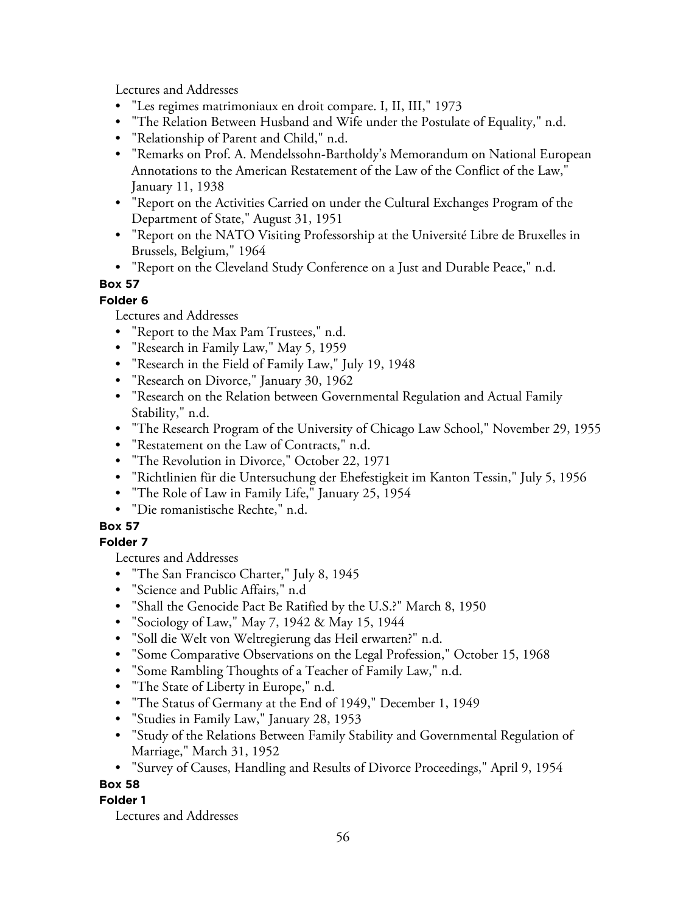Lectures and Addresses

- "Les regimes matrimoniaux en droit compare. I, II, III," 1973
- "The Relation Between Husband and Wife under the Postulate of Equality," n.d.
- "Relationship of Parent and Child," n.d.
- "Remarks on Prof. A. Mendelssohn-Bartholdy's Memorandum on National European Annotations to the American Restatement of the Law of the Conflict of the Law," January 11, 1938
- "Report on the Activities Carried on under the Cultural Exchanges Program of the Department of State," August 31, 1951
- "Report on the NATO Visiting Professorship at the Université Libre de Bruxelles in Brussels, Belgium," 1964
- "Report on the Cleveland Study Conference on a Just and Durable Peace," n.d.

**Box 57**

**Folder 6**

Lectures and Addresses

- "Report to the Max Pam Trustees," n.d.
- "Research in Family Law," May 5, 1959
- "Research in the Field of Family Law," July 19, 1948
- "Research on Divorce," January 30, 1962
- "Research on the Relation between Governmental Regulation and Actual Family Stability," n.d.
- "The Research Program of the University of Chicago Law School," November 29, 1955
- "Restatement on the Law of Contracts," n.d.
- "The Revolution in Divorce," October 22, 1971
- "Richtlinien für die Untersuchung der Ehefestigkeit im Kanton Tessin," July 5, 1956
- "The Role of Law in Family Life," January 25, 1954
- "Die romanistische Rechte," n.d.

**Box 57**

**Folder 7**

Lectures and Addresses

- "The San Francisco Charter," July 8, 1945
- "Science and Public Affairs," n.d
- "Shall the Genocide Pact Be Ratified by the U.S.?" March 8, 1950
- "Sociology of Law," May 7, 1942 & May 15, 1944
- "Soll die Welt von Weltregierung das Heil erwarten?" n.d.
- "Some Comparative Observations on the Legal Profession," October 15, 1968
- "Some Rambling Thoughts of a Teacher of Family Law," n.d.
- "The State of Liberty in Europe," n.d.
- "The Status of Germany at the End of 1949," December 1, 1949
- "Studies in Family Law," January 28, 1953
- "Study of the Relations Between Family Stability and Governmental Regulation of Marriage," March 31, 1952
- "Survey of Causes, Handling and Results of Divorce Proceedings," April 9, 1954

**Box 58**

**Folder 1**

Lectures and Addresses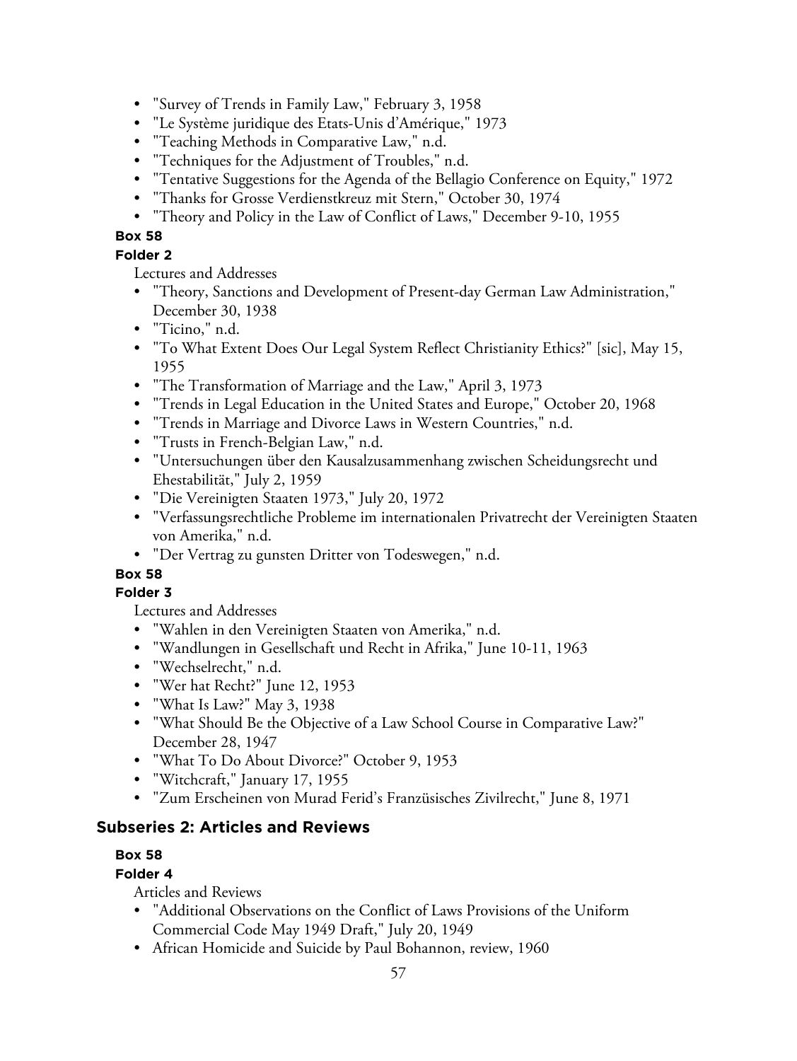- "Survey of Trends in Family Law," February 3, 1958
- "Le Système juridique des Etats-Unis d'Amérique," 1973
- "Teaching Methods in Comparative Law," n.d.
- "Techniques for the Adjustment of Troubles," n.d.
- "Tentative Suggestions for the Agenda of the Bellagio Conference on Equity," 1972
- "Thanks for Grosse Verdienstkreuz mit Stern," October 30, 1974
- "Theory and Policy in the Law of Conflict of Laws," December 9-10, 1955

**Box 58**

**Folder 2**

Lectures and Addresses

- "Theory, Sanctions and Development of Present-day German Law Administration," December 30, 1938
- "Ticino," n.d.
- "To What Extent Does Our Legal System Reflect Christianity Ethics?" [sic], May 15, 1955
- "The Transformation of Marriage and the Law," April 3, 1973
- "Trends in Legal Education in the United States and Europe," October 20, 1968
- "Trends in Marriage and Divorce Laws in Western Countries," n.d.
- "Trusts in French-Belgian Law," n.d.
- "Untersuchungen über den Kausalzusammenhang zwischen Scheidungsrecht und Ehestabilität," July 2, 1959
- "Die Vereinigten Staaten 1973," July 20, 1972
- "Verfassungsrechtliche Probleme im internationalen Privatrecht der Vereinigten Staaten von Amerika," n.d.
- "Der Vertrag zu gunsten Dritter von Todeswegen," n.d.

**Box 58**

**Folder 3**

Lectures and Addresses

- "Wahlen in den Vereinigten Staaten von Amerika," n.d.
- "Wandlungen in Gesellschaft und Recht in Afrika," June 10-11, 1963
- "Wechselrecht," n.d.
- "Wer hat Recht?" June 12, 1953
- "What Is Law?" May 3, 1938
- "What Should Be the Objective of a Law School Course in Comparative Law?" December 28, 1947
- "What To Do About Divorce?" October 9, 1953
- "Witchcraft," January 17, 1955
- "Zum Erscheinen von Murad Ferid's Französisches Zivilrecht," June 8, 1971

## Subseries 2: Articles and Reviews

**Box 58**

**Folder 4**

Articles and Reviews

- "Additional Observations on the Conflict of Laws Provisions of the Uniform Commercial Code May 1949 Draft," July 20, 1949
- African Homicide and Suicide by Paul Bohannon, review, 1960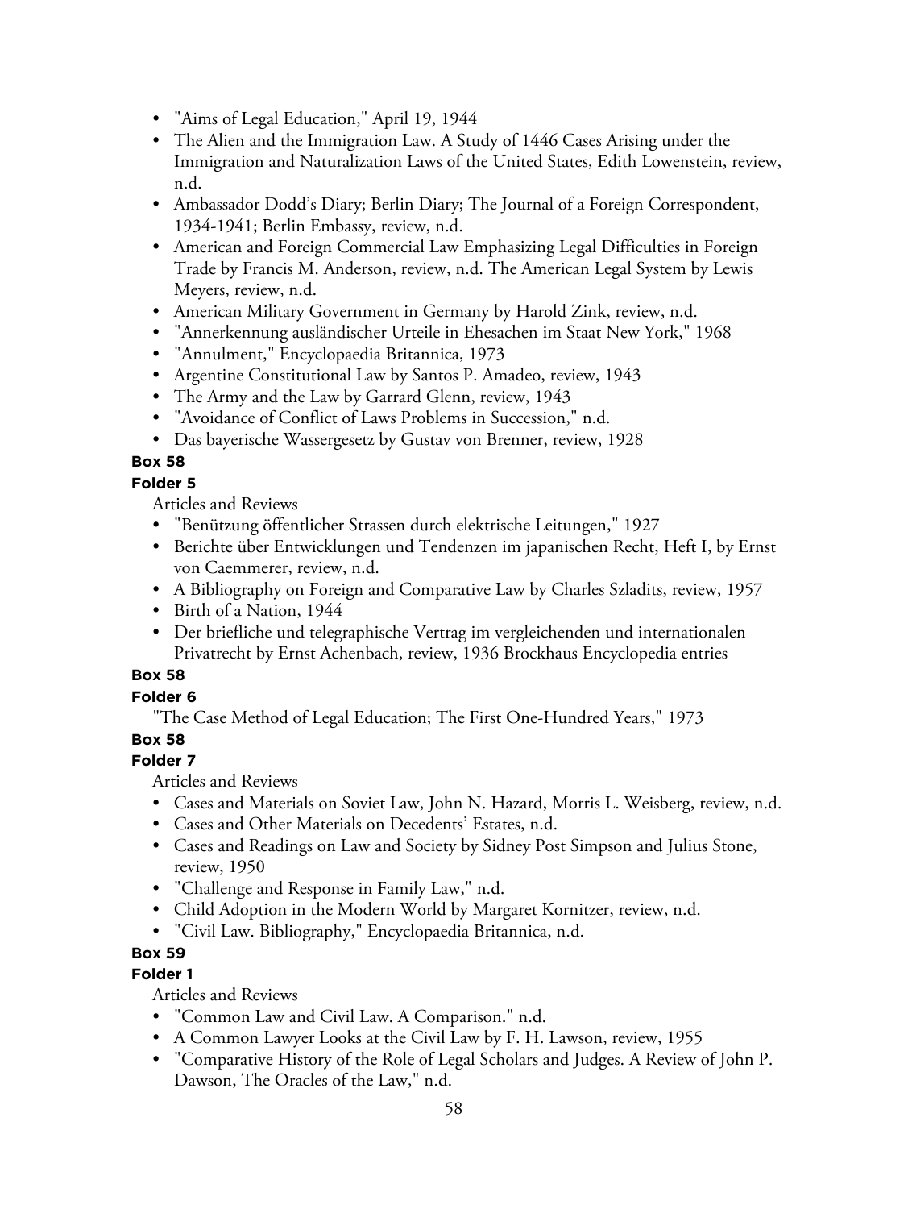- "Aims of Legal Education," April 19, 1944
- The Alien and the Immigration Law. A Study of 1446 Cases Arising under the Immigration and Naturalization Laws of the United States, Edith Lowenstein, review, n.d.
- Ambassador Dodd's Diary; Berlin Diary; The Journal of a Foreign Correspondent, 1934-1941; Berlin Embassy, review, n.d.
- American and Foreign Commercial Law Emphasizing Legal Difficulties in Foreign Trade by Francis M. Anderson, review, n.d. The American Legal System by Lewis Meyers, review, n.d.
- American Military Government in Germany by Harold Zink, review, n.d.
- "Annerkennung ausländischer Urteile in Ehesachen im Staat New York," 1968
- "Annulment," Encyclopaedia Britannica, 1973
- Argentine Constitutional Law by Santos P. Amadeo, review, 1943
- The Army and the Law by Garrard Glenn, review, 1943
- "Avoidance of Conflict of Laws Problems in Succession," n.d.
- Das bayerische Wassergesetz by Gustav von Brenner, review, 1928

**Box 58**

**Folder 5**

Articles and Reviews

- "Benützung öffentlicher Strassen durch elektrische Leitungen," 1927
- Berichte über Entwicklungen und Tendenzen im japanischen Recht, Heft I, by Ernst von Caemmerer, review, n.d.
- A Bibliography on Foreign and Comparative Law by Charles Szladits, review, 1957
- Birth of a Nation, 1944
- Der briefliche und telegraphische Vertrag im vergleichenden und internationalen Privatrecht by Ernst Achenbach, review, 1936 Brockhaus Encyclopedia entries

**Box 58**

**Folder 6**

"The Case Method of Legal Education; The First One-Hundred Years," 1973

**Box 58**

**Folder 7**

Articles and Reviews

- Cases and Materials on Soviet Law, John N. Hazard, Morris L. Weisberg, review, n.d.
- Cases and Other Materials on Decedents' Estates, n.d.
- Cases and Readings on Law and Society by Sidney Post Simpson and Julius Stone, review, 1950
- "Challenge and Response in Family Law," n.d.
- Child Adoption in the Modern World by Margaret Kornitzer, review, n.d.
- "Civil Law. Bibliography," Encyclopaedia Britannica, n.d.

**Box 59**

**Folder 1**

Articles and Reviews

- "Common Law and Civil Law. A Comparison." n.d.
- A Common Lawyer Looks at the Civil Law by F. H. Lawson, review, 1955
- "Comparative History of the Role of Legal Scholars and Judges. A Review of John P. Dawson, The Oracles of the Law," n.d.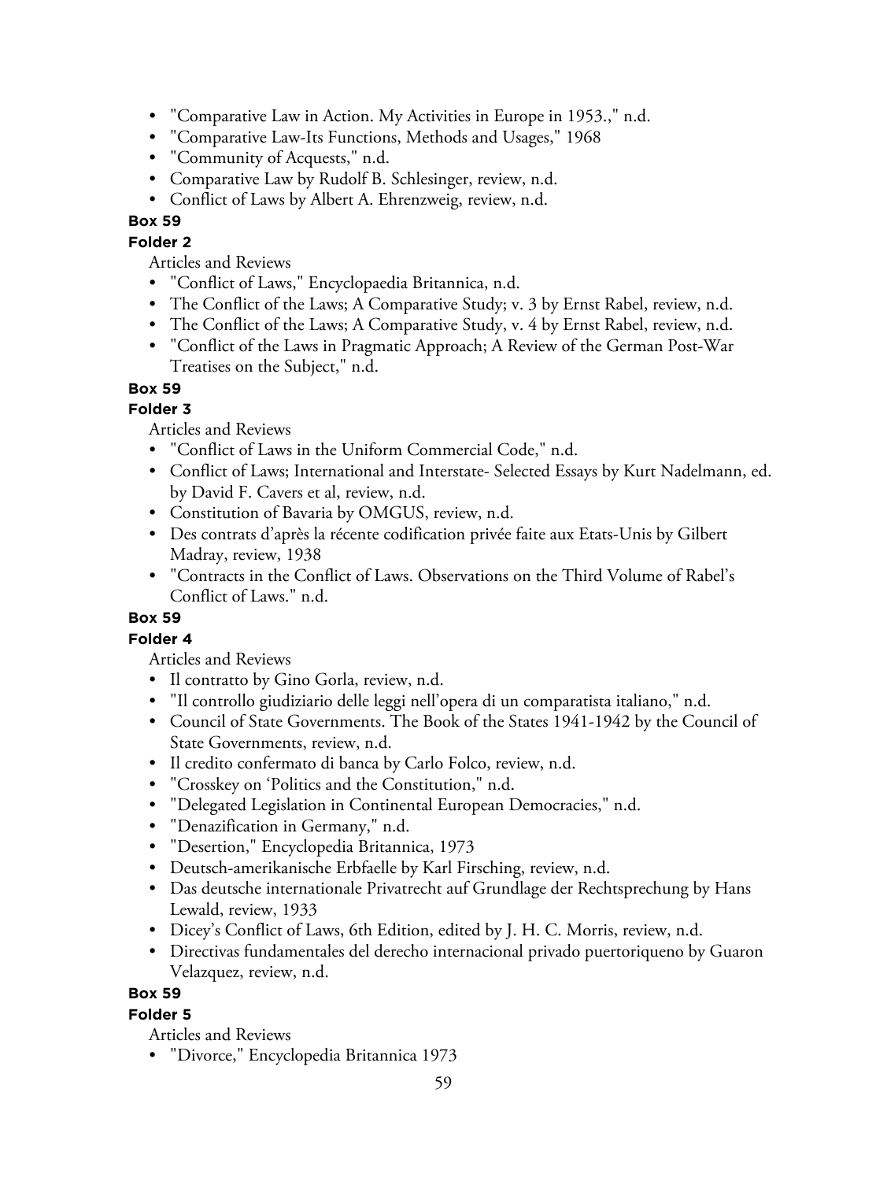- "Comparative Law in Action. My Activities in Europe in 1953.," n.d.
- "Comparative Law-Its Functions, Methods and Usages," 1968
- "Community of Acquests," n.d.
- Comparative Law by Rudolf B. Schlesinger, review, n.d.
- Conflict of Laws by Albert A. Ehrenzweig, review, n.d.

**Box 59**

**Folder 2**

Articles and Reviews

- "Conflict of Laws," Encyclopaedia Britannica, n.d.
- The Conflict of the Laws; A Comparative Study; v. 3 by Ernst Rabel, review, n.d.
- The Conflict of the Laws; A Comparative Study, v. 4 by Ernst Rabel, review, n.d.
- "Conflict of the Laws in Pragmatic Approach; A Review of the German Post-War Treatises on the Subject," n.d.

**Box 59**

**Folder 3**

Articles and Reviews

- "Conflict of Laws in the Uniform Commercial Code," n.d.
- Conflict of Laws; International and Interstate- Selected Essays by Kurt Nadelmann, ed. by David F. Cavers et al, review, n.d.
- Constitution of Bavaria by OMGUS, review, n.d.
- Des contrats d'après la récente codification privée faite aux Etats-Unis by Gilbert Madray, review, 1938
- "Contracts in the Conflict of Laws. Observations on the Third Volume of Rabel's Conflict of Laws." n.d.

**Box 59**

**Folder 4**

Articles and Reviews

- Il contratto by Gino Gorla, review, n.d.
- "Il controllo giudiziario delle leggi nell'opera di un comparatista italiano," n.d.
- Council of State Governments. The Book of the States 1941-1942 by the Council of State Governments, review, n.d.
- Il credito confermato di banca by Carlo Folco, review, n.d.
- "Crosskey on 'Politics and the Constitution," n.d.
- "Delegated Legislation in Continental European Democracies," n.d.
- "Denazification in Germany," n.d.
- "Desertion," Encyclopedia Britannica, 1973
- Deutsch-amerikanische Erbfaelle by Karl Firsching, review, n.d.
- Das deutsche internationale Privatrecht auf Grundlage der Rechtsprechung by Hans Lewald, review, 1933
- Dicey's Conflict of Laws, 6th Edition, edited by J. H. C. Morris, review, n.d.
- Directivas fundamentales del derecho internacional privado puertoriqueno by Guaron Velazquez, review, n.d.

**Box 59**

**Folder 5**

Articles and Reviews

- "Divorce," Encyclopedia Britannica 1973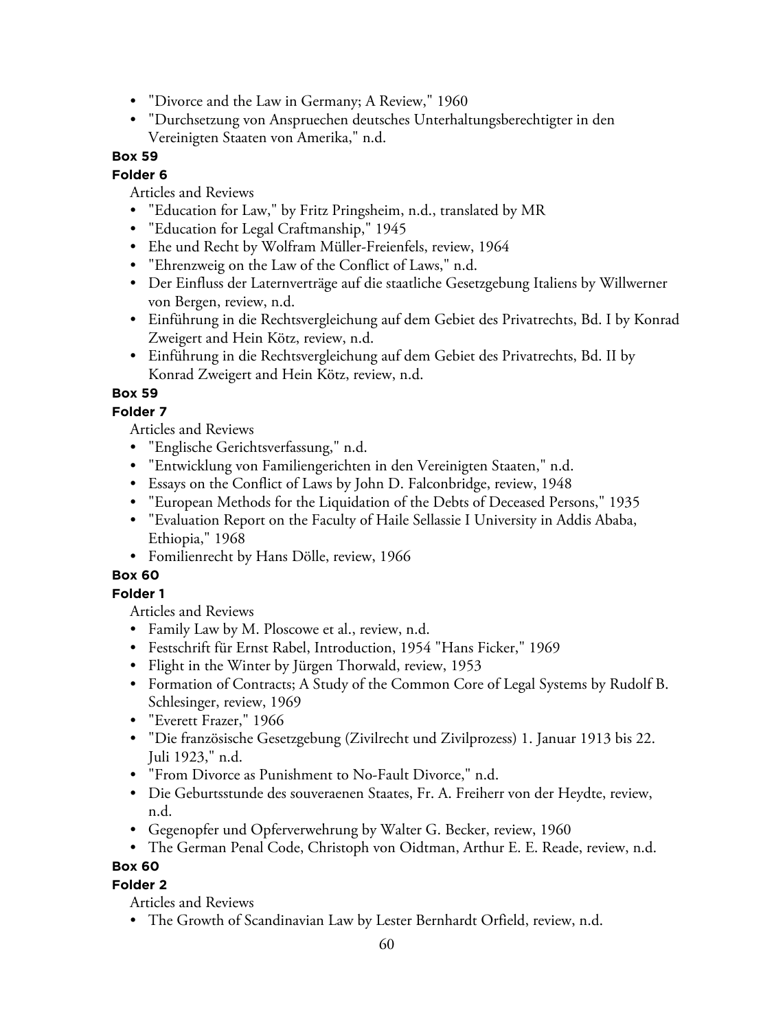- "Divorce and the Law in Germany; A Review," 1960
- "Durchsetzung von Anspruechen deutsches Unterhaltungsberechtigter in den Vereinigten Staaten von Amerika," n.d.

**Box 59**

**Folder 6**

Articles and Reviews

- "Education for Law," by Fritz Pringsheim, n.d., translated by MR
- "Education for Legal Craftmanship," 1945
- Ehe und Recht by Wolfram Müller-Freienfels, review, 1964
- "Ehrenzweig on the Law of the Conflict of Laws," n.d.
- Der Einfluss der Laternverträge auf die staatliche Gesetzgebung Italiens by Willwerner von Bergen, review, n.d.
- Einführung in die Rechtsvergleichung auf dem Gebiet des Privatrechts, Bd. I by Konrad Zweigert and Hein Kötz, review, n.d.
- Einführung in die Rechtsvergleichung auf dem Gebiet des Privatrechts, Bd. II by Konrad Zweigert and Hein Kötz, review, n.d.

**Box 59**

**Folder 7**

Articles and Reviews

- "Englische Gerichtsverfassung," n.d.
- "Entwicklung von Familiengerichten in den Vereinigten Staaten," n.d.
- Essays on the Conflict of Laws by John D. Falconbridge, review, 1948
- "European Methods for the Liquidation of the Debts of Deceased Persons," 1935
- "Evaluation Report on the Faculty of Haile Sellassie I University in Addis Ababa, Ethiopia," 1968
- Fomilienrecht by Hans Dölle, review, 1966

**Box 60**

**Folder 1**

Articles and Reviews

- Family Law by M. Ploscowe et al., review, n.d.
- Festschrift für Ernst Rabel, Introduction, 1954 "Hans Ficker," 1969
- Flight in the Winter by Jürgen Thorwald, review, 1953
- Formation of Contracts; A Study of the Common Core of Legal Systems by Rudolf B. Schlesinger, review, 1969
- "Everett Frazer," 1966
- "Die französische Gesetzgebung (Zivilrecht und Zivilprozess) 1. Januar 1913 bis 22. Juli 1923," n.d.
- "From Divorce as Punishment to No-Fault Divorce," n.d.
- Die Geburtsstunde des souveraenen Staates, Fr. A. Freiherr von der Heydte, review, n.d.
- Gegenopfer und Opferverwehrung by Walter G. Becker, review, 1960
- The German Penal Code, Christoph von Oidtman, Arthur E. E. Reade, review, n.d.

**Box 60**

**Folder 2**

Articles and Reviews

- The Growth of Scandinavian Law by Lester Bernhardt Orfield, review, n.d.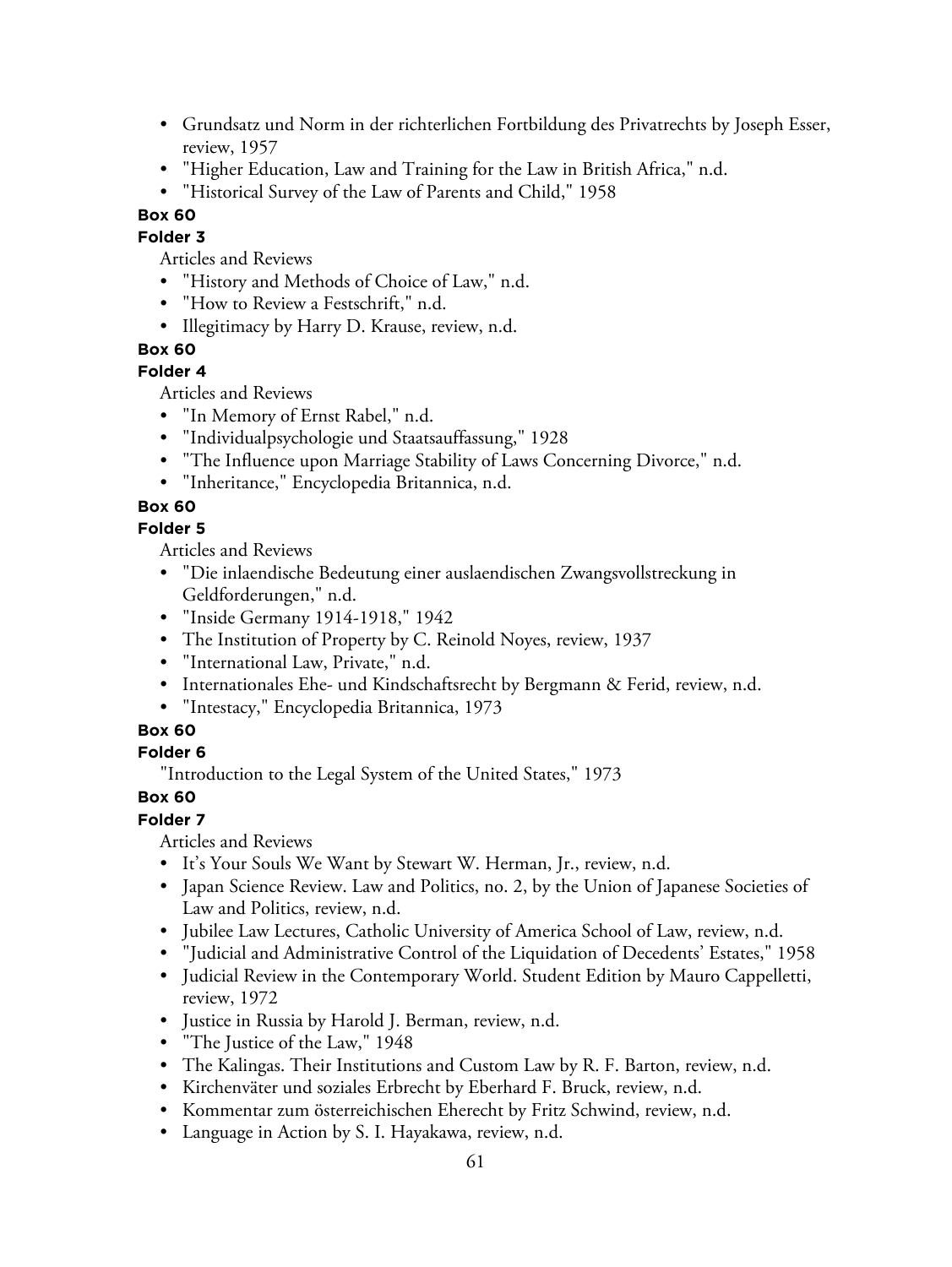- Grundsatz und Norm in der richterlichen Fortbildung des Privatrechts by Joseph Esser, review, 1957
- "Higher Education, Law and Training for the Law in British Africa," n.d.
- "Historical Survey of the Law of Parents and Child," 1958

**Box 60**

**Folder 3**

Articles and Reviews

- "History and Methods of Choice of Law," n.d.
- "How to Review a Festschrift," n.d.
- Illegitimacy by Harry D. Krause, review, n.d.

**Box 60**

**Folder 4**

Articles and Reviews

- "In Memory of Ernst Rabel," n.d.
- "Individualpsychologie und Staatsauffassung," 1928
- "The Influence upon Marriage Stability of Laws Concerning Divorce," n.d.
- "Inheritance," Encyclopedia Britannica, n.d.

**Box 60**

**Folder 5**

Articles and Reviews

- "Die inlaendische Bedeutung einer auslaendischen Zwangsvollstreckung in Geldforderungen," n.d.
- "Inside Germany 1914-1918," 1942
- The Institution of Property by C. Reinold Noyes, review, 1937
- "International Law, Private," n.d.
- Internationales Ehe- und Kindschaftsrecht by Bergmann & Ferid, review, n.d.
- "Intestacy," Encyclopedia Britannica, 1973

**Box 60**

**Folder 6**

"Introduction to the Legal System of the United States," 1973

**Box 60**

**Folder 7**

Articles and Reviews

- It's Your Souls We Want by Stewart W. Herman, Jr., review, n.d.
- Japan Science Review. Law and Politics, no. 2, by the Union of Japanese Societies of Law and Politics, review, n.d.
- Jubilee Law Lectures, Catholic University of America School of Law, review, n.d.
- "Judicial and Administrative Control of the Liquidation of Decedents' Estates," 1958
- Judicial Review in the Contemporary World. Student Edition by Mauro Cappelletti, review, 1972
- Justice in Russia by Harold J. Berman, review, n.d.
- "The Justice of the Law," 1948
- The Kalingas. Their Institutions and Custom Law by R. F. Barton, review, n.d.
- Kirchenväter und soziales Erbrecht by Eberhard F. Bruck, review, n.d.
- Kommentar zum österreichischen Eherecht by Fritz Schwind, review, n.d.
- Language in Action by S. I. Hayakawa, review, n.d.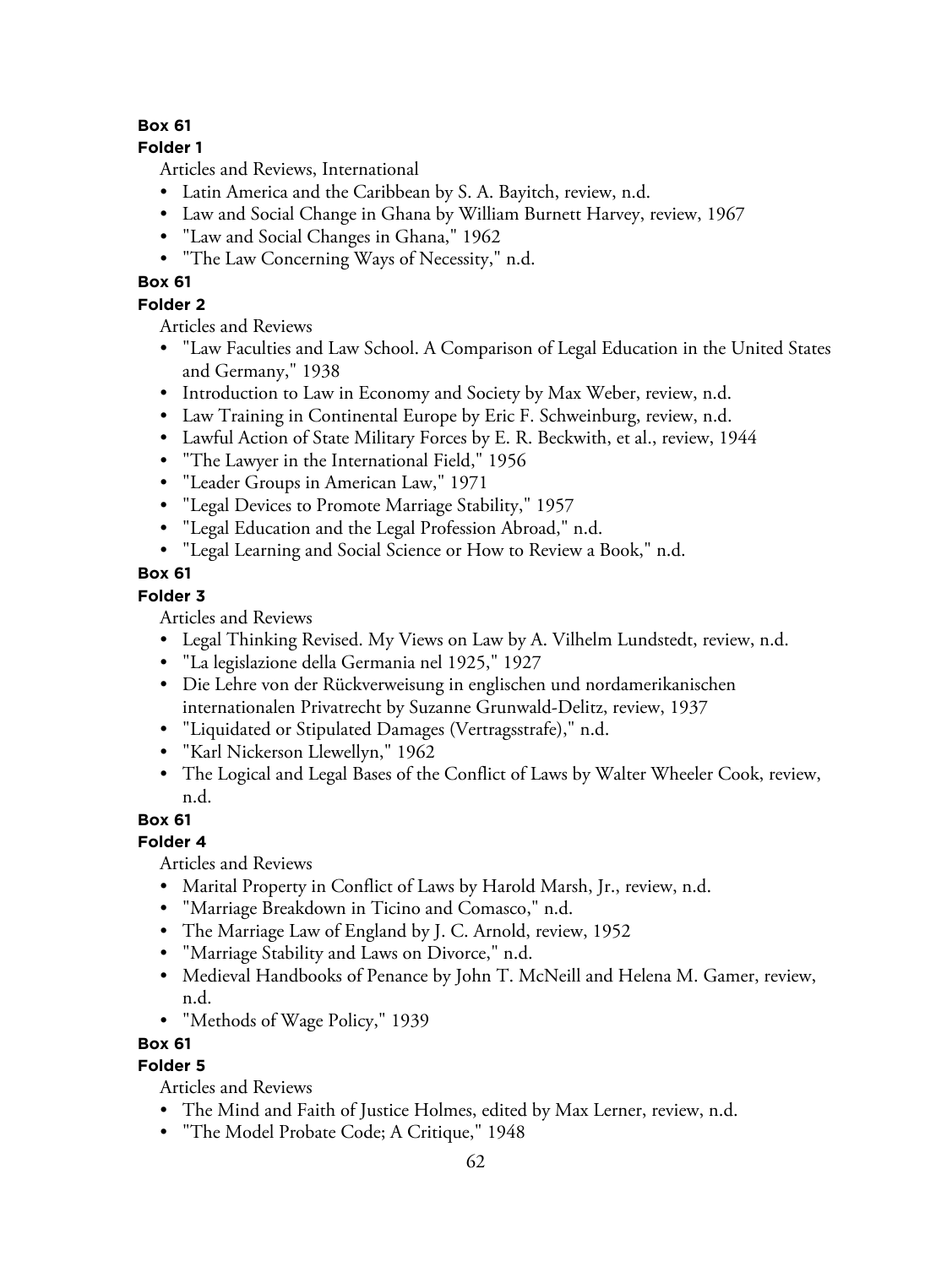**Box 61**

**Folder 1**

Articles and Reviews, International

- Latin America and the Caribbean by S. A. Bayitch, review, n.d.
- Law and Social Change in Ghana by William Burnett Harvey, review, 1967
- "Law and Social Changes in Ghana," 1962
- "The Law Concerning Ways of Necessity," n.d.

**Box 61**

**Folder 2**

Articles and Reviews

- "Law Faculties and Law School. A Comparison of Legal Education in the United States and Germany," 1938
- Introduction to Law in Economy and Society by Max Weber, review, n.d.
- Law Training in Continental Europe by Eric F. Schweinburg, review, n.d.
- Lawful Action of State Military Forces by E. R. Beckwith, et al., review, 1944
- "The Lawyer in the International Field," 1956
- "Leader Groups in American Law," 1971
- "Legal Devices to Promote Marriage Stability," 1957
- "Legal Education and the Legal Profession Abroad," n.d.
- "Legal Learning and Social Science or How to Review a Book," n.d.

**Box 61**

**Folder 3**

Articles and Reviews

- Legal Thinking Revised. My Views on Law by A. Vilhelm Lundstedt, review, n.d.
- "La legislazione della Germania nel 1925," 1927
- Die Lehre von der Rückverweisung in englischen und nordamerikanischen internationalen Privatrecht by Suzanne Grunwald-Delitz, review, 1937
- "Liquidated or Stipulated Damages (Vertragsstrafe)," n.d.
- "Karl Nickerson Llewellyn," 1962
- The Logical and Legal Bases of the Conflict of Laws by Walter Wheeler Cook, review, n.d.

**Box 61**

**Folder 4**

Articles and Reviews

- Marital Property in Conflict of Laws by Harold Marsh, Jr., review, n.d.
- "Marriage Breakdown in Ticino and Comasco," n.d.
- The Marriage Law of England by J. C. Arnold, review, 1952
- "Marriage Stability and Laws on Divorce," n.d.
- Medieval Handbooks of Penance by John T. McNeill and Helena M. Gamer, review, n.d.
- "Methods of Wage Policy," 1939

**Box 61**

**Folder 5**

Articles and Reviews

- The Mind and Faith of Justice Holmes, edited by Max Lerner, review, n.d.
- "The Model Probate Code; A Critique," 1948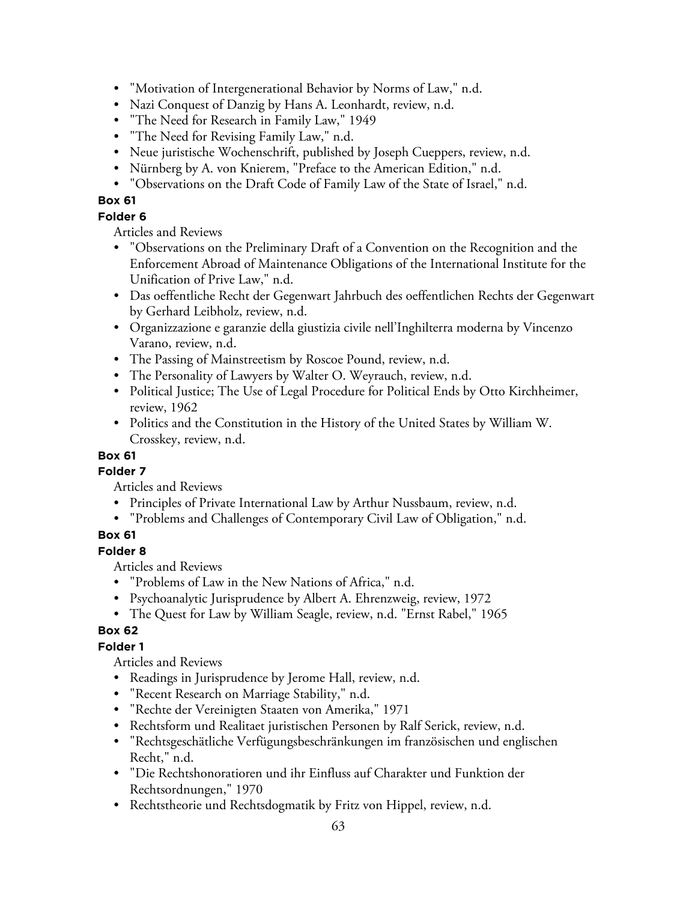- "Motivation of Intergenerational Behavior by Norms of Law," n.d.
- Nazi Conquest of Danzig by Hans A. Leonhardt, review, n.d.
- "The Need for Research in Family Law," 1949
- "The Need for Revising Family Law," n.d.
- Neue juristische Wochenschrift, published by Joseph Cueppers, review, n.d.
- Nürnberg by A. von Knierem, "Preface to the American Edition," n.d.
- "Observations on the Draft Code of Family Law of the State of Israel," n.d.

**Box 61**

**Folder 6**

Articles and Reviews

- "Observations on the Preliminary Draft of a Convention on the Recognition and the Enforcement Abroad of Maintenance Obligations of the International Institute for the Unification of Prive Law," n.d.
- Das oeffentliche Recht der Gegenwart Jahrbuch des oeffentlichen Rechts der Gegenwart by Gerhard Leibholz, review, n.d.
- Organizzazione e garanzie della giustizia civile nell'Inghilterra moderna by Vincenzo Varano, review, n.d.
- The Passing of Mainstreetism by Roscoe Pound, review, n.d.
- The Personality of Lawyers by Walter O. Weyrauch, review, n.d.
- Political Justice; The Use of Legal Procedure for Political Ends by Otto Kirchheimer, review, 1962
- Politics and the Constitution in the History of the United States by William W. Crosskey, review, n.d.

**Box 61**

**Folder 7**

Articles and Reviews

- Principles of Private International Law by Arthur Nussbaum, review, n.d.
- "Problems and Challenges of Contemporary Civil Law of Obligation," n.d.

**Box 61**

**Folder 8**

Articles and Reviews

- "Problems of Law in the New Nations of Africa," n.d.
- Psychoanalytic Jurisprudence by Albert A. Ehrenzweig, review, 1972
- The Quest for Law by William Seagle, review, n.d. "Ernst Rabel," 1965

**Box 62**

**Folder 1**

Articles and Reviews

- Readings in Jurisprudence by Jerome Hall, review, n.d.
- "Recent Research on Marriage Stability," n.d.
- "Rechte der Vereinigten Staaten von Amerika," 1971
- Rechtsform und Realitaet juristischen Personen by Ralf Serick, review, n.d.
- "Rechtsgeschätliche Verfügungsbeschränkungen im französischen und englischen Recht," n.d.
- "Die Rechtshonoratioren und ihr Einfluss auf Charakter und Funktion der Rechtsordnungen," 1970
- Rechtstheorie und Rechtsdogmatik by Fritz von Hippel, review, n.d.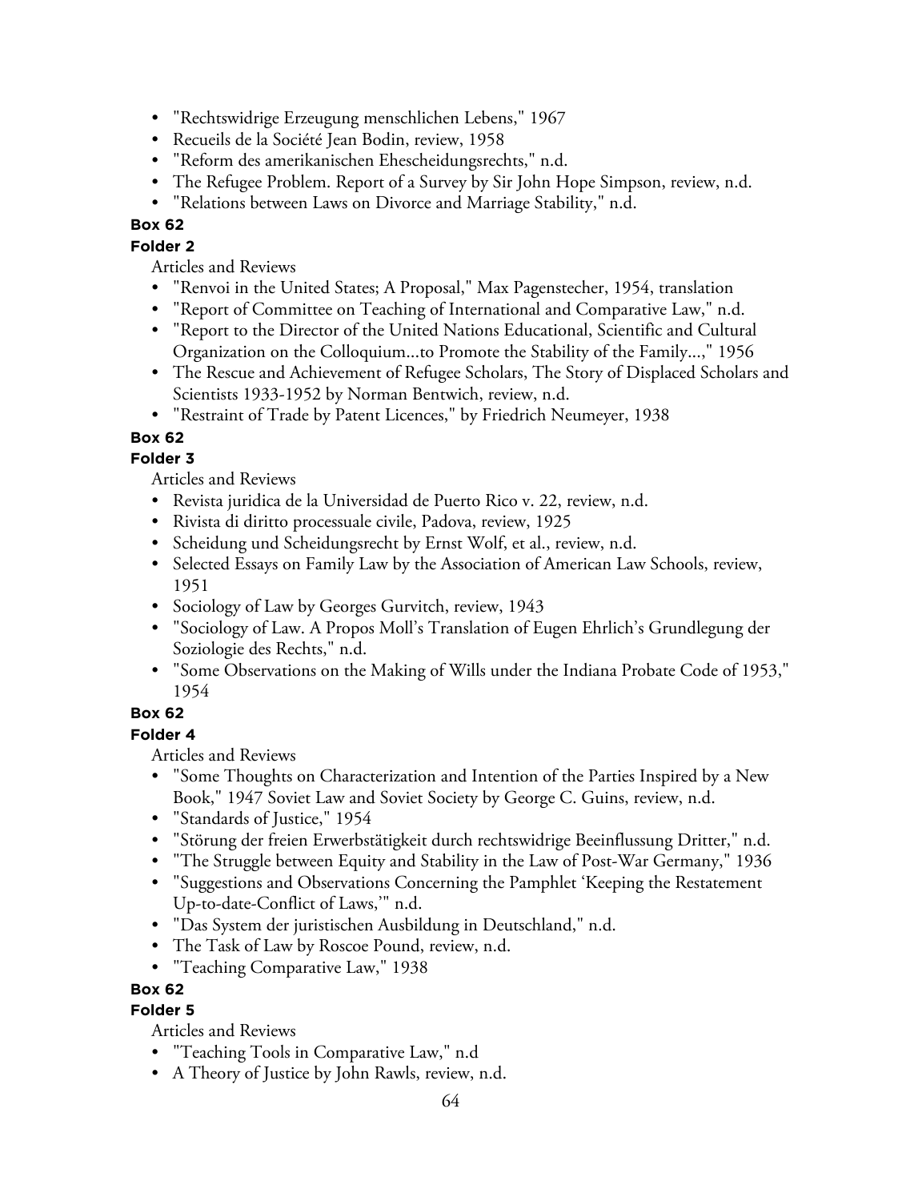- "Rechtswidrige Erzeugung menschlichen Lebens," 1967
- Recueils de la Société Jean Bodin, review, 1958
- "Reform des amerikanischen Ehescheidungsrechts," n.d.
- The Refugee Problem. Report of a Survey by Sir John Hope Simpson, review, n.d.
- "Relations between Laws on Divorce and Marriage Stability," n.d.

**Box 62**

**Folder 2**

Articles and Reviews

- "Renvoi in the United States; A Proposal," Max Pagenstecher, 1954, translation
- "Report of Committee on Teaching of International and Comparative Law," n.d.
- "Report to the Director of the United Nations Educational, Scientific and Cultural Organization on the Colloquium...to Promote the Stability of the Family...," 1956
- The Rescue and Achievement of Refugee Scholars, The Story of Displaced Scholars and Scientists 1933-1952 by Norman Bentwich, review, n.d.
- "Restraint of Trade by Patent Licences," by Friedrich Neumeyer, 1938

**Box 62**

**Folder 3**

Articles and Reviews

- Revista juridica de la Universidad de Puerto Rico v. 22, review, n.d.
- Rivista di diritto processuale civile, Padova, review, 1925
- Scheidung und Scheidungsrecht by Ernst Wolf, et al., review, n.d.
- Selected Essays on Family Law by the Association of American Law Schools, review, 1951
- Sociology of Law by Georges Gurvitch, review, 1943
- "Sociology of Law. A Propos Moll's Translation of Eugen Ehrlich's Grundlegung der Soziologie des Rechts," n.d.
- "Some Observations on the Making of Wills under the Indiana Probate Code of 1953," 1954

**Box 62**

**Folder 4**

Articles and Reviews

- "Some Thoughts on Characterization and Intention of the Parties Inspired by a New Book," 1947 Soviet Law and Soviet Society by George C. Guins, review, n.d.
- "Standards of Justice," 1954
- "Störung der freien Erwerbstätigkeit durch rechtswidrige Beeinflussung Dritter," n.d.
- "The Struggle between Equity and Stability in the Law of Post-War Germany," 1936
- "Suggestions and Observations Concerning the Pamphlet 'Keeping the Restatement Up-to-date-Conflict of Laws,'" n.d.
- "Das System der juristischen Ausbildung in Deutschland," n.d.
- The Task of Law by Roscoe Pound, review, n.d.
- "Teaching Comparative Law," 1938

**Box 62**

**Folder 5**

Articles and Reviews

- "Teaching Tools in Comparative Law," n.d
- A Theory of Justice by John Rawls, review, n.d.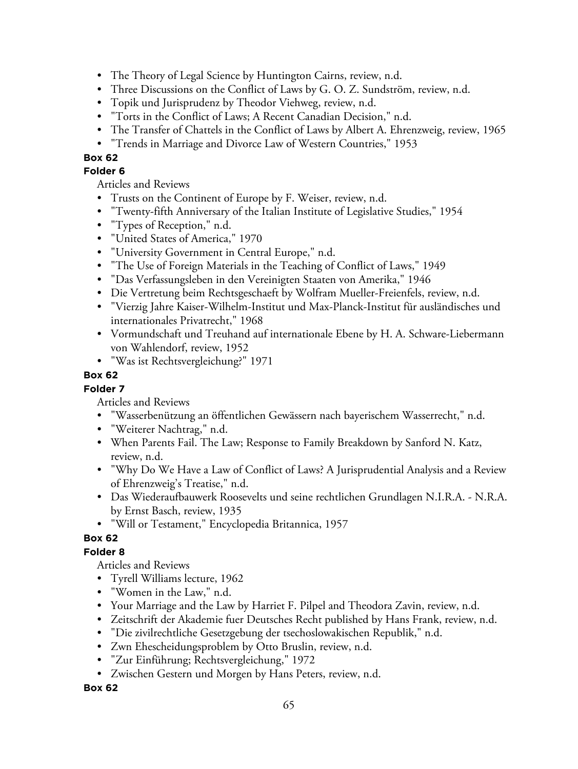- The Theory of Legal Science by Huntington Cairns, review, n.d.
- Three Discussions on the Conflict of Laws by G. O. Z. Sundström, review, n.d.
- Topik und Jurisprudenz by Theodor Viehweg, review, n.d.
- "Torts in the Conflict of Laws; A Recent Canadian Decision," n.d.
- The Transfer of Chattels in the Conflict of Laws by Albert A. Ehrenzweig, review, 1965
- "Trends in Marriage and Divorce Law of Western Countries," 1953

**Box 62**

**Folder 6**

Articles and Reviews

- Trusts on the Continent of Europe by F. Weiser, review, n.d.
- "Twenty-fifth Anniversary of the Italian Institute of Legislative Studies," 1954
- "Types of Reception," n.d.
- "United States of America," 1970
- "University Government in Central Europe," n.d.
- "The Use of Foreign Materials in the Teaching of Conflict of Laws," 1949
- "Das Verfassungsleben in den Vereinigten Staaten von Amerika," 1946
- Die Vertretung beim Rechtsgeschaeft by Wolfram Mueller-Freienfels, review, n.d.
- "Vierzig Jahre Kaiser-Wilhelm-Institut und Max-Planck-Institut für ausländisches und internationales Privatrecht," 1968
- Vormundschaft und Treuhand auf internationale Ebene by H. A. Schware-Liebermann von Wahlendorf, review, 1952
- "Was ist Rechtsvergleichung?" 1971

**Box 62**

**Folder 7**

Articles and Reviews

- "Wasserbenützung an öffentlichen Gewässern nach bayerischem Wasserrecht," n.d.
- "Weiterer Nachtrag," n.d.
- When Parents Fail. The Law; Response to Family Breakdown by Sanford N. Katz, review, n.d.
- "Why Do We Have a Law of Conflict of Laws? A Jurisprudential Analysis and a Review of Ehrenzweig's Treatise," n.d.
- Das Wiederaufbauwerk Roosevelts und seine rechtlichen Grundlagen N.I.R.A. - N.R.A. by Ernst Basch, review, 1935
- "Will or Testament," Encyclopedia Britannica, 1957

**Box 62**

**Folder 8**

Articles and Reviews

- Tyrell Williams lecture, 1962
- "Women in the Law," n.d.
- Your Marriage and the Law by Harriet F. Pilpel and Theodora Zavin, review, n.d.
- Zeitschrift der Akademie fuer Deutsches Recht published by Hans Frank, review, n.d.
- "Die zivilrechtliche Gesetzgebung der tsechoslowakischen Republik," n.d.
- Zwn Ehescheidungsproblem by Otto Bruslin, review, n.d.
- "Zur Einführung; Rechtsvergleichung," 1972
- Zwischen Gestern und Morgen by Hans Peters, review, n.d.

**Box 62**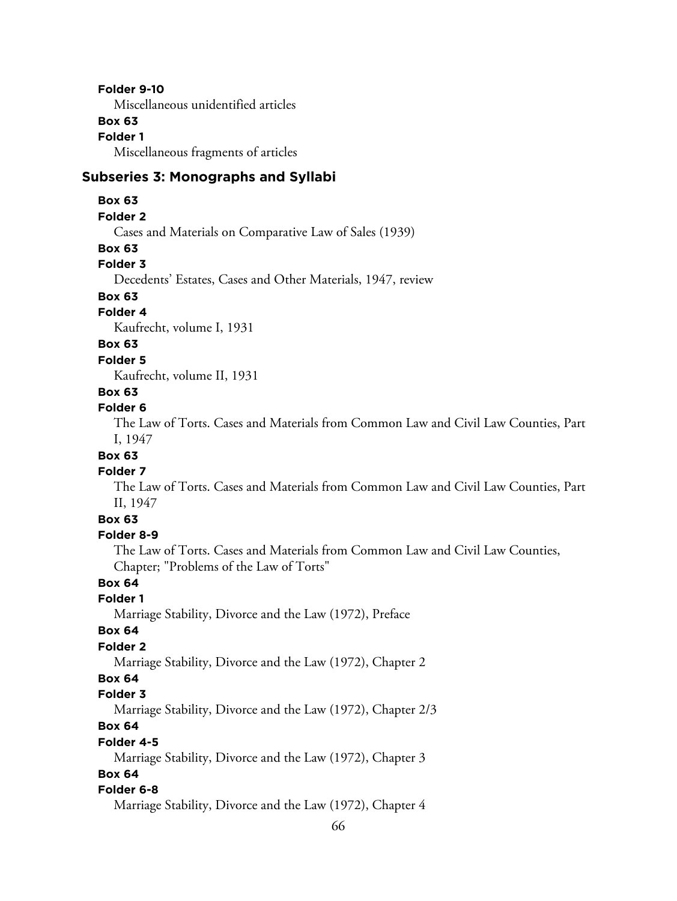**Folder 9-10**
Miscellaneous unidentified articles
**Box 63**
**Folder 1**
Miscellaneous fragments of articles

## Subseries 3: Monographs and Syllabi

**Box 63**
**Folder 2**
Cases and Materials on Comparative Law of Sales (1939)
**Box 63**
**Folder 3**
Decedents' Estates, Cases and Other Materials, 1947, review
**Box 63**
**Folder 4**
Kaufrecht, volume I, 1931
**Box 63**
**Folder 5**
Kaufrecht, volume II, 1931
**Box 63**
**Folder 6**
The Law of Torts. Cases and Materials from Common Law and Civil Law Counties, Part I, 1947
**Box 63**
**Folder 7**
The Law of Torts. Cases and Materials from Common Law and Civil Law Counties, Part II, 1947
**Box 63**
**Folder 8-9**
The Law of Torts. Cases and Materials from Common Law and Civil Law Counties, Chapter; "Problems of the Law of Torts"
**Box 64**
**Folder 1**
Marriage Stability, Divorce and the Law (1972), Preface
**Box 64**
**Folder 2**
Marriage Stability, Divorce and the Law (1972), Chapter 2
**Box 64**
**Folder 3**
Marriage Stability, Divorce and the Law (1972), Chapter 2/3
**Box 64**
**Folder 4-5**
Marriage Stability, Divorce and the Law (1972), Chapter 3
**Box 64**
**Folder 6-8**
Marriage Stability, Divorce and the Law (1972), Chapter 4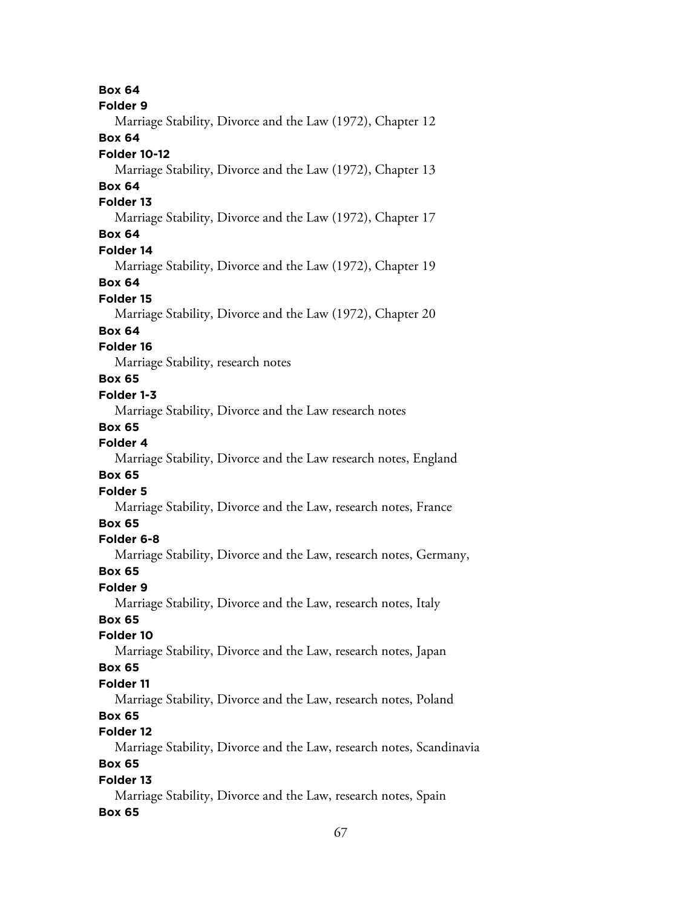**Box 64**
**Folder 9**
Marriage Stability, Divorce and the Law (1972), Chapter 12
**Box 64**
**Folder 10-12**
Marriage Stability, Divorce and the Law (1972), Chapter 13
**Box 64**
**Folder 13**
Marriage Stability, Divorce and the Law (1972), Chapter 17
**Box 64**
**Folder 14**
Marriage Stability, Divorce and the Law (1972), Chapter 19
**Box 64**
**Folder 15**
Marriage Stability, Divorce and the Law (1972), Chapter 20
**Box 64**
**Folder 16**
Marriage Stability, research notes
**Box 65**
**Folder 1-3**
Marriage Stability, Divorce and the Law research notes
**Box 65**
**Folder 4**
Marriage Stability, Divorce and the Law research notes, England
**Box 65**
**Folder 5**
Marriage Stability, Divorce and the Law, research notes, France
**Box 65**
**Folder 6-8**
Marriage Stability, Divorce and the Law, research notes, Germany,
**Box 65**
**Folder 9**
Marriage Stability, Divorce and the Law, research notes, Italy
**Box 65**
**Folder 10**
Marriage Stability, Divorce and the Law, research notes, Japan
**Box 65**
**Folder 11**
Marriage Stability, Divorce and the Law, research notes, Poland
**Box 65**
**Folder 12**
Marriage Stability, Divorce and the Law, research notes, Scandinavia
**Box 65**
**Folder 13**
Marriage Stability, Divorce and the Law, research notes, Spain
**Box 65**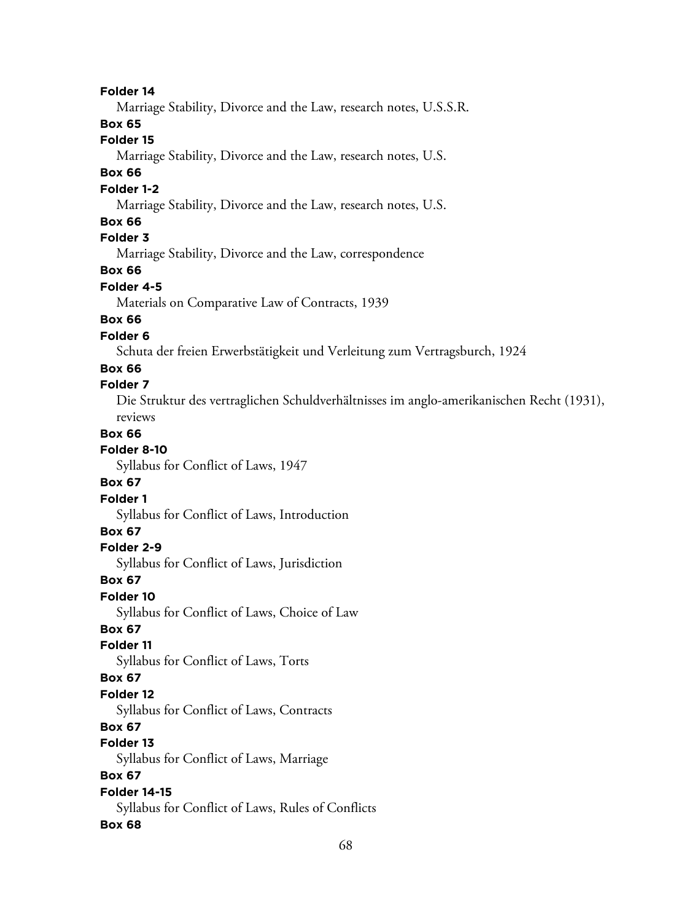**Folder 14**

Marriage Stability, Divorce and the Law, research notes, U.S.S.R.

**Box 65**

**Folder 15**

Marriage Stability, Divorce and the Law, research notes, U.S.

**Box 66**

**Folder 1-2**

Marriage Stability, Divorce and the Law, research notes, U.S.

**Box 66**

**Folder 3**

Marriage Stability, Divorce and the Law, correspondence

**Box 66**

**Folder 4-5**

Materials on Comparative Law of Contracts, 1939

**Box 66**

**Folder 6**

Schuta der freien Erwerbstätigkeit und Verleitung zum Vertragsburch, 1924

**Box 66**

**Folder 7**

Die Struktur des vertraglichen Schuldverhältnisses im anglo-amerikanischen Recht (1931), reviews

**Box 66**

**Folder 8-10**

Syllabus for Conflict of Laws, 1947

**Box 67**

**Folder 1**

Syllabus for Conflict of Laws, Introduction

**Box 67**

**Folder 2-9**

Syllabus for Conflict of Laws, Jurisdiction

**Box 67**

**Folder 10**

Syllabus for Conflict of Laws, Choice of Law

**Box 67**

**Folder 11**

Syllabus for Conflict of Laws, Torts

**Box 67**

**Folder 12**

Syllabus for Conflict of Laws, Contracts

**Box 67**

**Folder 13**

Syllabus for Conflict of Laws, Marriage

**Box 67**

**Folder 14-15**

Syllabus for Conflict of Laws, Rules of Conflicts

**Box 68**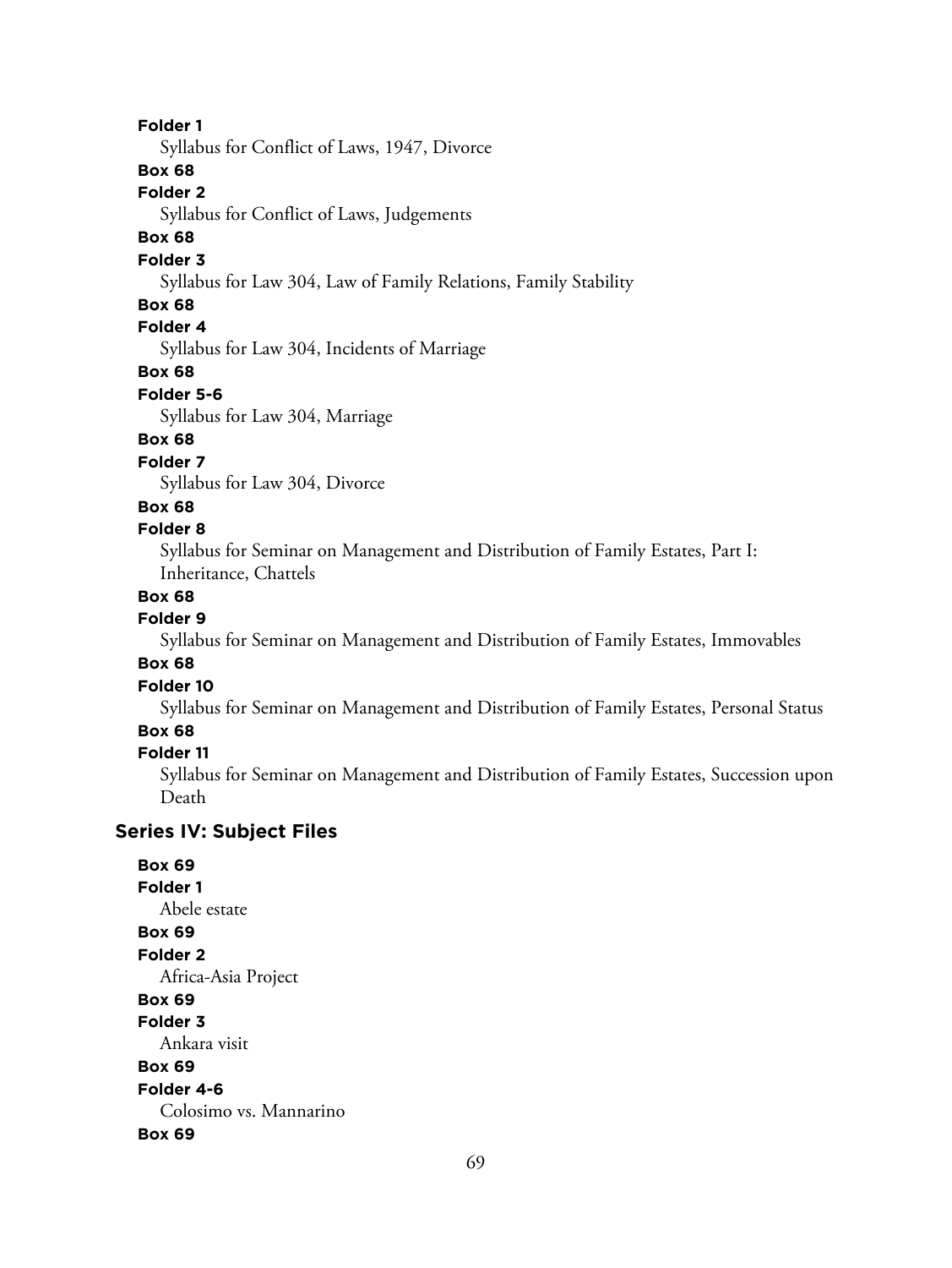**Folder 1**

Syllabus for Conflict of Laws, 1947, Divorce

**Box 68**

**Folder 2**

Syllabus for Conflict of Laws, Judgements

**Box 68**

**Folder 3**

Syllabus for Law 304, Law of Family Relations, Family Stability

**Box 68**

**Folder 4**

Syllabus for Law 304, Incidents of Marriage

**Box 68**

**Folder 5-6**

Syllabus for Law 304, Marriage

**Box 68**

**Folder 7**

Syllabus for Law 304, Divorce

**Box 68**

**Folder 8**

Syllabus for Seminar on Management and Distribution of Family Estates, Part I: Inheritance, Chattels

**Box 68**

**Folder 9**

Syllabus for Seminar on Management and Distribution of Family Estates, Immovables

**Box 68**

**Folder 10**

Syllabus for Seminar on Management and Distribution of Family Estates, Personal Status

**Box 68**

**Folder 11**

Syllabus for Seminar on Management and Distribution of Family Estates, Succession upon Death

## Series IV: Subject Files

**Box 69**

**Folder 1**

Abele estate

**Box 69**

**Folder 2**

Africa-Asia Project

**Box 69**

**Folder 3**

Ankara visit

**Box 69**

**Folder 4-6**

Colosimo vs. Mannarino

**Box 69**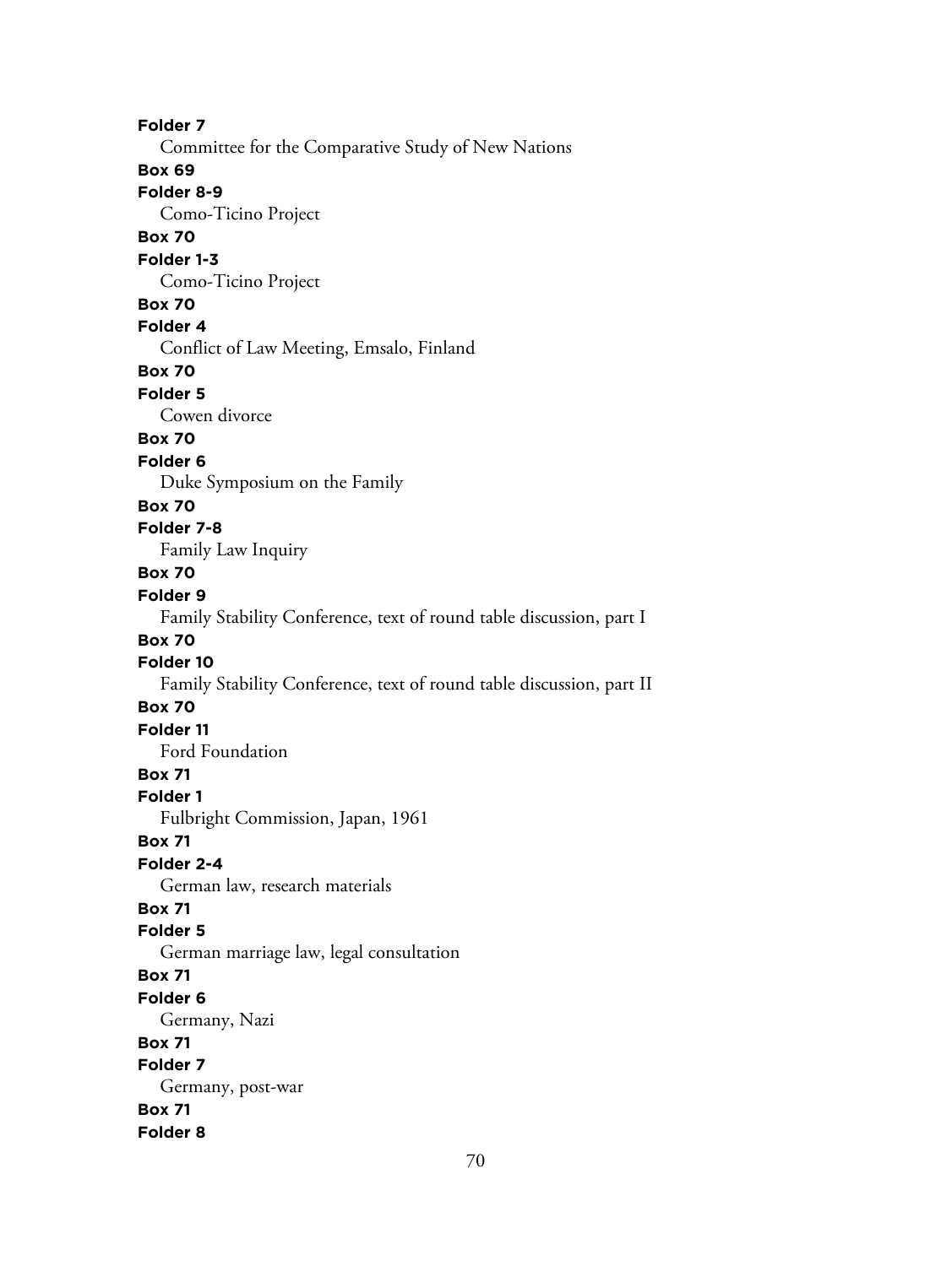**Folder 7**

Committee for the Comparative Study of New Nations

**Box 69**

**Folder 8-9**

Como-Ticino Project

**Box 70**

**Folder 1-3**

Como-Ticino Project

**Box 70**

**Folder 4**

Conflict of Law Meeting, Emsalo, Finland

**Box 70**

**Folder 5**

Cowen divorce

**Box 70**

**Folder 6**

Duke Symposium on the Family

**Box 70**

**Folder 7-8**

Family Law Inquiry

**Box 70**

**Folder 9**

Family Stability Conference, text of round table discussion, part I

**Box 70**

**Folder 10**

Family Stability Conference, text of round table discussion, part II

**Box 70**

**Folder 11**

Ford Foundation

**Box 71**

**Folder 1**

Fulbright Commission, Japan, 1961

**Box 71**

**Folder 2-4**

German law, research materials

**Box 71**

**Folder 5**

German marriage law, legal consultation

**Box 71**

**Folder 6**

Germany, Nazi

**Box 71**

**Folder 7**

Germany, post-war

**Box 71**

**Folder 8**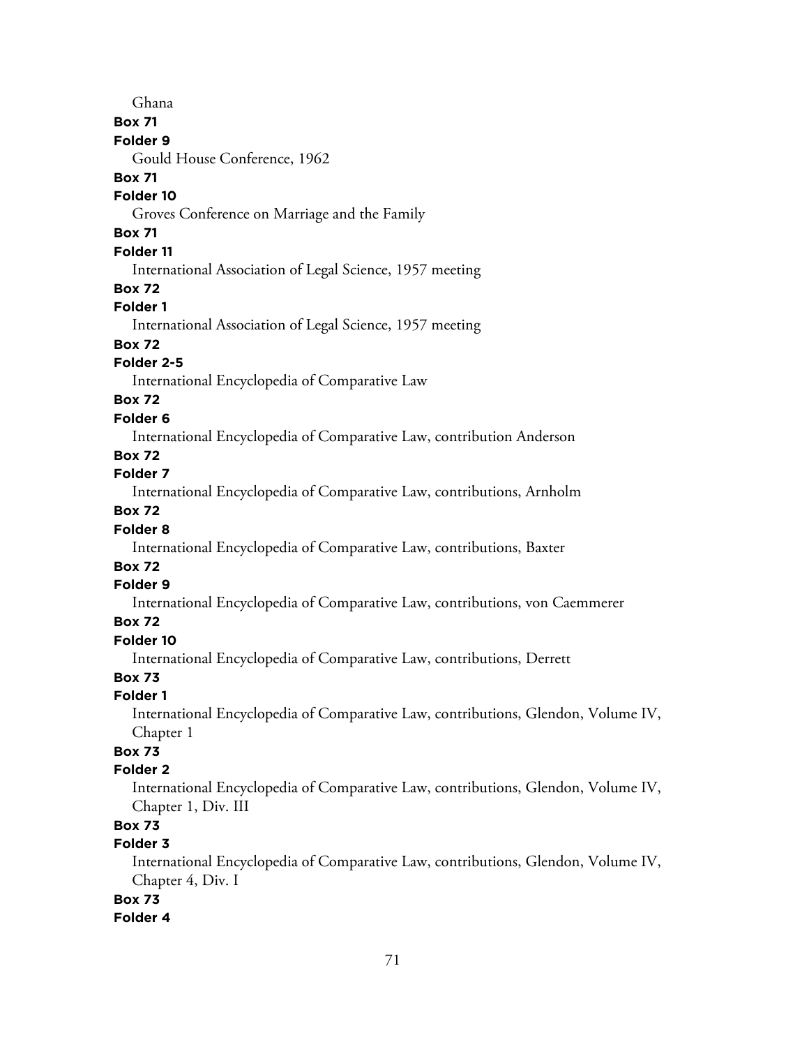Ghana

**Box 71**

**Folder 9**

Gould House Conference, 1962

**Box 71**

**Folder 10**

Groves Conference on Marriage and the Family

**Box 71**

**Folder 11**

International Association of Legal Science, 1957 meeting

**Box 72**

**Folder 1**

International Association of Legal Science, 1957 meeting

**Box 72**

**Folder 2-5**

International Encyclopedia of Comparative Law

**Box 72**

**Folder 6**

International Encyclopedia of Comparative Law, contribution Anderson

**Box 72**

**Folder 7**

International Encyclopedia of Comparative Law, contributions, Arnholm

**Box 72**

**Folder 8**

International Encyclopedia of Comparative Law, contributions, Baxter

**Box 72**

**Folder 9**

International Encyclopedia of Comparative Law, contributions, von Caemmerer

**Box 72**

**Folder 10**

International Encyclopedia of Comparative Law, contributions, Derrett

**Box 73**

**Folder 1**

International Encyclopedia of Comparative Law, contributions, Glendon, Volume IV, Chapter 1

**Box 73**

**Folder 2**

International Encyclopedia of Comparative Law, contributions, Glendon, Volume IV, Chapter 1, Div. III

**Box 73**

**Folder 3**

International Encyclopedia of Comparative Law, contributions, Glendon, Volume IV, Chapter 4, Div. I

**Box 73**

**Folder 4**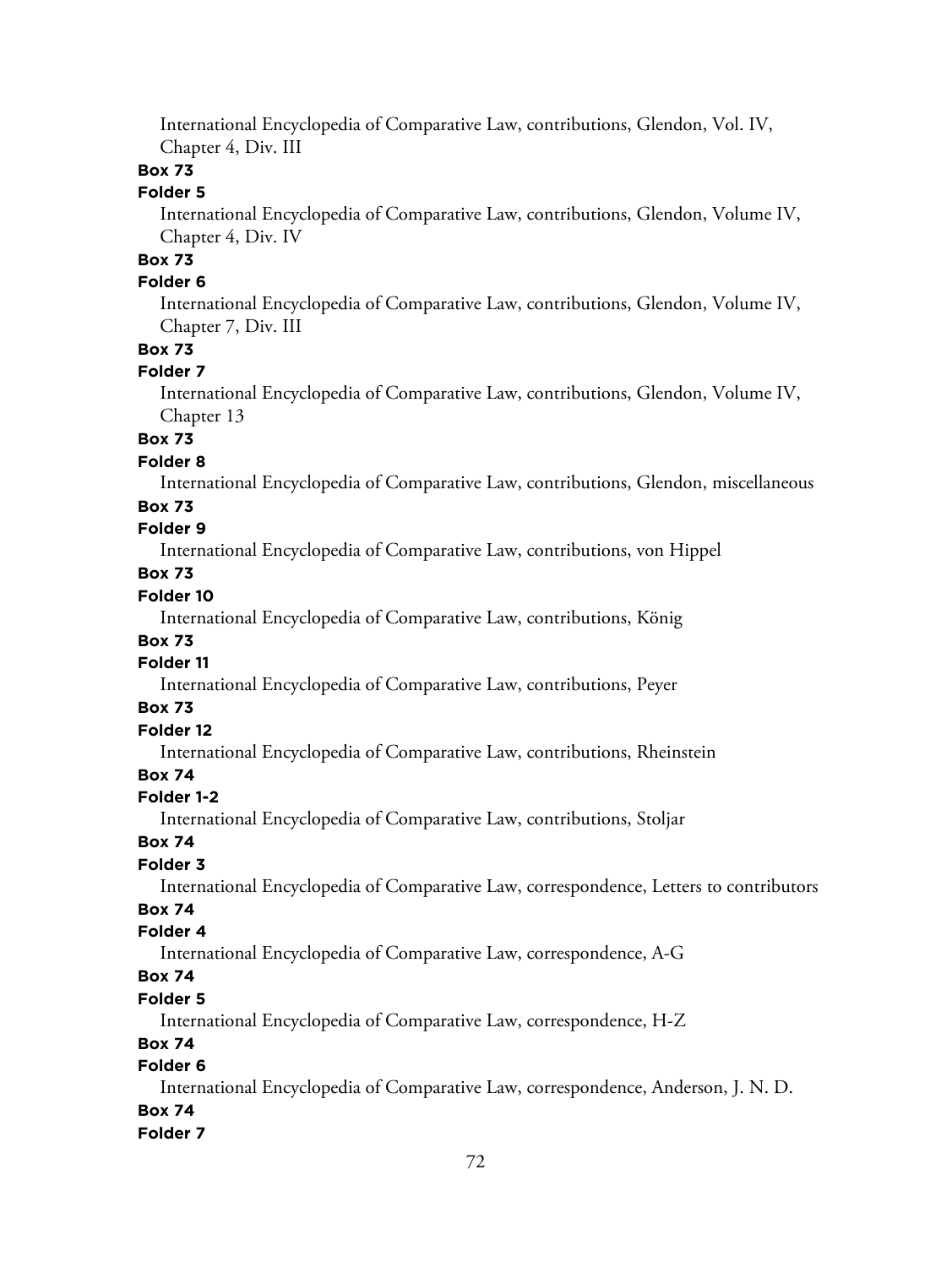International Encyclopedia of Comparative Law, contributions, Glendon, Vol. IV, Chapter 4, Div. III

**Box 73**

**Folder 5**

International Encyclopedia of Comparative Law, contributions, Glendon, Volume IV, Chapter 4, Div. IV

**Box 73**

**Folder 6**

International Encyclopedia of Comparative Law, contributions, Glendon, Volume IV, Chapter 7, Div. III

**Box 73**

**Folder 7**

International Encyclopedia of Comparative Law, contributions, Glendon, Volume IV, Chapter 13

**Box 73**

**Folder 8**

International Encyclopedia of Comparative Law, contributions, Glendon, miscellaneous

**Box 73**

**Folder 9**

International Encyclopedia of Comparative Law, contributions, von Hippel

**Box 73**

**Folder 10**

International Encyclopedia of Comparative Law, contributions, König

**Box 73**

**Folder 11**

International Encyclopedia of Comparative Law, contributions, Peyer

**Box 73**

**Folder 12**

International Encyclopedia of Comparative Law, contributions, Rheinstein

**Box 74**

**Folder 1-2**

International Encyclopedia of Comparative Law, contributions, Stoljar

**Box 74**

**Folder 3**

International Encyclopedia of Comparative Law, correspondence, Letters to contributors

**Box 74**

**Folder 4**

International Encyclopedia of Comparative Law, correspondence, A-G

**Box 74**

**Folder 5**

International Encyclopedia of Comparative Law, correspondence, H-Z

**Box 74**

**Folder 6**

International Encyclopedia of Comparative Law, correspondence, Anderson, J. N. D.

**Box 74**

**Folder 7**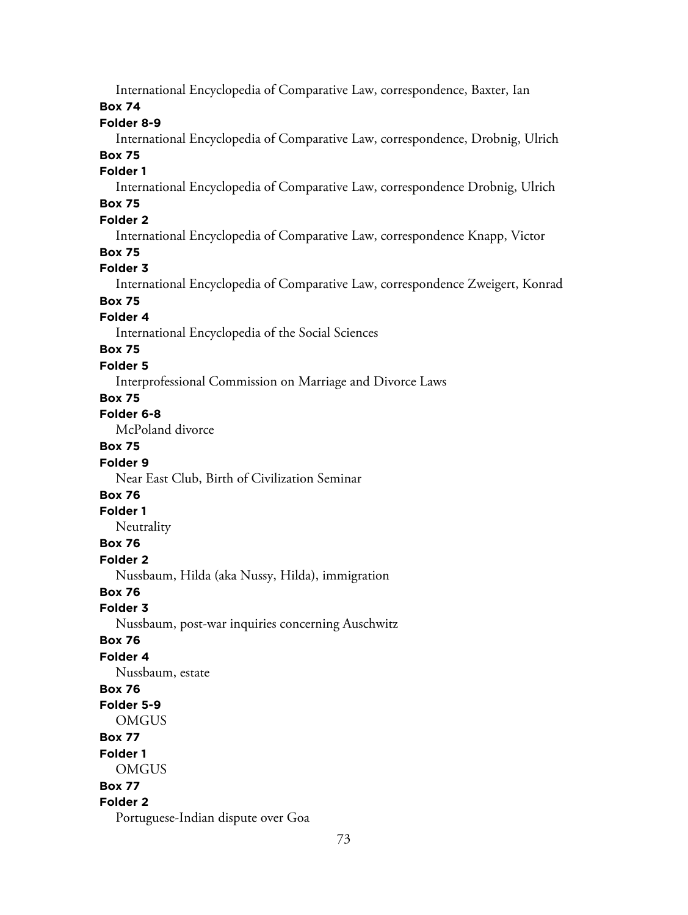International Encyclopedia of Comparative Law, correspondence, Baxter, Ian

**Box 74**

**Folder 8-9**

International Encyclopedia of Comparative Law, correspondence, Drobnig, Ulrich

**Box 75**

**Folder 1**

International Encyclopedia of Comparative Law, correspondence Drobnig, Ulrich

**Box 75**

**Folder 2**

International Encyclopedia of Comparative Law, correspondence Knapp, Victor

**Box 75**

**Folder 3**

International Encyclopedia of Comparative Law, correspondence Zweigert, Konrad

**Box 75**

**Folder 4**

International Encyclopedia of the Social Sciences

**Box 75**

**Folder 5**

Interprofessional Commission on Marriage and Divorce Laws

**Box 75**

**Folder 6-8**

McPoland divorce

**Box 75**

**Folder 9**

Near East Club, Birth of Civilization Seminar

**Box 76**

**Folder 1**

Neutrality

**Box 76**

**Folder 2**

Nussbaum, Hilda (aka Nussy, Hilda), immigration

**Box 76**

**Folder 3**

Nussbaum, post-war inquiries concerning Auschwitz

**Box 76**

**Folder 4**

Nussbaum, estate

**Box 76**

**Folder 5-9**

OMGUS

**Box 77**

**Folder 1**

OMGUS

**Box 77**

**Folder 2**

Portuguese-Indian dispute over Goa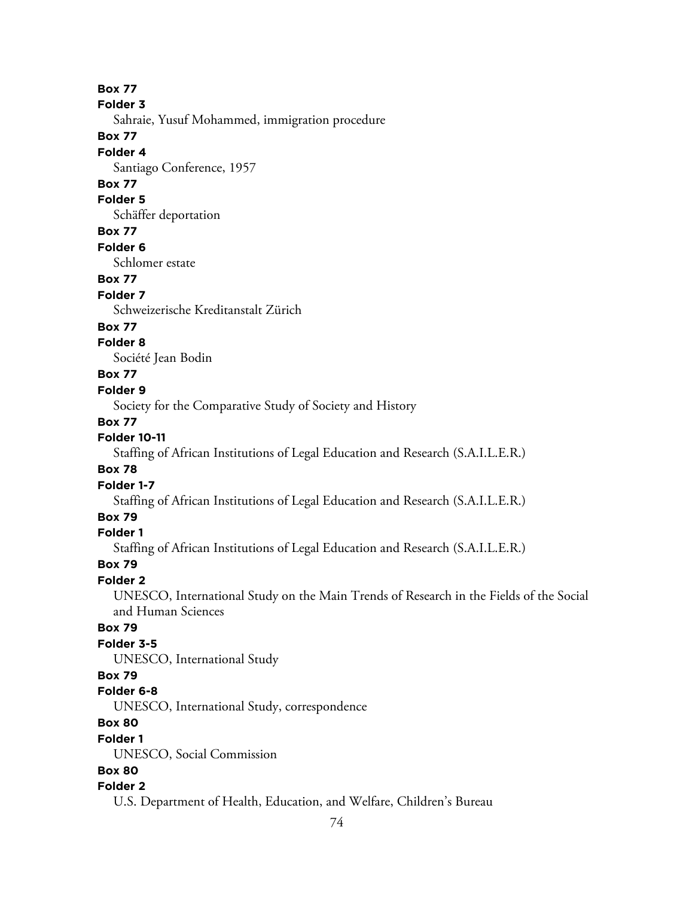**Box 77**
**Folder 3**
Sahraie, Yusuf Mohammed, immigration procedure

**Box 77**
**Folder 4**
Santiago Conference, 1957

**Box 77**
**Folder 5**
Schäffer deportation

**Box 77**
**Folder 6**
Schlomer estate

**Box 77**
**Folder 7**
Schweizerische Kreditanstalt Zürich

**Box 77**
**Folder 8**
Société Jean Bodin

**Box 77**
**Folder 9**
Society for the Comparative Study of Society and History

**Box 77**
**Folder 10-11**
Staffing of African Institutions of Legal Education and Research (S.A.I.L.E.R.)

**Box 78**
**Folder 1-7**
Staffing of African Institutions of Legal Education and Research (S.A.I.L.E.R.)

**Box 79**
**Folder 1**
Staffing of African Institutions of Legal Education and Research (S.A.I.L.E.R.)

**Box 79**
**Folder 2**
UNESCO, International Study on the Main Trends of Research in the Fields of the Social and Human Sciences

**Box 79**
**Folder 3-5**
UNESCO, International Study

**Box 79**
**Folder 6-8**
UNESCO, International Study, correspondence

**Box 80**
**Folder 1**
UNESCO, Social Commission

**Box 80**
**Folder 2**
U.S. Department of Health, Education, and Welfare, Children's Bureau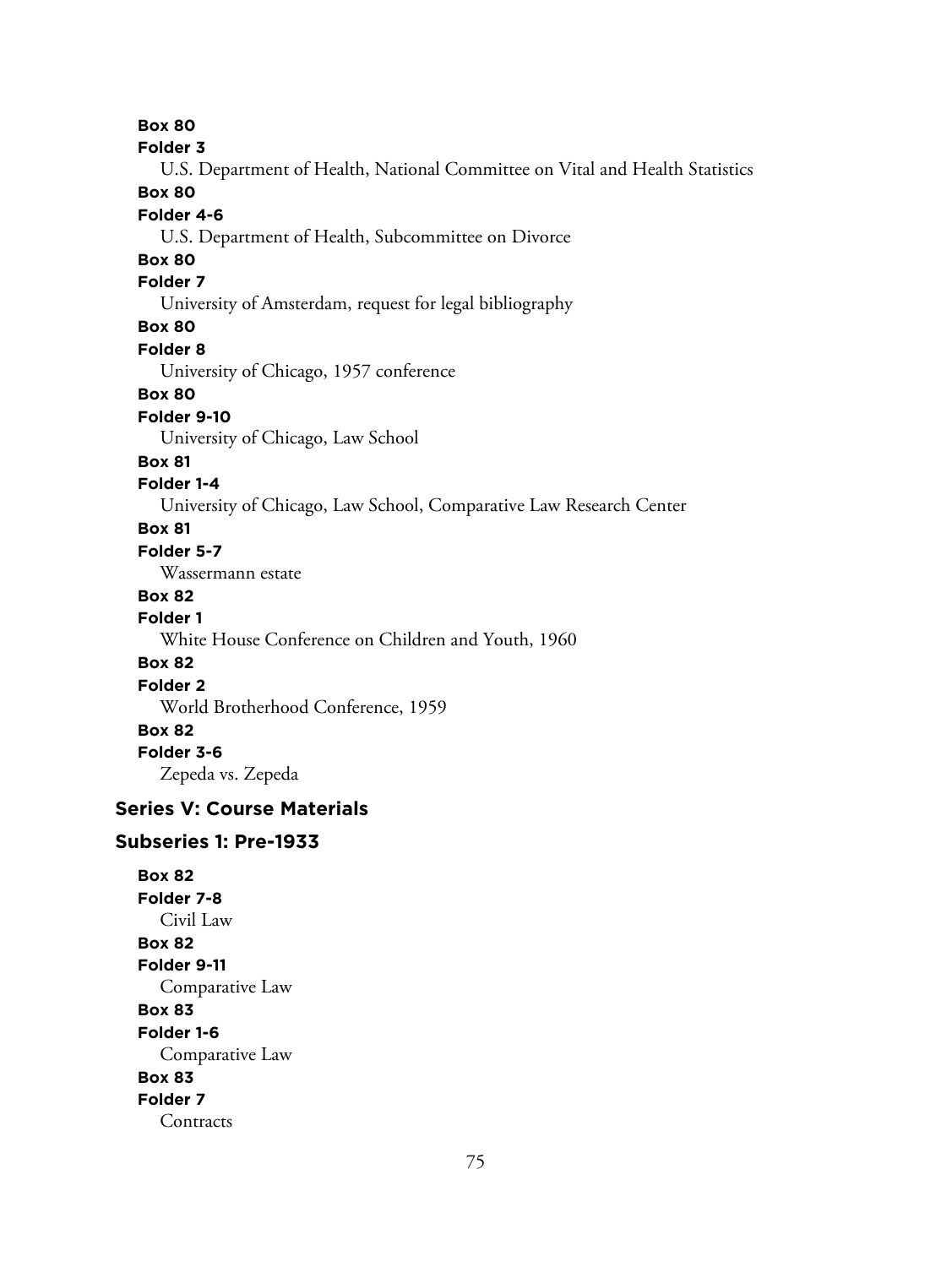**Box 80**
**Folder 3**
U.S. Department of Health, National Committee on Vital and Health Statistics

**Box 80**
**Folder 4-6**
U.S. Department of Health, Subcommittee on Divorce

**Box 80**
**Folder 7**
University of Amsterdam, request for legal bibliography

**Box 80**
**Folder 8**
University of Chicago, 1957 conference

**Box 80**
**Folder 9-10**
University of Chicago, Law School

**Box 81**
**Folder 1-4**
University of Chicago, Law School, Comparative Law Research Center

**Box 81**
**Folder 5-7**
Wassermann estate

**Box 82**
**Folder 1**
White House Conference on Children and Youth, 1960

**Box 82**
**Folder 2**
World Brotherhood Conference, 1959

**Box 82**
**Folder 3-6**
Zepeda vs. Zepeda

## Series V: Course Materials

### Subseries 1: Pre-1933

**Box 82**
**Folder 7-8**
Civil Law

**Box 82**
**Folder 9-11**
Comparative Law

**Box 83**
**Folder 1-6**
Comparative Law

**Box 83**
**Folder 7**
Contracts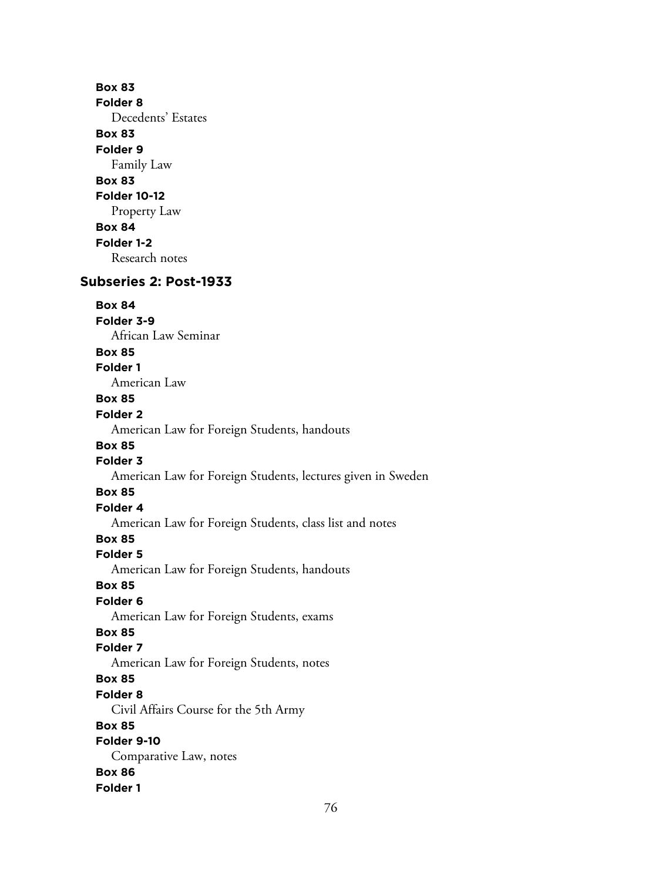**Box 83**
**Folder 8**
Decedents' Estates

**Box 83**
**Folder 9**
Family Law

**Box 83**
**Folder 10-12**
Property Law

**Box 84**
**Folder 1-2**
Research notes

## Subseries 2: Post-1933

**Box 84**
**Folder 3-9**
African Law Seminar

**Box 85**
**Folder 1**
American Law

**Box 85**
**Folder 2**
American Law for Foreign Students, handouts

**Box 85**
**Folder 3**
American Law for Foreign Students, lectures given in Sweden

**Box 85**
**Folder 4**
American Law for Foreign Students, class list and notes

**Box 85**
**Folder 5**
American Law for Foreign Students, handouts

**Box 85**
**Folder 6**
American Law for Foreign Students, exams

**Box 85**
**Folder 7**
American Law for Foreign Students, notes

**Box 85**
**Folder 8**
Civil Affairs Course for the 5th Army

**Box 85**
**Folder 9-10**
Comparative Law, notes

**Box 86**
**Folder 1**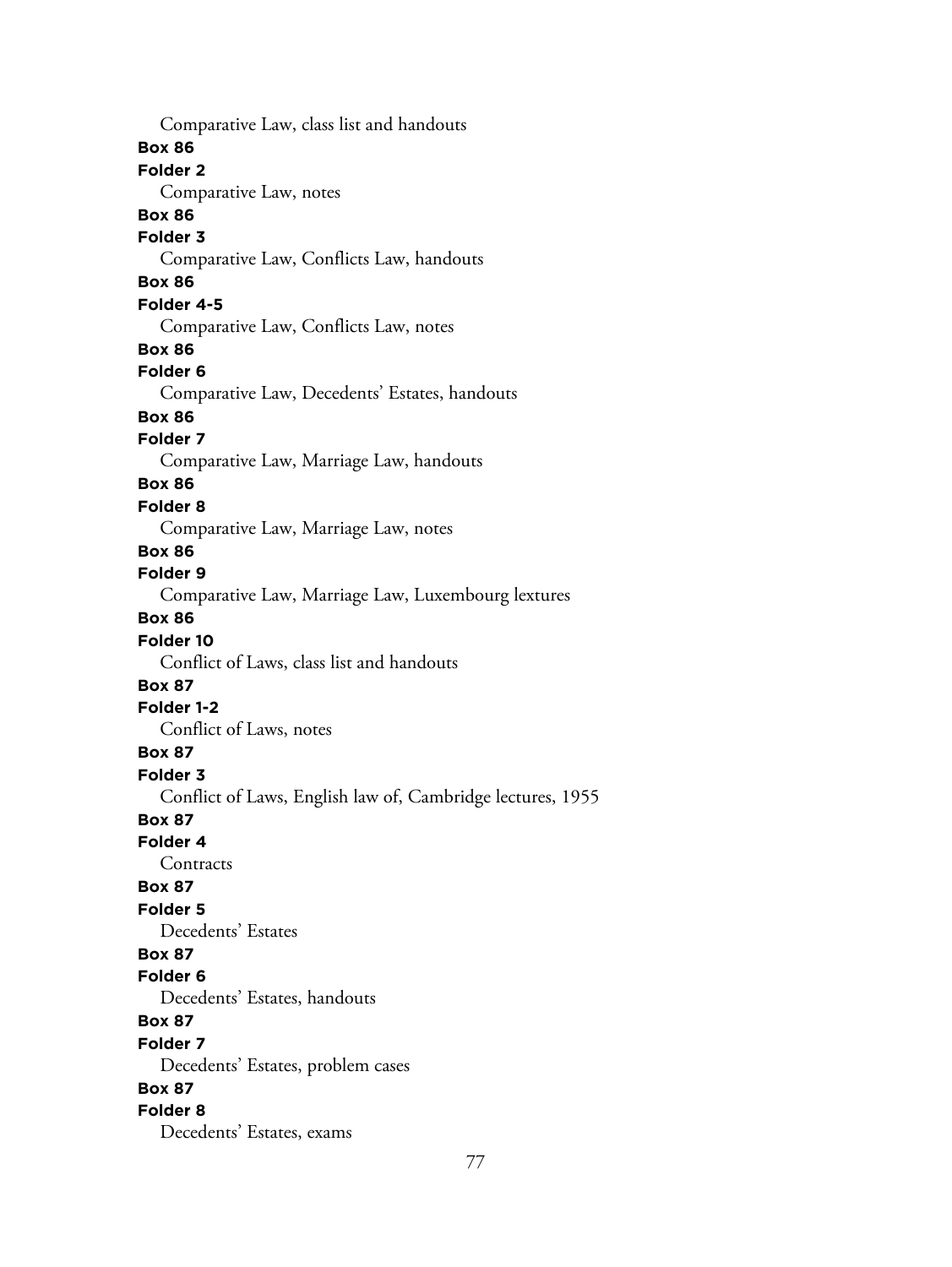Comparative Law, class list and handouts

**Box 86**

**Folder 2**

Comparative Law, notes

**Box 86**

**Folder 3**

Comparative Law, Conflicts Law, handouts

**Box 86**

**Folder 4-5**

Comparative Law, Conflicts Law, notes

**Box 86**

**Folder 6**

Comparative Law, Decedents' Estates, handouts

**Box 86**

**Folder 7**

Comparative Law, Marriage Law, handouts

**Box 86**

**Folder 8**

Comparative Law, Marriage Law, notes

**Box 86**

**Folder 9**

Comparative Law, Marriage Law, Luxembourg lextures

**Box 86**

**Folder 10**

Conflict of Laws, class list and handouts

**Box 87**

**Folder 1-2**

Conflict of Laws, notes

**Box 87**

**Folder 3**

Conflict of Laws, English law of, Cambridge lectures, 1955

**Box 87**

**Folder 4**

Contracts

**Box 87**

**Folder 5**

Decedents' Estates

**Box 87**

**Folder 6**

Decedents' Estates, handouts

**Box 87**

**Folder 7**

Decedents' Estates, problem cases

**Box 87**

**Folder 8**

Decedents' Estates, exams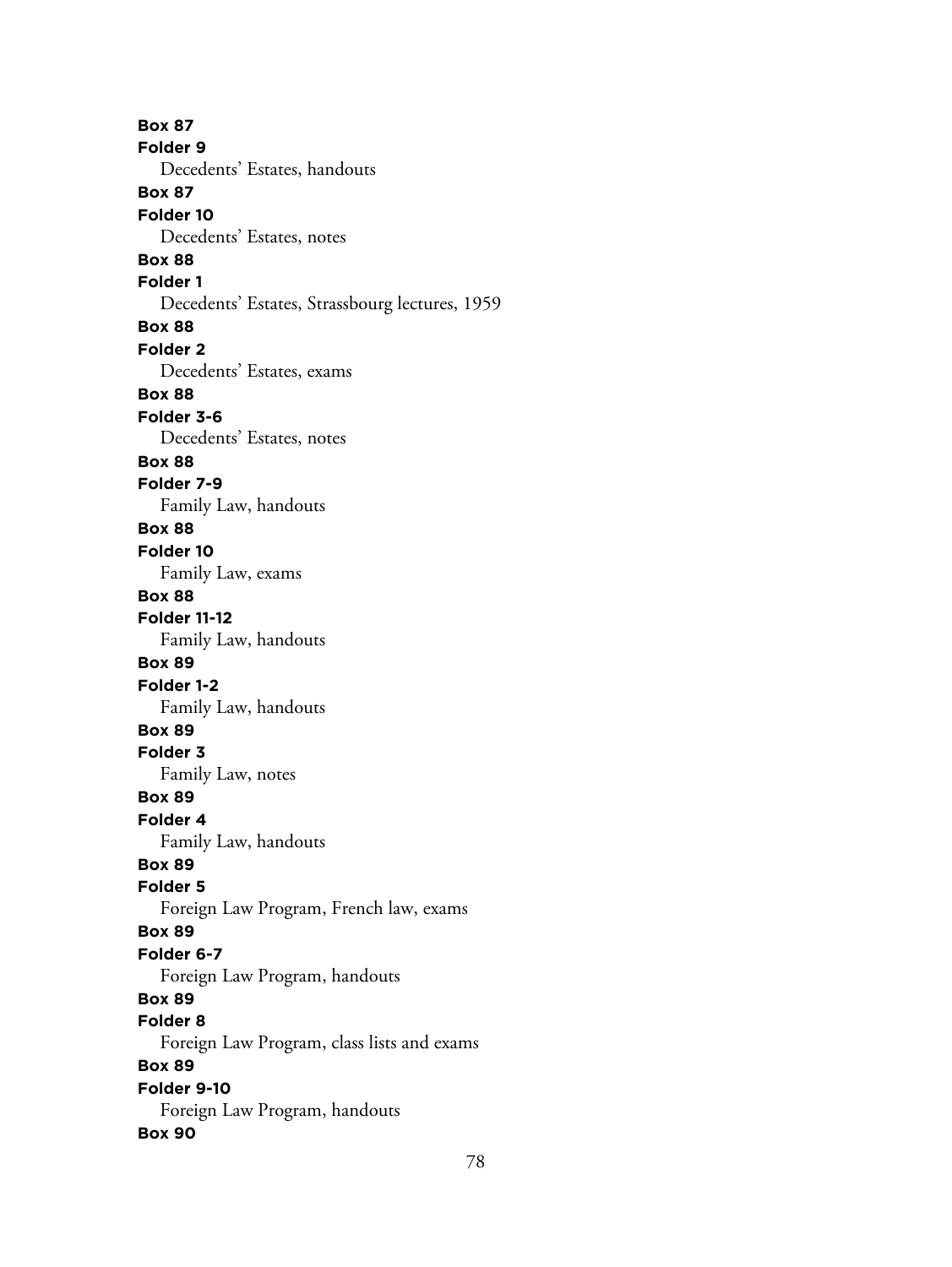**Box 87**
**Folder 9**
Decedents' Estates, handouts
**Box 87**
**Folder 10**
Decedents' Estates, notes
**Box 88**
**Folder 1**
Decedents' Estates, Strassbourg lectures, 1959
**Box 88**
**Folder 2**
Decedents' Estates, exams
**Box 88**
**Folder 3-6**
Decedents' Estates, notes
**Box 88**
**Folder 7-9**
Family Law, handouts
**Box 88**
**Folder 10**
Family Law, exams
**Box 88**
**Folder 11-12**
Family Law, handouts
**Box 89**
**Folder 1-2**
Family Law, handouts
**Box 89**
**Folder 3**
Family Law, notes
**Box 89**
**Folder 4**
Family Law, handouts
**Box 89**
**Folder 5**
Foreign Law Program, French law, exams
**Box 89**
**Folder 6-7**
Foreign Law Program, handouts
**Box 89**
**Folder 8**
Foreign Law Program, class lists and exams
**Box 89**
**Folder 9-10**
Foreign Law Program, handouts
**Box 90**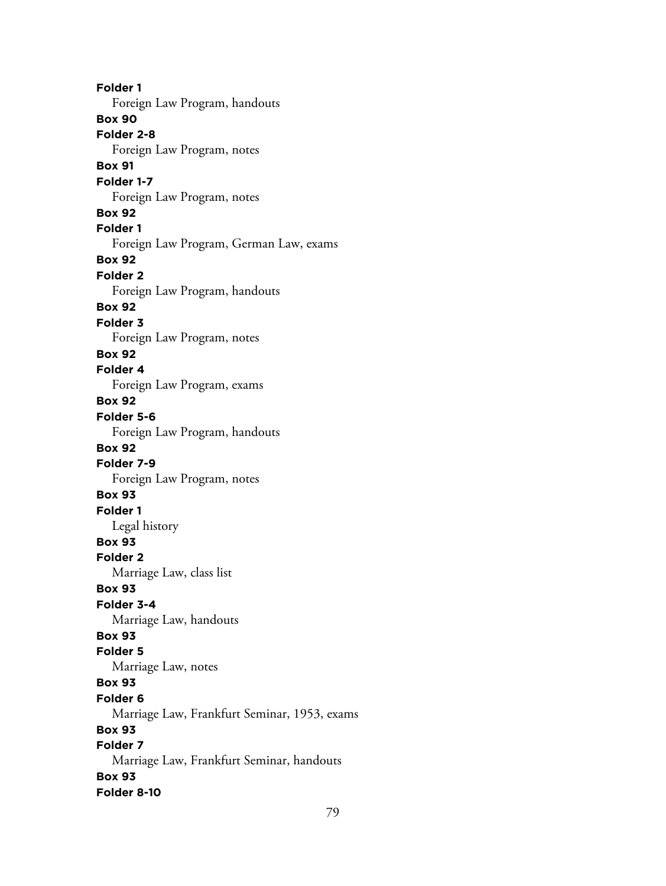**Folder 1**
Foreign Law Program, handouts

**Box 90**
**Folder 2-8**
Foreign Law Program, notes

**Box 91**
**Folder 1-7**
Foreign Law Program, notes

**Box 92**
**Folder 1**
Foreign Law Program, German Law, exams

**Box 92**
**Folder 2**
Foreign Law Program, handouts

**Box 92**
**Folder 3**
Foreign Law Program, notes

**Box 92**
**Folder 4**
Foreign Law Program, exams

**Box 92**
**Folder 5-6**
Foreign Law Program, handouts

**Box 92**
**Folder 7-9**
Foreign Law Program, notes

**Box 93**
**Folder 1**
Legal history

**Box 93**
**Folder 2**
Marriage Law, class list

**Box 93**
**Folder 3-4**
Marriage Law, handouts

**Box 93**
**Folder 5**
Marriage Law, notes

**Box 93**
**Folder 6**
Marriage Law, Frankfurt Seminar, 1953, exams

**Box 93**
**Folder 7**
Marriage Law, Frankfurt Seminar, handouts

**Box 93**
**Folder 8-10**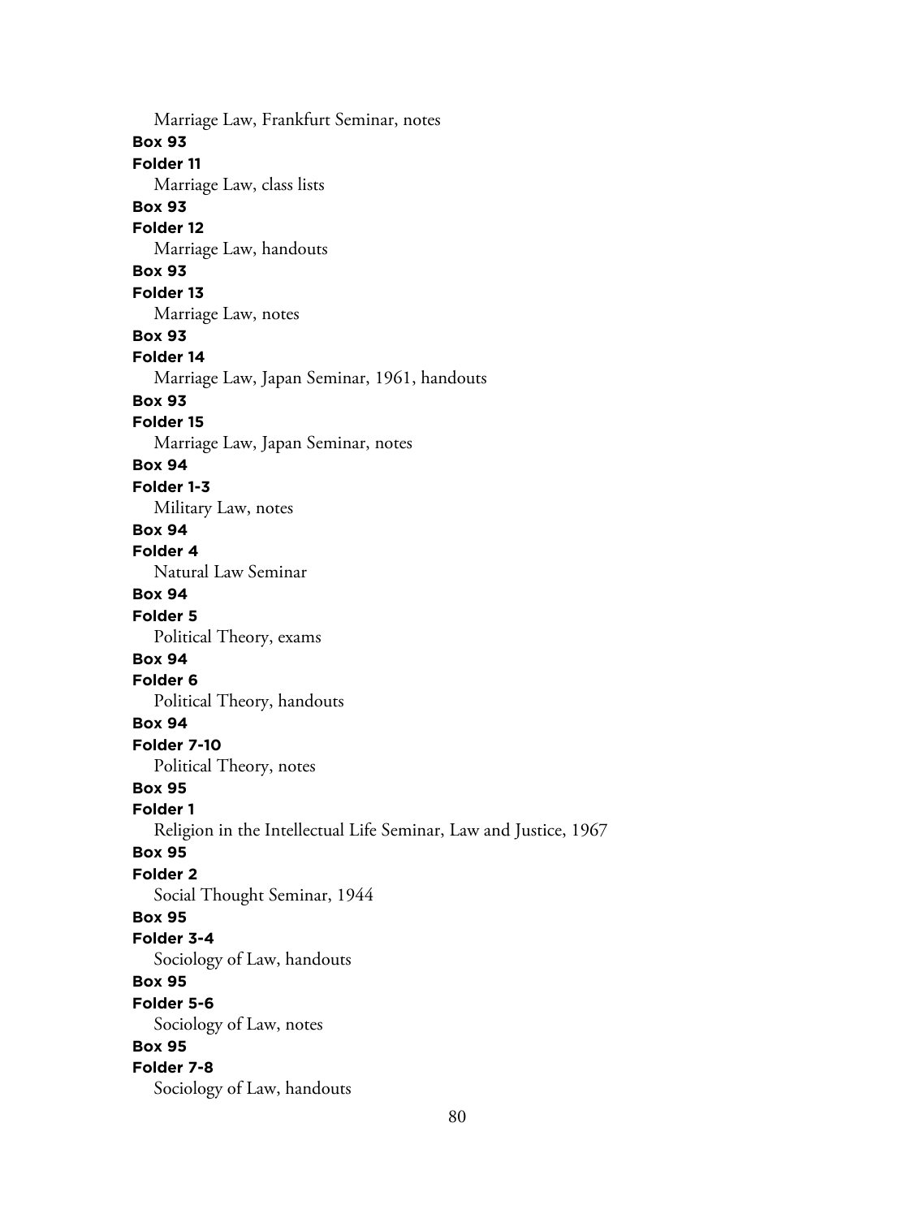Marriage Law, Frankfurt Seminar, notes

**Box 93**

**Folder 11**

Marriage Law, class lists

**Box 93**

**Folder 12**

Marriage Law, handouts

**Box 93**

**Folder 13**

Marriage Law, notes

**Box 93**

**Folder 14**

Marriage Law, Japan Seminar, 1961, handouts

**Box 93**

**Folder 15**

Marriage Law, Japan Seminar, notes

**Box 94**

**Folder 1-3**

Military Law, notes

**Box 94**

**Folder 4**

Natural Law Seminar

**Box 94**

**Folder 5**

Political Theory, exams

**Box 94**

**Folder 6**

Political Theory, handouts

**Box 94**

**Folder 7-10**

Political Theory, notes

**Box 95**

**Folder 1**

Religion in the Intellectual Life Seminar, Law and Justice, 1967

**Box 95**

**Folder 2**

Social Thought Seminar, 1944

**Box 95**

**Folder 3-4**

Sociology of Law, handouts

**Box 95**

**Folder 5-6**

Sociology of Law, notes

**Box 95**

**Folder 7-8**

Sociology of Law, handouts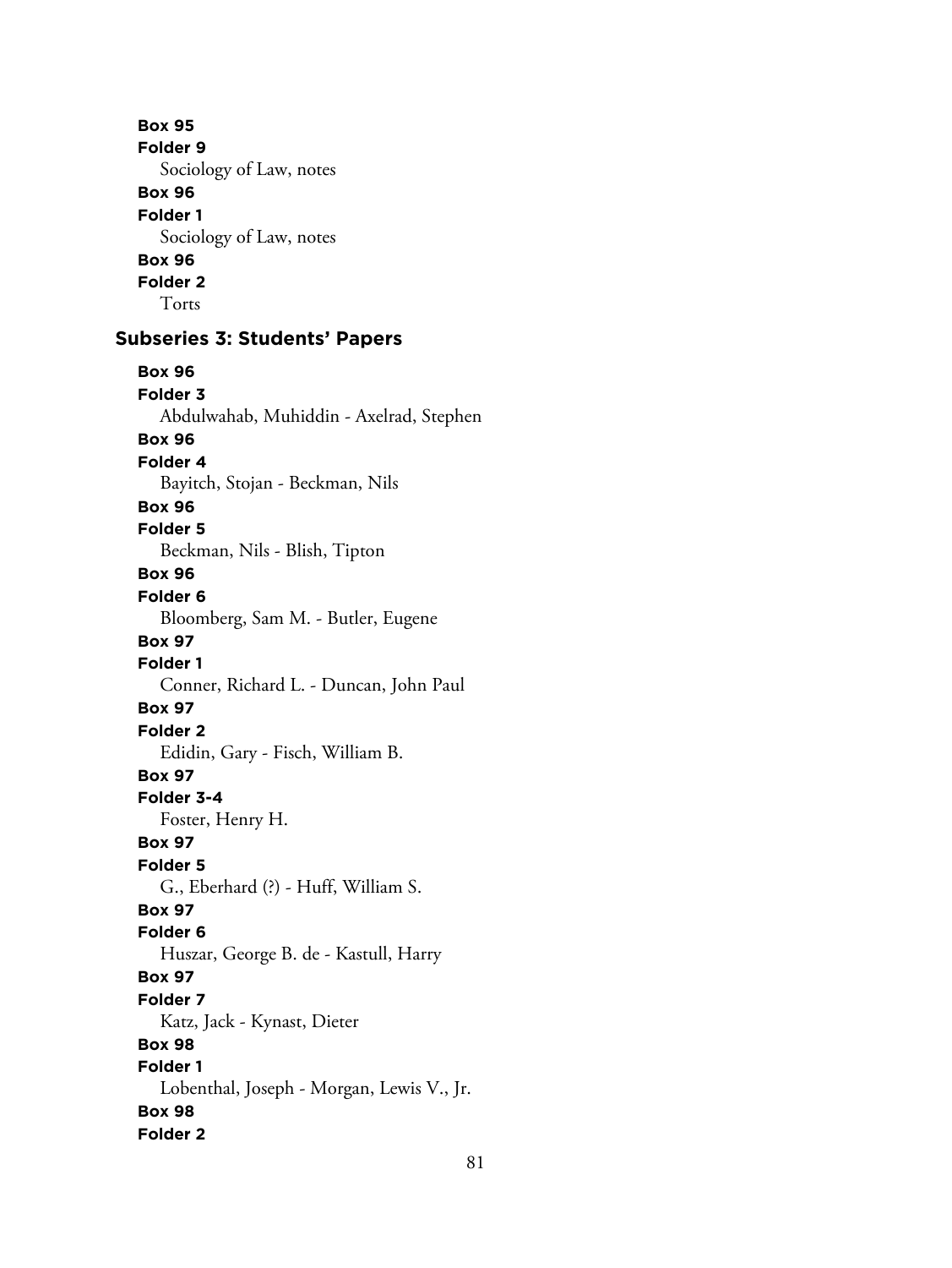**Box 95**
**Folder 9**
Sociology of Law, notes
**Box 96**
**Folder 1**
Sociology of Law, notes
**Box 96**
**Folder 2**
Torts

### Subseries 3: Students' Papers

**Box 96**
**Folder 3**
Abdulwahab, Muhiddin - Axelrad, Stephen
**Box 96**
**Folder 4**
Bayitch, Stojan - Beckman, Nils
**Box 96**
**Folder 5**
Beckman, Nils - Blish, Tipton
**Box 96**
**Folder 6**
Bloomberg, Sam M. - Butler, Eugene
**Box 97**
**Folder 1**
Conner, Richard L. - Duncan, John Paul
**Box 97**
**Folder 2**
Edidin, Gary - Fisch, William B.
**Box 97**
**Folder 3-4**
Foster, Henry H.
**Box 97**
**Folder 5**
G., Eberhard (?) - Huff, William S.
**Box 97**
**Folder 6**
Huszar, George B. de - Kastull, Harry
**Box 97**
**Folder 7**
Katz, Jack - Kynast, Dieter
**Box 98**
**Folder 1**
Lobenthal, Joseph - Morgan, Lewis V., Jr.
**Box 98**
**Folder 2**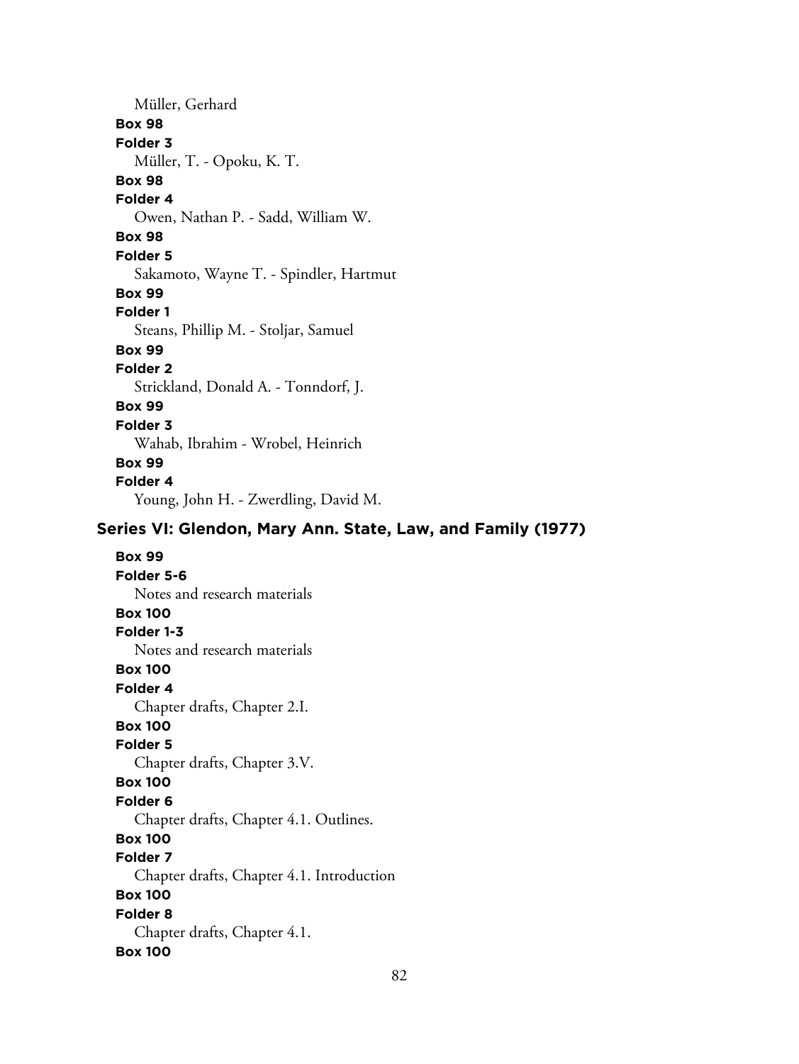Müller, Gerhard

**Box 98**

**Folder 3**

Müller, T. - Opoku, K. T.

**Box 98**

**Folder 4**

Owen, Nathan P. - Sadd, William W.

**Box 98**

**Folder 5**

Sakamoto, Wayne T. - Spindler, Hartmut

**Box 99**

**Folder 1**

Steans, Phillip M. - Stoljar, Samuel

**Box 99**

**Folder 2**

Strickland, Donald A. - Tonndorf, J.

**Box 99**

**Folder 3**

Wahab, Ibrahim - Wrobel, Heinrich

**Box 99**

**Folder 4**

Young, John H. - Zwerdling, David M.

## Series VI: Glendon, Mary Ann. State, Law, and Family (1977)

**Box 99**

**Folder 5-6**

Notes and research materials

**Box 100**

**Folder 1-3**

Notes and research materials

**Box 100**

**Folder 4**

Chapter drafts, Chapter 2.I.

**Box 100**

**Folder 5**

Chapter drafts, Chapter 3.V.

**Box 100**

**Folder 6**

Chapter drafts, Chapter 4.1. Outlines.

**Box 100**

**Folder 7**

Chapter drafts, Chapter 4.1. Introduction

**Box 100**

**Folder 8**

Chapter drafts, Chapter 4.1.

**Box 100**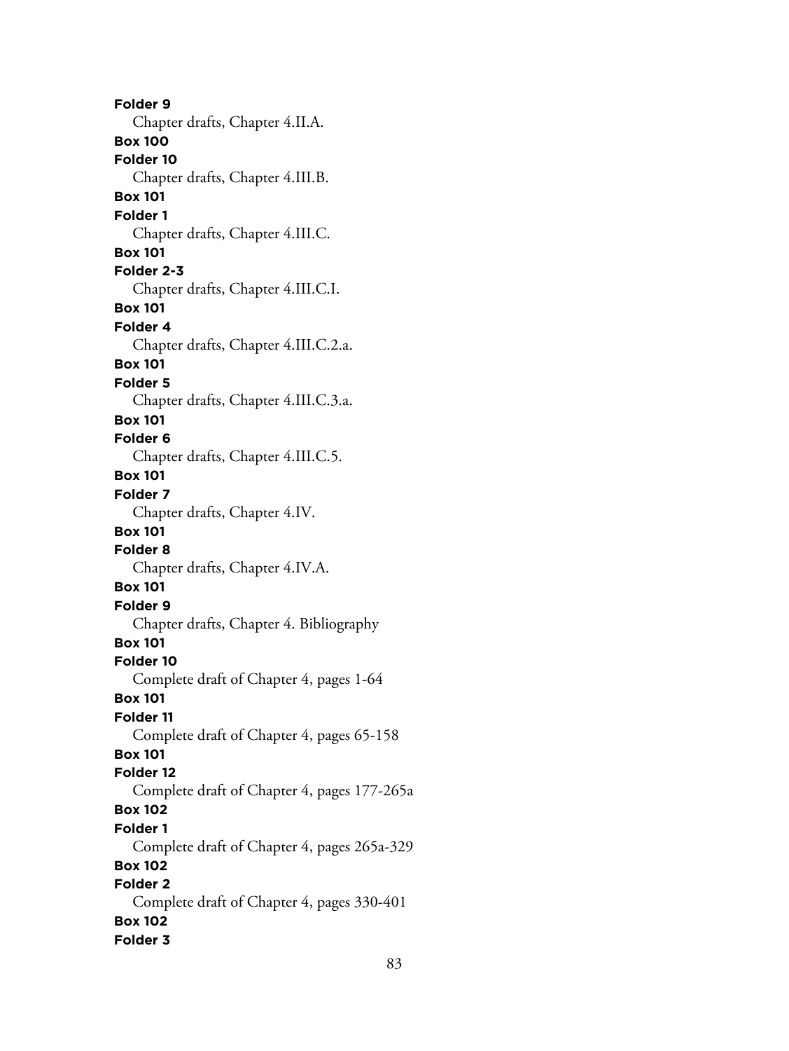**Folder 9**
Chapter drafts, Chapter 4.II.A.

**Box 100**
**Folder 10**
Chapter drafts, Chapter 4.III.B.

**Box 101**
**Folder 1**
Chapter drafts, Chapter 4.III.C.

**Box 101**
**Folder 2-3**
Chapter drafts, Chapter 4.III.C.I.

**Box 101**
**Folder 4**
Chapter drafts, Chapter 4.III.C.2.a.

**Box 101**
**Folder 5**
Chapter drafts, Chapter 4.III.C.3.a.

**Box 101**
**Folder 6**
Chapter drafts, Chapter 4.III.C.5.

**Box 101**
**Folder 7**
Chapter drafts, Chapter 4.IV.

**Box 101**
**Folder 8**
Chapter drafts, Chapter 4.IV.A.

**Box 101**
**Folder 9**
Chapter drafts, Chapter 4. Bibliography

**Box 101**
**Folder 10**
Complete draft of Chapter 4, pages 1-64

**Box 101**
**Folder 11**
Complete draft of Chapter 4, pages 65-158

**Box 101**
**Folder 12**
Complete draft of Chapter 4, pages 177-265a

**Box 102**
**Folder 1**
Complete draft of Chapter 4, pages 265a-329

**Box 102**
**Folder 2**
Complete draft of Chapter 4, pages 330-401

**Box 102**
**Folder 3**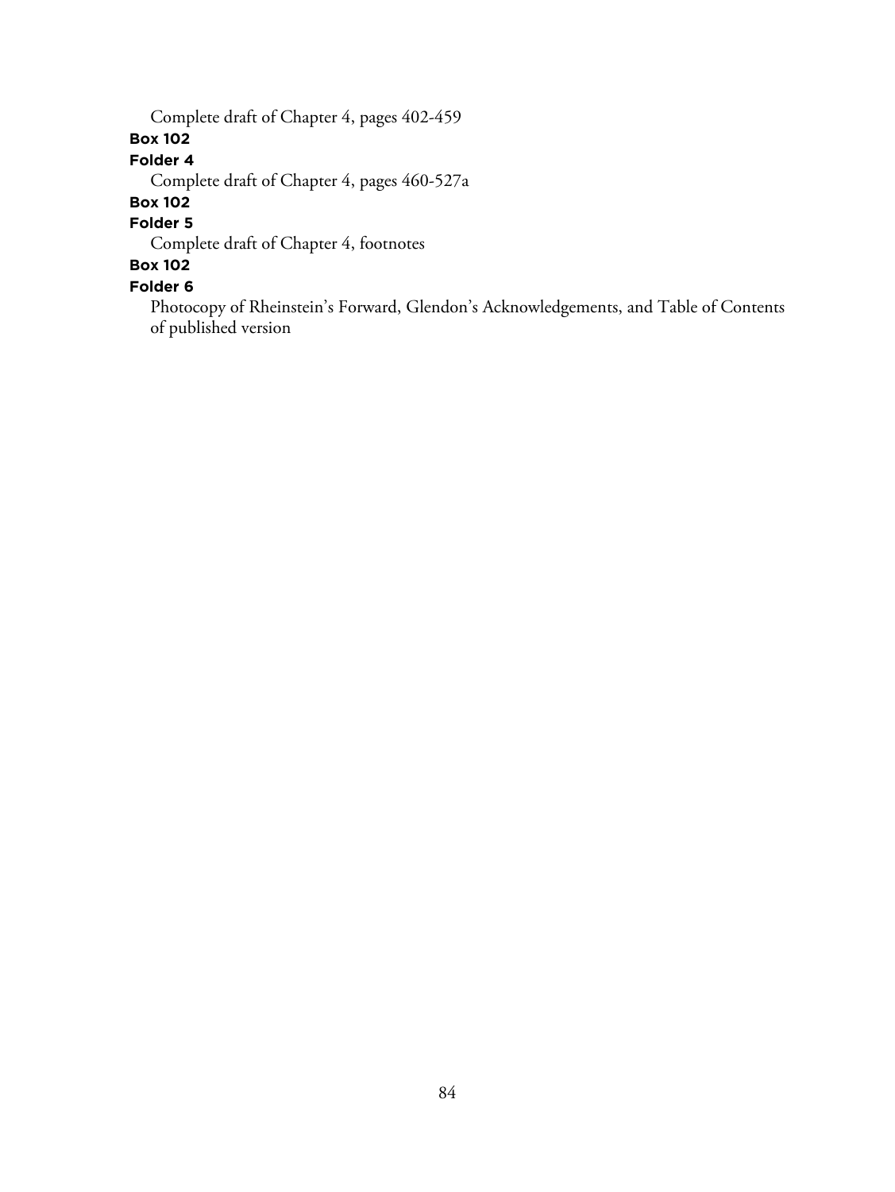Complete draft of Chapter 4, pages 402-459

**Box 102**

**Folder 4**

Complete draft of Chapter 4, pages 460-527a

**Box 102**

**Folder 5**

Complete draft of Chapter 4, footnotes

**Box 102**

**Folder 6**

Photocopy of Rheinstein's Forward, Glendon's Acknowledgements, and Table of Contents of published version